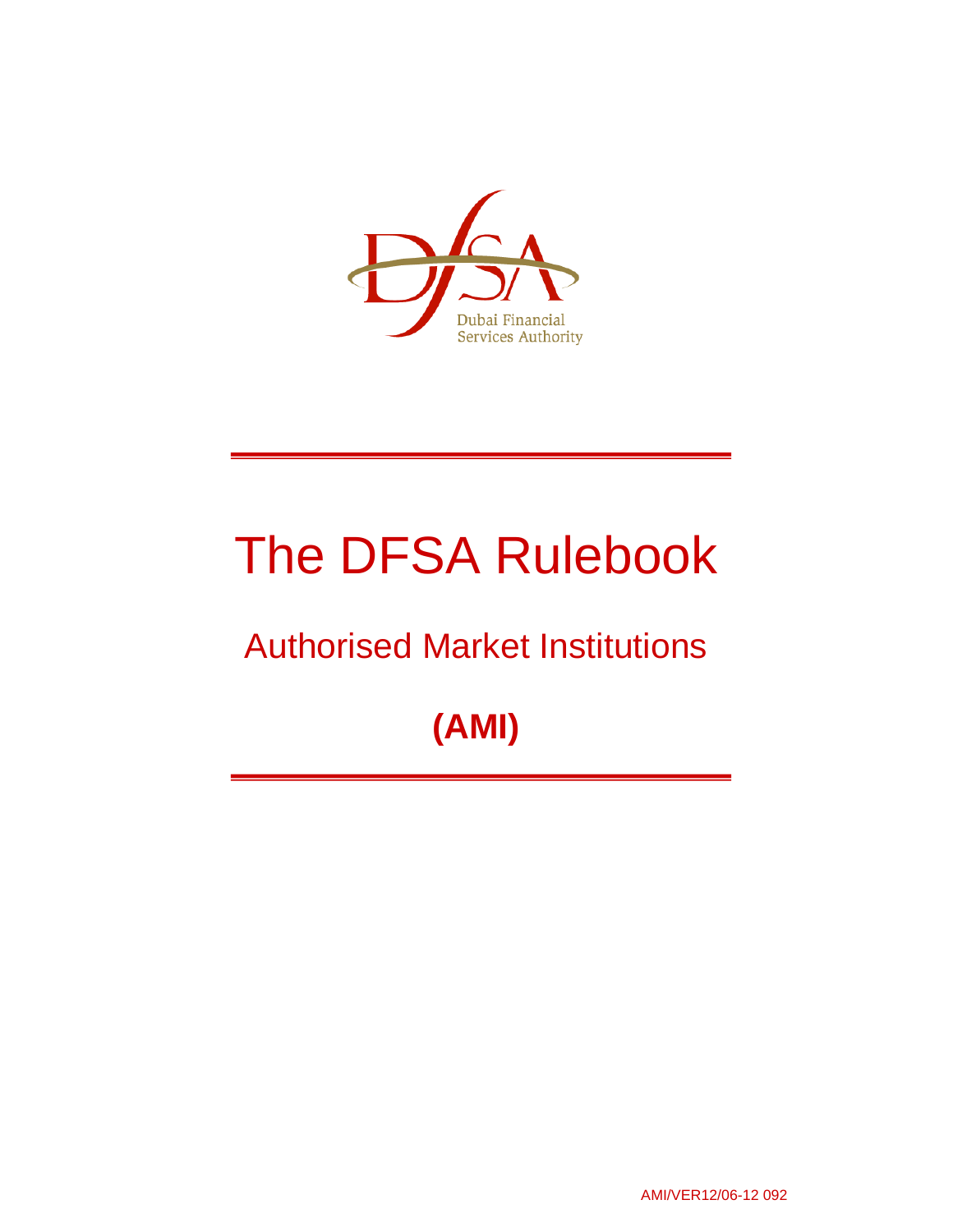Dubai Financial Services Authority

# The DFSA Rulebook

## Authorised Market Institutions

## (AMI)

AMI/VER12/06-12 092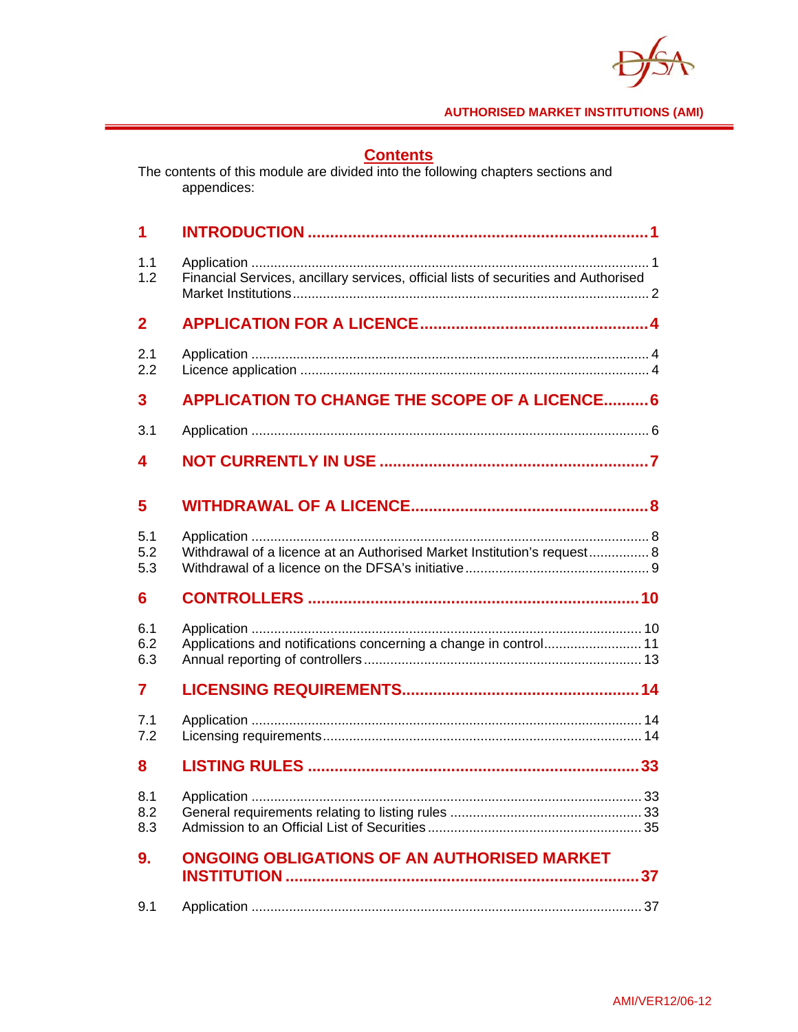## Contents

The contents of this module are divided into the following chapters sections and appendices:

**1 INTRODUCTION ..... 1**

1.1 Application ..... 1
1.2 Financial Services, ancillary services, official lists of securities and Authorised Market Institutions ..... 2

**2 APPLICATION FOR A LICENCE ..... 4**

2.1 Application ..... 4
2.2 Licence application ..... 4

**3 APPLICATION TO CHANGE THE SCOPE OF A LICENCE ..... 6**

3.1 Application ..... 6

**4 NOT CURRENTLY IN USE ..... 7**

**5 WITHDRAWAL OF A LICENCE ..... 8**

5.1 Application ..... 8
5.2 Withdrawal of a licence at an Authorised Market Institution's request ..... 8
5.3 Withdrawal of a licence on the DFSA's initiative ..... 9

**6 CONTROLLERS ..... 10**

6.1 Application ..... 10
6.2 Applications and notifications concerning a change in control ..... 11
6.3 Annual reporting of controllers ..... 13

**7 LICENSING REQUIREMENTS ..... 14**

7.1 Application ..... 14
7.2 Licensing requirements ..... 14

**8 LISTING RULES ..... 33**

8.1 Application ..... 33
8.2 General requirements relating to listing rules ..... 33
8.3 Admission to an Official List of Securities ..... 35

**9. ONGOING OBLIGATIONS OF AN AUTHORISED MARKET INSTITUTION ..... 37**

9.1 Application ..... 37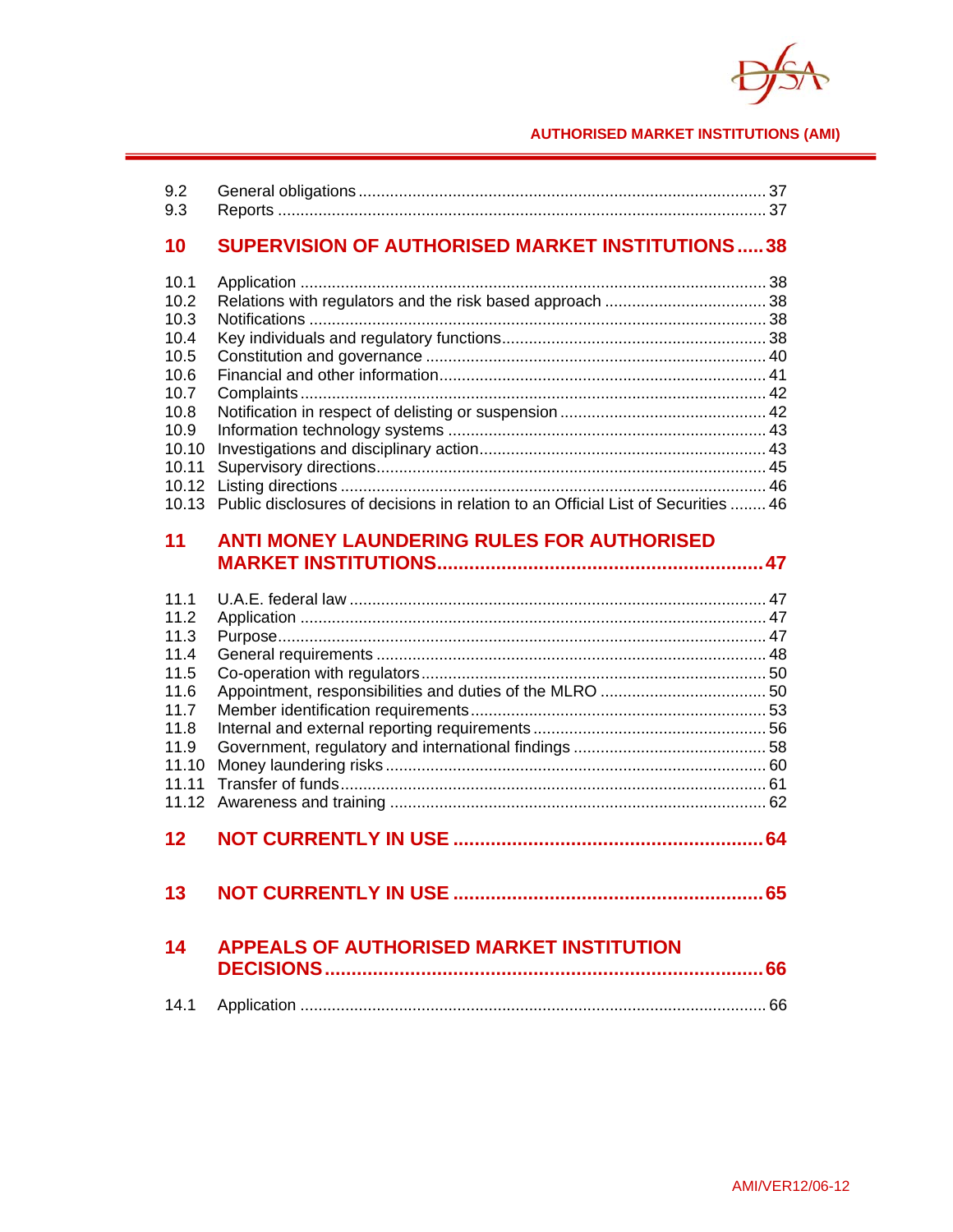9.2 General obligations ..... 37
9.3 Reports ..... 37

## 10 SUPERVISION OF AUTHORISED MARKET INSTITUTIONS ..... 38

10.1 Application ..... 38
10.2 Relations with regulators and the risk based approach ..... 38
10.3 Notifications ..... 38
10.4 Key individuals and regulatory functions ..... 38
10.5 Constitution and governance ..... 40
10.6 Financial and other information ..... 41
10.7 Complaints ..... 42
10.8 Notification in respect of delisting or suspension ..... 42
10.9 Information technology systems ..... 43
10.10 Investigations and disciplinary action ..... 43
10.11 Supervisory directions ..... 45
10.12 Listing directions ..... 46
10.13 Public disclosures of decisions in relation to an Official List of Securities ..... 46

## 11 ANTI MONEY LAUNDERING RULES FOR AUTHORISED MARKET INSTITUTIONS ..... 47

11.1 U.A.E. federal law ..... 47
11.2 Application ..... 47
11.3 Purpose ..... 47
11.4 General requirements ..... 48
11.5 Co-operation with regulators ..... 50
11.6 Appointment, responsibilities and duties of the MLRO ..... 50
11.7 Member identification requirements ..... 53
11.8 Internal and external reporting requirements ..... 56
11.9 Government, regulatory and international findings ..... 58
11.10 Money laundering risks ..... 60
11.11 Transfer of funds ..... 61
11.12 Awareness and training ..... 62

## 12 NOT CURRENTLY IN USE ..... 64

## 13 NOT CURRENTLY IN USE ..... 65

## 14 APPEALS OF AUTHORISED MARKET INSTITUTION DECISIONS ..... 66

14.1 Application ..... 66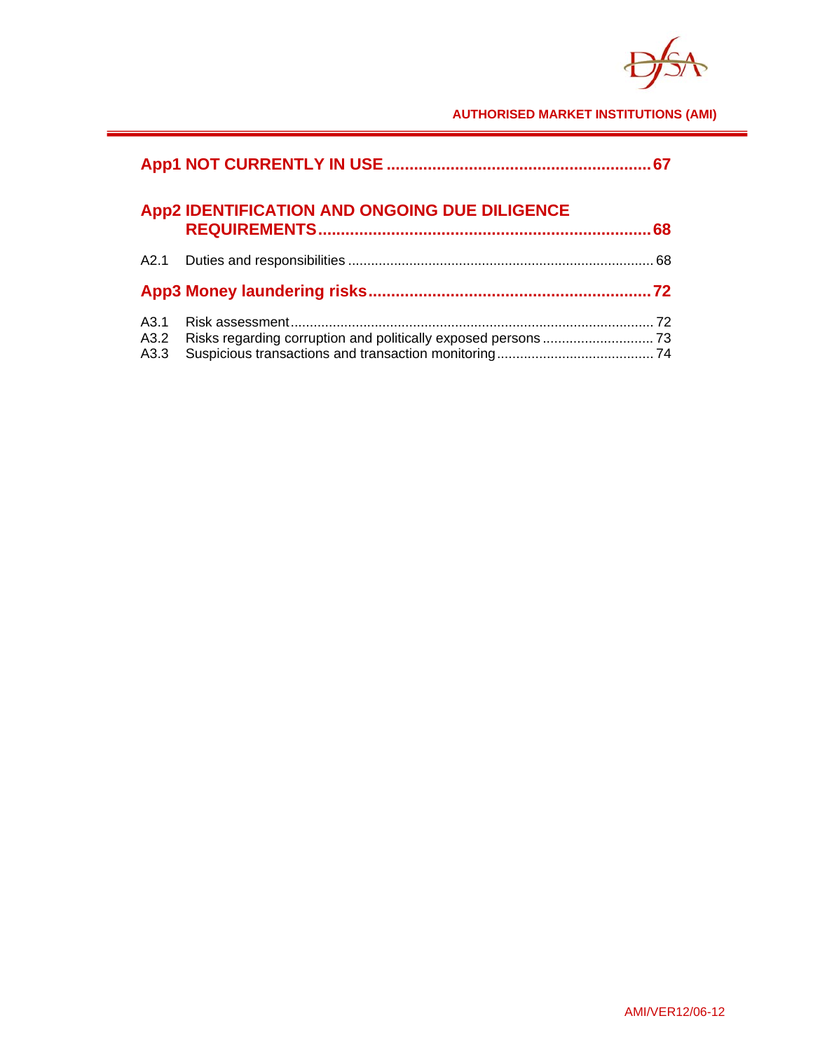**App1 NOT CURRENTLY IN USE ......................................................... 67**

**App2 IDENTIFICATION AND ONGOING DUE DILIGENCE REQUIREMENTS ........................................................................ 68**

A2.1 Duties and responsibilities ............................................................................... 68

**App3 Money laundering risks ............................................................. 72**

A3.1 Risk assessment ............................................................................................. 72
A3.2 Risks regarding corruption and politically exposed persons ............................ 73
A3.3 Suspicious transactions and transaction monitoring ........................................ 74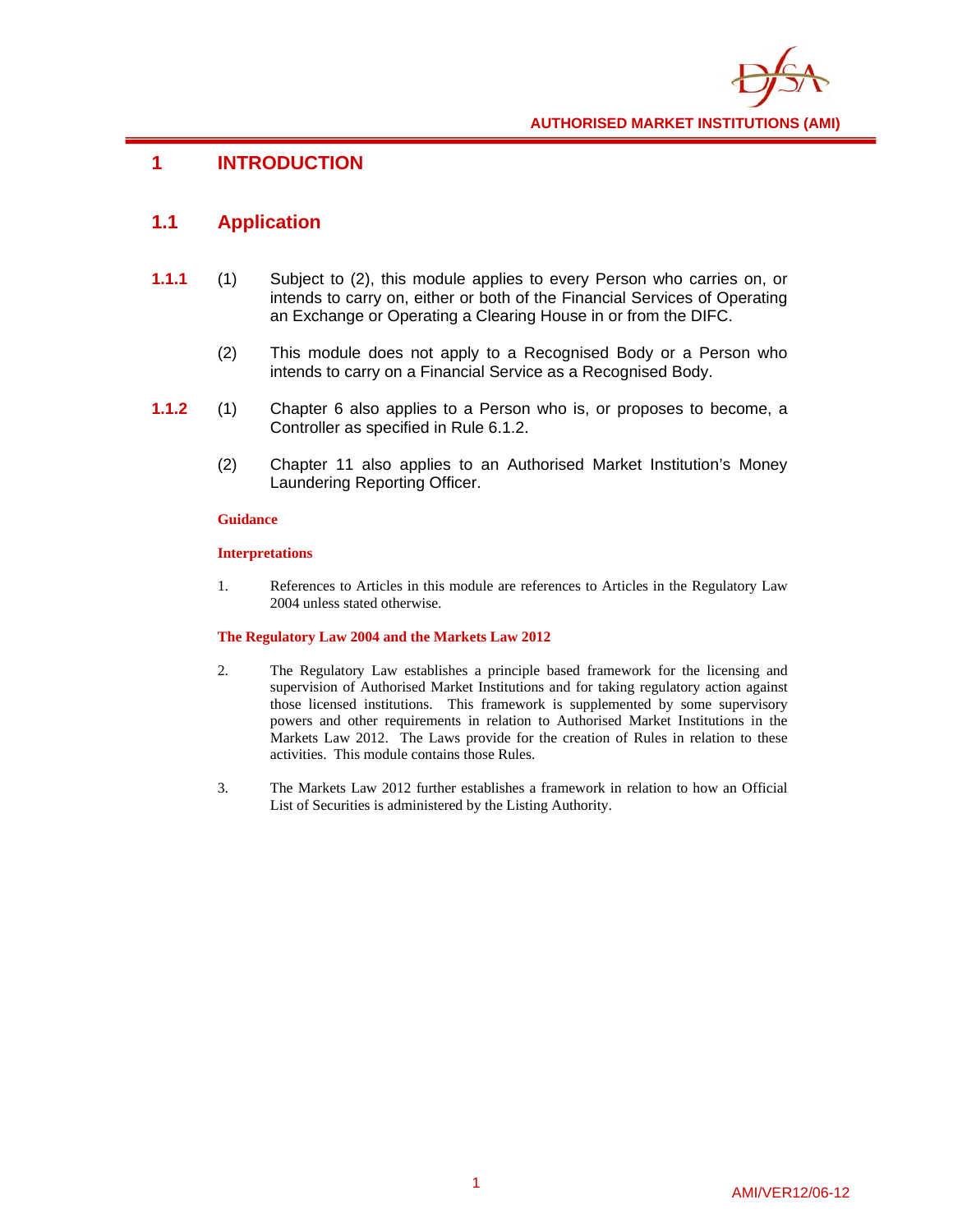# 1 INTRODUCTION

## 1.1 Application

**1.1.1** (1) Subject to (2), this module applies to every Person who carries on, or intends to carry on, either or both of the Financial Services of Operating an Exchange or Operating a Clearing House in or from the DIFC.

(2) This module does not apply to a Recognised Body or a Person who intends to carry on a Financial Service as a Recognised Body.

**1.1.2** (1) Chapter 6 also applies to a Person who is, or proposes to become, a Controller as specified in Rule 6.1.2.

(2) Chapter 11 also applies to an Authorised Market Institution's Money Laundering Reporting Officer.

**Guidance**

**Interpretations**

1. References to Articles in this module are references to Articles in the Regulatory Law 2004 unless stated otherwise.

**The Regulatory Law 2004 and the Markets Law 2012**

2. The Regulatory Law establishes a principle based framework for the licensing and supervision of Authorised Market Institutions and for taking regulatory action against those licensed institutions. This framework is supplemented by some supervisory powers and other requirements in relation to Authorised Market Institutions in the Markets Law 2012. The Laws provide for the creation of Rules in relation to these activities. This module contains those Rules.

3. The Markets Law 2012 further establishes a framework in relation to how an Official List of Securities is administered by the Listing Authority.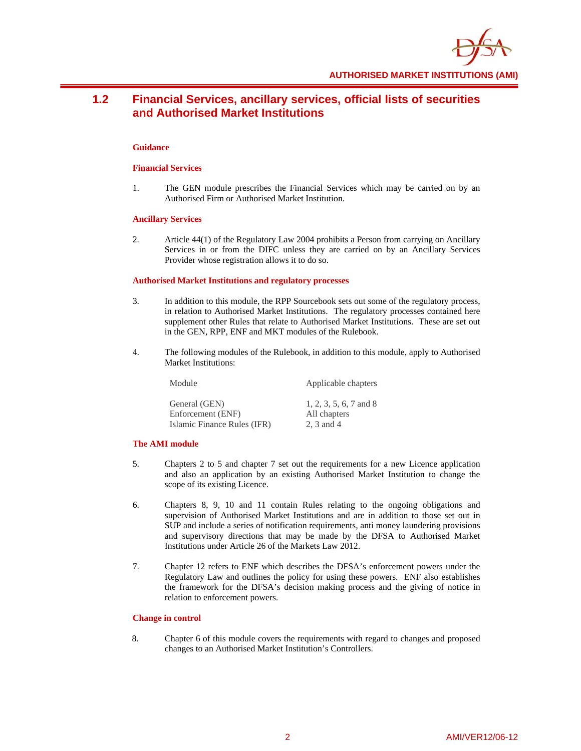## 1.2 Financial Services, ancillary services, official lists of securities and Authorised Market Institutions

### Guidance

#### Financial Services

1. The GEN module prescribes the Financial Services which may be carried on by an Authorised Firm or Authorised Market Institution.

#### Ancillary Services

2. Article 44(1) of the Regulatory Law 2004 prohibits a Person from carrying on Ancillary Services in or from the DIFC unless they are carried on by an Ancillary Services Provider whose registration allows it to do so.

#### Authorised Market Institutions and regulatory processes

3. In addition to this module, the RPP Sourcebook sets out some of the regulatory process, in relation to Authorised Market Institutions. The regulatory processes contained here supplement other Rules that relate to Authorised Market Institutions. These are set out in the GEN, RPP, ENF and MKT modules of the Rulebook.

4. The following modules of the Rulebook, in addition to this module, apply to Authorised Market Institutions:

| Module | Applicable chapters |
|---|---|
| General (GEN) | 1, 2, 3, 5, 6, 7 and 8 |
| Enforcement (ENF) | All chapters |
| Islamic Finance Rules (IFR) | 2, 3 and 4 |

#### The AMI module

5. Chapters 2 to 5 and chapter 7 set out the requirements for a new Licence application and also an application by an existing Authorised Market Institution to change the scope of its existing Licence.

6. Chapters 8, 9, 10 and 11 contain Rules relating to the ongoing obligations and supervision of Authorised Market Institutions and are in addition to those set out in SUP and include a series of notification requirements, anti money laundering provisions and supervisory directions that may be made by the DFSA to Authorised Market Institutions under Article 26 of the Markets Law 2012.

7. Chapter 12 refers to ENF which describes the DFSA's enforcement powers under the Regulatory Law and outlines the policy for using these powers. ENF also establishes the framework for the DFSA's decision making process and the giving of notice in relation to enforcement powers.

#### Change in control

8. Chapter 6 of this module covers the requirements with regard to changes and proposed changes to an Authorised Market Institution's Controllers.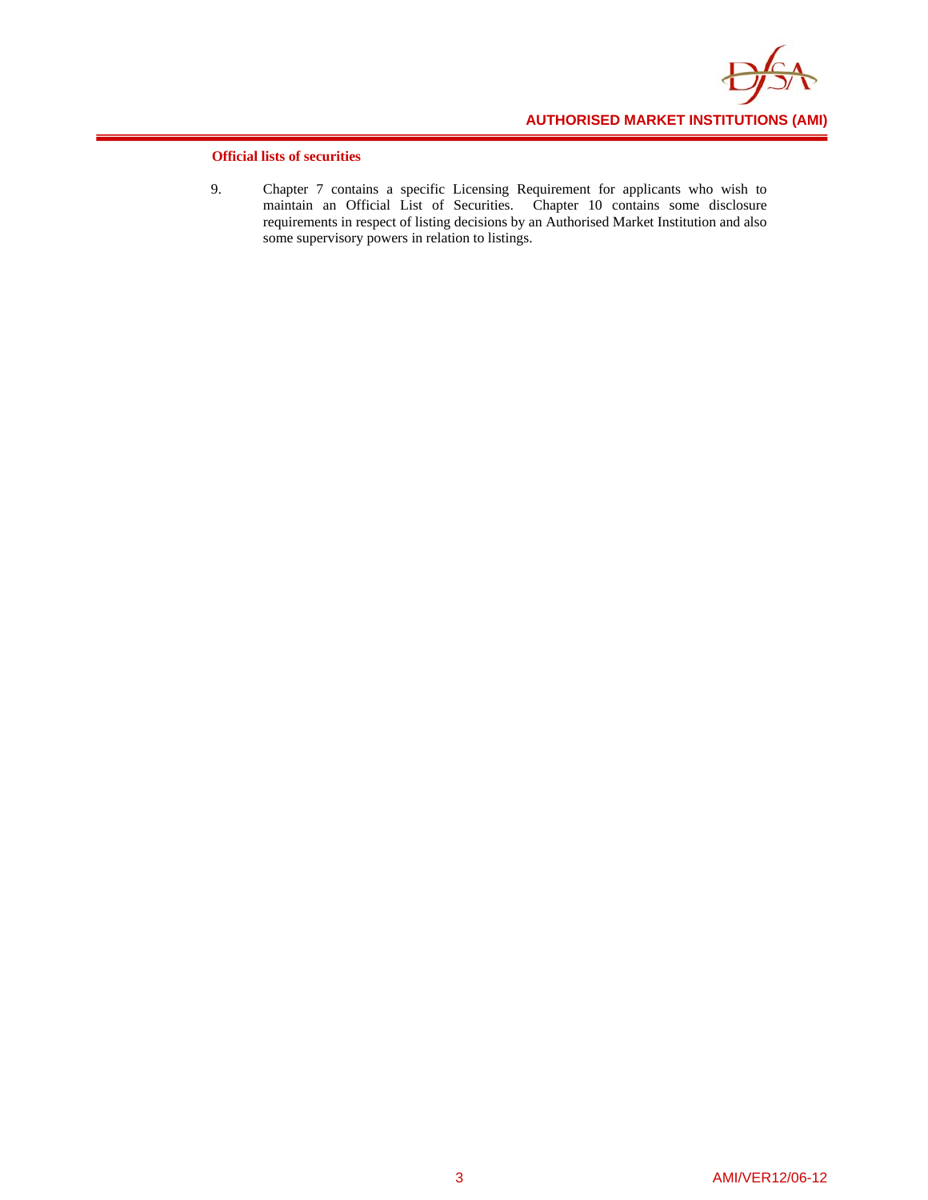### Official lists of securities

9. Chapter 7 contains a specific Licensing Requirement for applicants who wish to maintain an Official List of Securities. Chapter 10 contains some disclosure requirements in respect of listing decisions by an Authorised Market Institution and also some supervisory powers in relation to listings.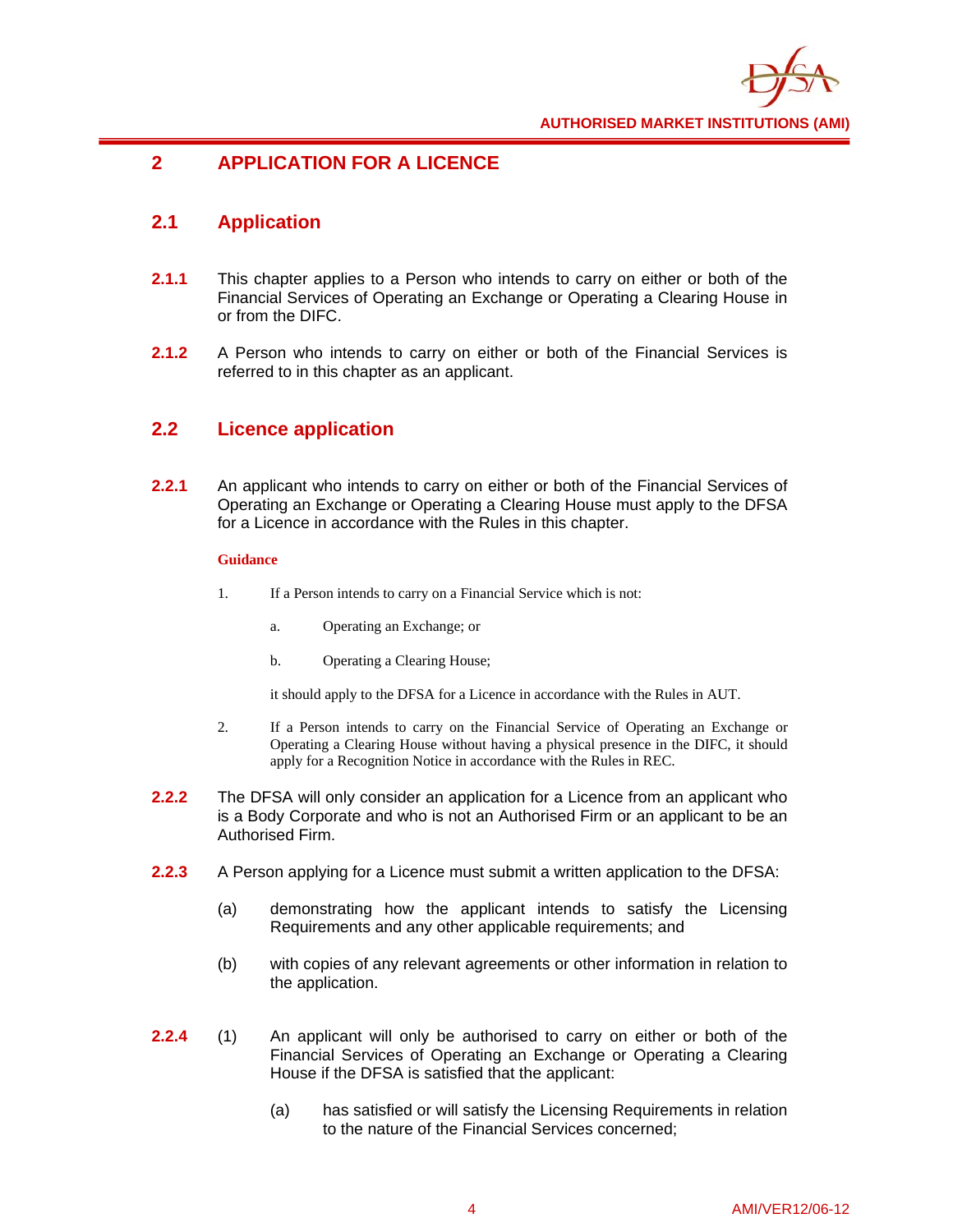# 2 APPLICATION FOR A LICENCE

## 2.1 Application

**2.1.1** This chapter applies to a Person who intends to carry on either or both of the Financial Services of Operating an Exchange or Operating a Clearing House in or from the DIFC.

**2.1.2** A Person who intends to carry on either or both of the Financial Services is referred to in this chapter as an applicant.

## 2.2 Licence application

**2.2.1** An applicant who intends to carry on either or both of the Financial Services of Operating an Exchange or Operating a Clearing House must apply to the DFSA for a Licence in accordance with the Rules in this chapter.

**Guidance**

1. If a Person intends to carry on a Financial Service which is not:

   a. Operating an Exchange; or

   b. Operating a Clearing House;

   it should apply to the DFSA for a Licence in accordance with the Rules in AUT.

2. If a Person intends to carry on the Financial Service of Operating an Exchange or Operating a Clearing House without having a physical presence in the DIFC, it should apply for a Recognition Notice in accordance with the Rules in REC.

**2.2.2** The DFSA will only consider an application for a Licence from an applicant who is a Body Corporate and who is not an Authorised Firm or an applicant to be an Authorised Firm.

**2.2.3** A Person applying for a Licence must submit a written application to the DFSA:

(a) demonstrating how the applicant intends to satisfy the Licensing Requirements and any other applicable requirements; and

(b) with copies of any relevant agreements or other information in relation to the application.

**2.2.4** (1) An applicant will only be authorised to carry on either or both of the Financial Services of Operating an Exchange or Operating a Clearing House if the DFSA is satisfied that the applicant:

(a) has satisfied or will satisfy the Licensing Requirements in relation to the nature of the Financial Services concerned;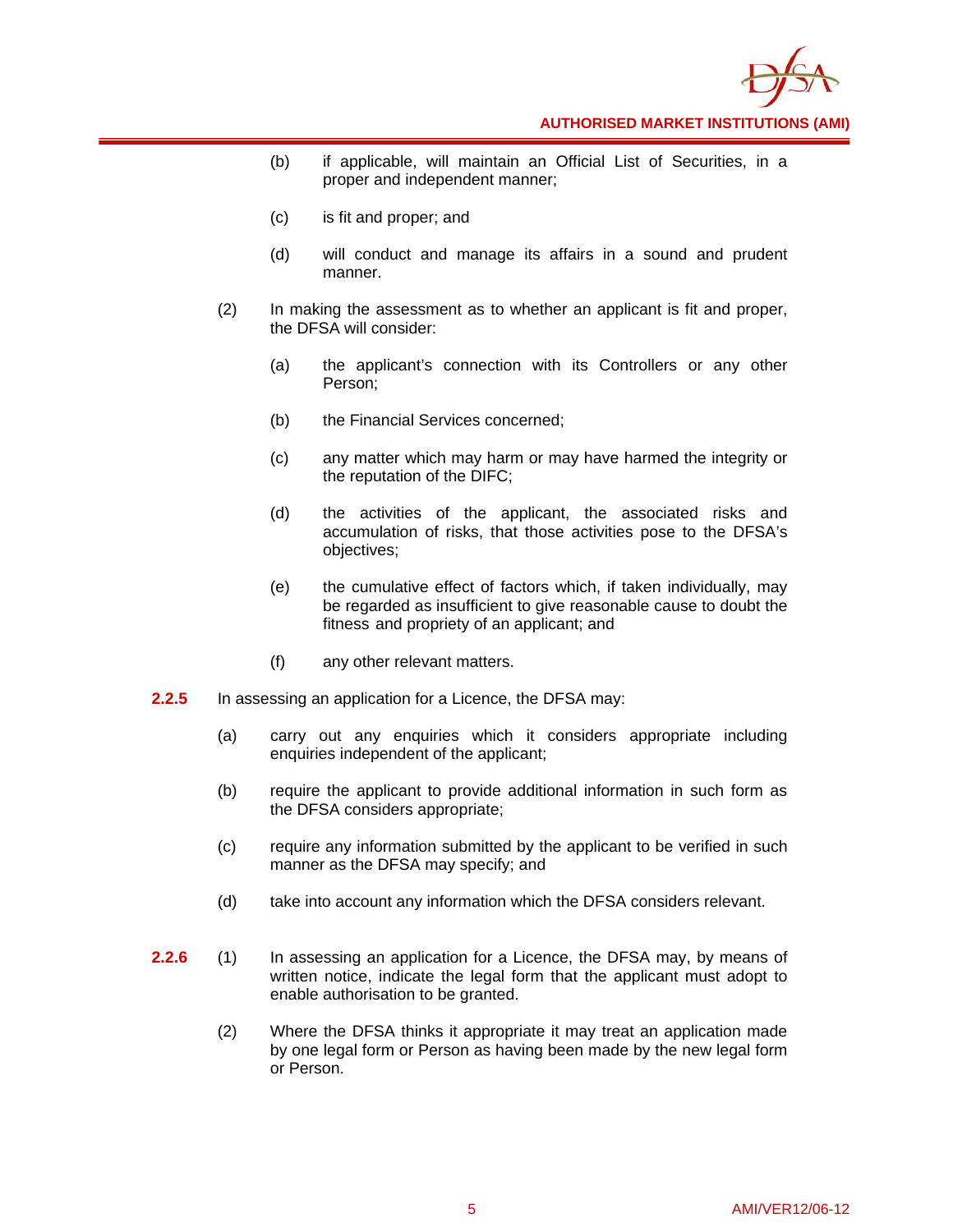(b) if applicable, will maintain an Official List of Securities, in a proper and independent manner;

(c) is fit and proper; and

(d) will conduct and manage its affairs in a sound and prudent manner.

(2) In making the assessment as to whether an applicant is fit and proper, the DFSA will consider:

(a) the applicant's connection with its Controllers or any other Person;

(b) the Financial Services concerned;

(c) any matter which may harm or may have harmed the integrity or the reputation of the DIFC;

(d) the activities of the applicant, the associated risks and accumulation of risks, that those activities pose to the DFSA's objectives;

(e) the cumulative effect of factors which, if taken individually, may be regarded as insufficient to give reasonable cause to doubt the fitness and propriety of an applicant; and

(f) any other relevant matters.

**2.2.5** In assessing an application for a Licence, the DFSA may:

(a) carry out any enquiries which it considers appropriate including enquiries independent of the applicant;

(b) require the applicant to provide additional information in such form as the DFSA considers appropriate;

(c) require any information submitted by the applicant to be verified in such manner as the DFSA may specify; and

(d) take into account any information which the DFSA considers relevant.

**2.2.6** (1) In assessing an application for a Licence, the DFSA may, by means of written notice, indicate the legal form that the applicant must adopt to enable authorisation to be granted.

(2) Where the DFSA thinks it appropriate it may treat an application made by one legal form or Person as having been made by the new legal form or Person.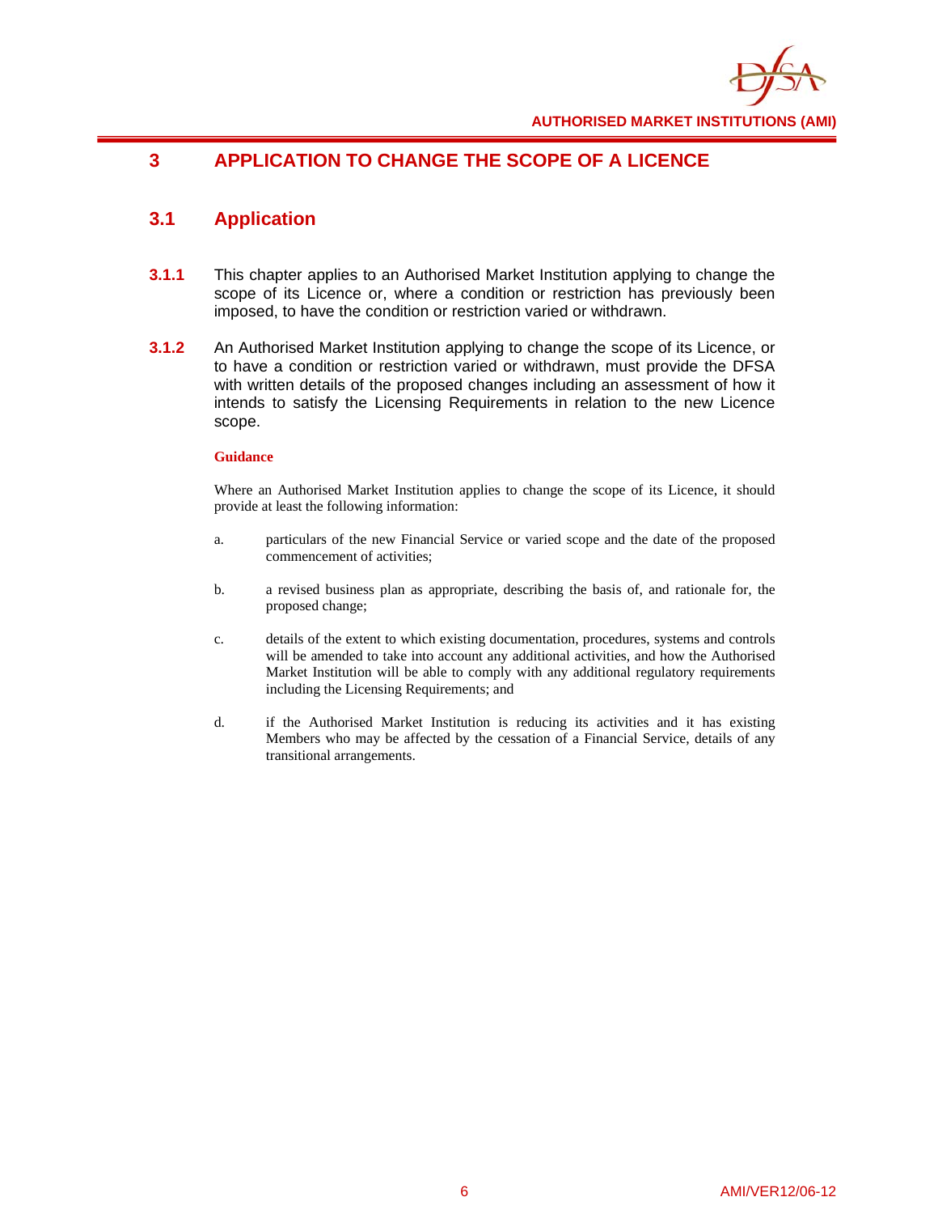# 3 APPLICATION TO CHANGE THE SCOPE OF A LICENCE

## 3.1 Application

**3.1.1** This chapter applies to an Authorised Market Institution applying to change the scope of its Licence or, where a condition or restriction has previously been imposed, to have the condition or restriction varied or withdrawn.

**3.1.2** An Authorised Market Institution applying to change the scope of its Licence, or to have a condition or restriction varied or withdrawn, must provide the DFSA with written details of the proposed changes including an assessment of how it intends to satisfy the Licensing Requirements in relation to the new Licence scope.

**Guidance**

Where an Authorised Market Institution applies to change the scope of its Licence, it should provide at least the following information:

a. particulars of the new Financial Service or varied scope and the date of the proposed commencement of activities;

b. a revised business plan as appropriate, describing the basis of, and rationale for, the proposed change;

c. details of the extent to which existing documentation, procedures, systems and controls will be amended to take into account any additional activities, and how the Authorised Market Institution will be able to comply with any additional regulatory requirements including the Licensing Requirements; and

d. if the Authorised Market Institution is reducing its activities and it has existing Members who may be affected by the cessation of a Financial Service, details of any transitional arrangements.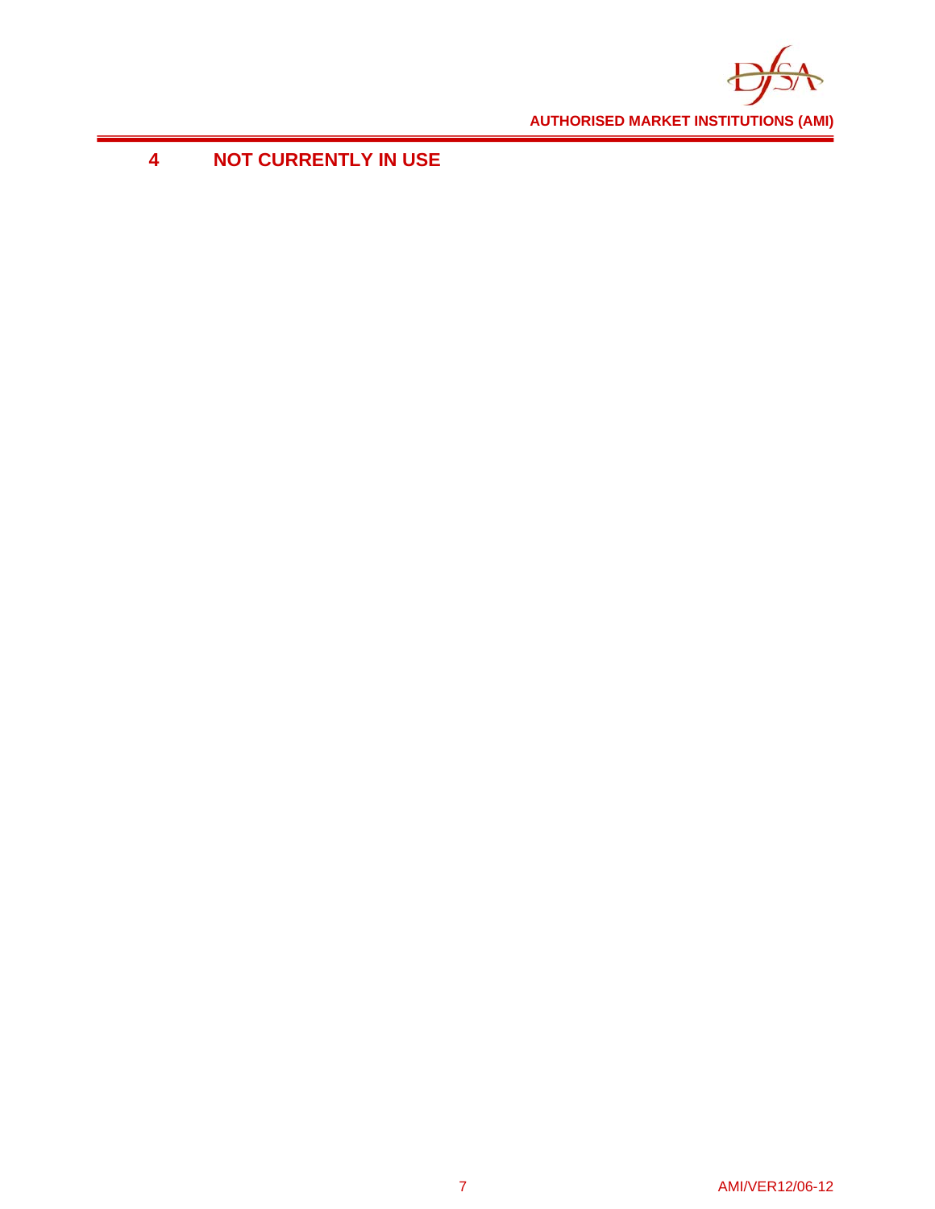# 4 NOT CURRENTLY IN USE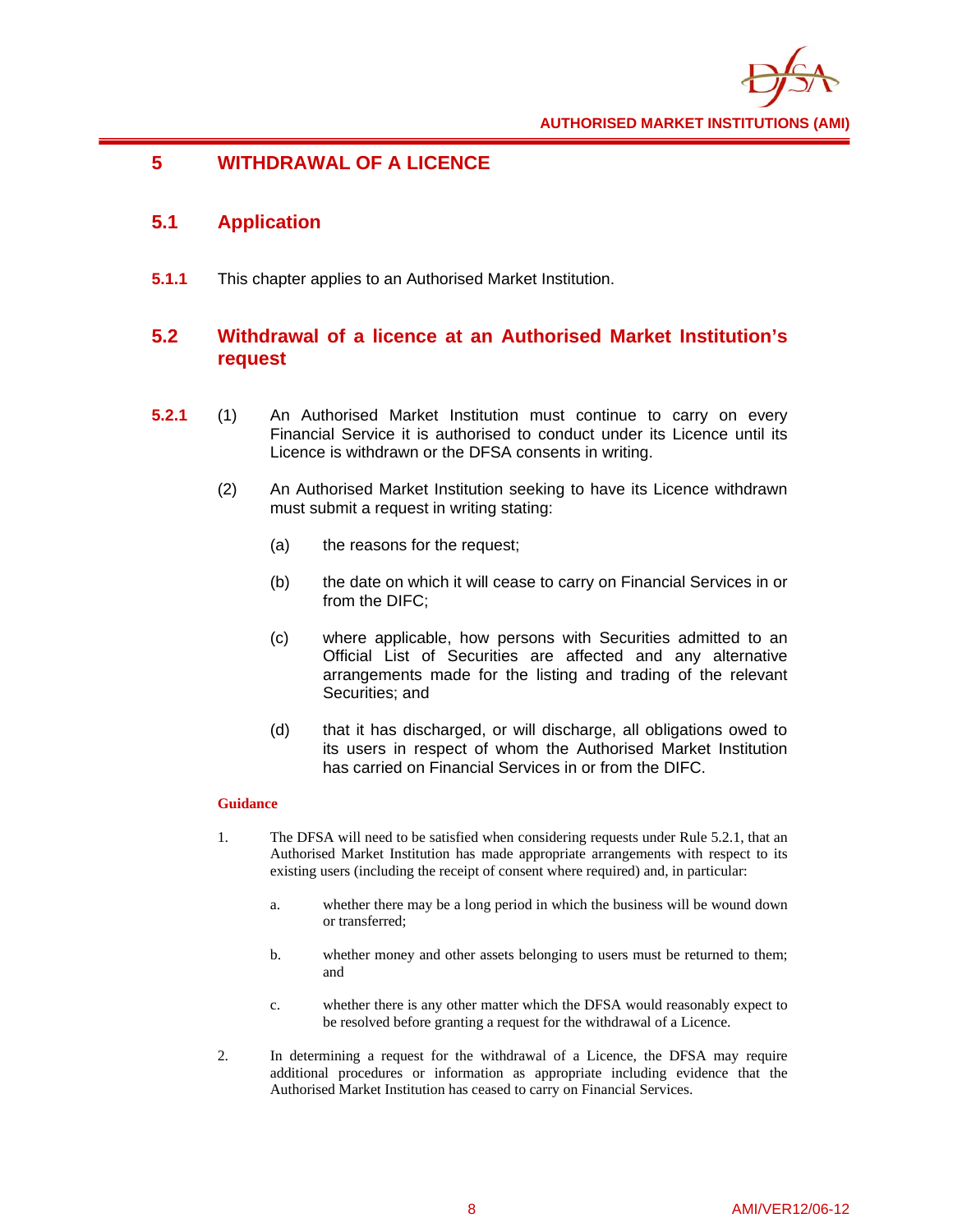# 5 WITHDRAWAL OF A LICENCE

## 5.1 Application

**5.1.1** This chapter applies to an Authorised Market Institution.

## 5.2 Withdrawal of a licence at an Authorised Market Institution's request

**5.2.1** (1) An Authorised Market Institution must continue to carry on every Financial Service it is authorised to conduct under its Licence until its Licence is withdrawn or the DFSA consents in writing.

(2) An Authorised Market Institution seeking to have its Licence withdrawn must submit a request in writing stating:

(a) the reasons for the request;

(b) the date on which it will cease to carry on Financial Services in or from the DIFC;

(c) where applicable, how persons with Securities admitted to an Official List of Securities are affected and any alternative arrangements made for the listing and trading of the relevant Securities; and

(d) that it has discharged, or will discharge, all obligations owed to its users in respect of whom the Authorised Market Institution has carried on Financial Services in or from the DIFC.

**Guidance**

1. The DFSA will need to be satisfied when considering requests under Rule 5.2.1, that an Authorised Market Institution has made appropriate arrangements with respect to its existing users (including the receipt of consent where required) and, in particular:

   a. whether there may be a long period in which the business will be wound down or transferred;

   b. whether money and other assets belonging to users must be returned to them; and

   c. whether there is any other matter which the DFSA would reasonably expect to be resolved before granting a request for the withdrawal of a Licence.

2. In determining a request for the withdrawal of a Licence, the DFSA may require additional procedures or information as appropriate including evidence that the Authorised Market Institution has ceased to carry on Financial Services.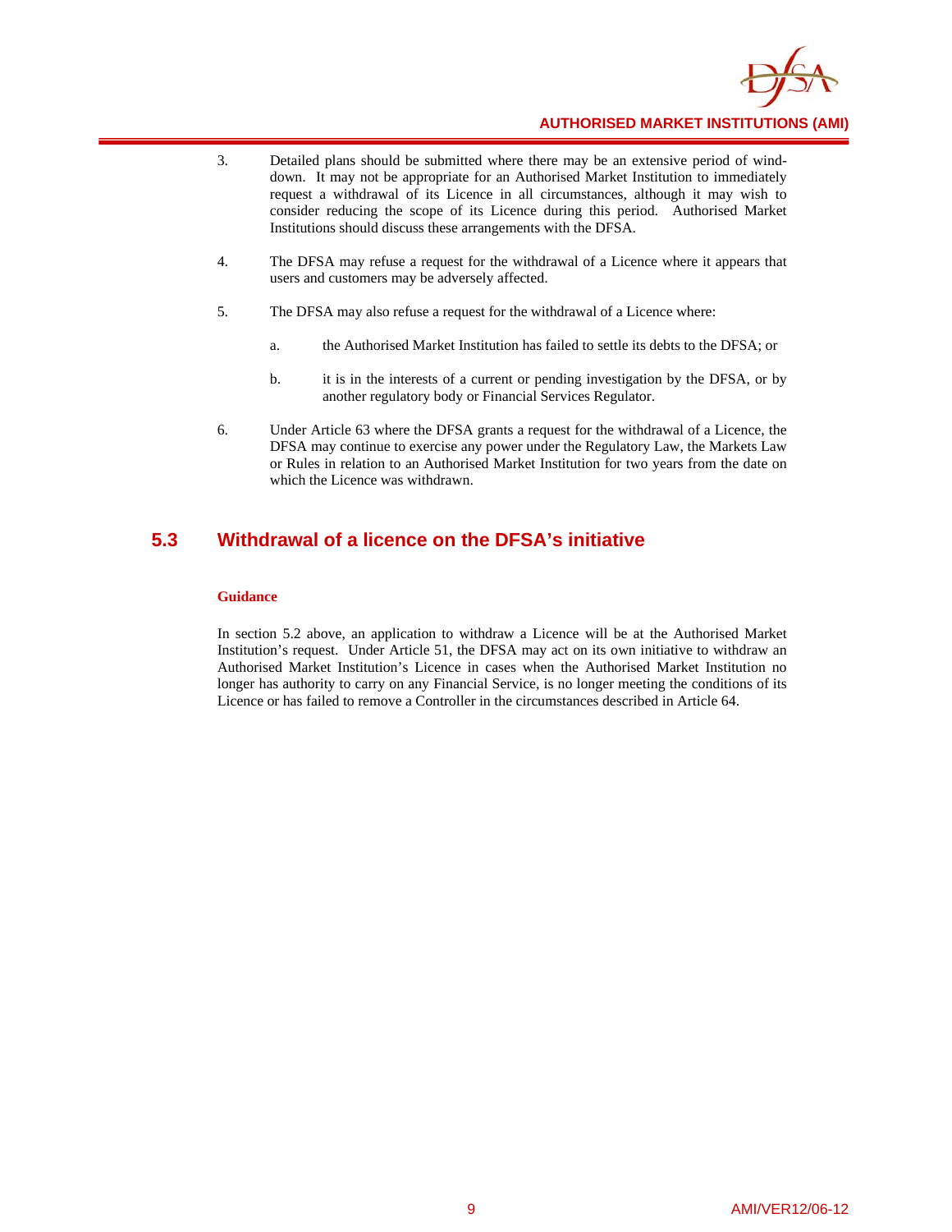3. Detailed plans should be submitted where there may be an extensive period of wind-down. It may not be appropriate for an Authorised Market Institution to immediately request a withdrawal of its Licence in all circumstances, although it may wish to consider reducing the scope of its Licence during this period. Authorised Market Institutions should discuss these arrangements with the DFSA.

4. The DFSA may refuse a request for the withdrawal of a Licence where it appears that users and customers may be adversely affected.

5. The DFSA may also refuse a request for the withdrawal of a Licence where:

   a. the Authorised Market Institution has failed to settle its debts to the DFSA; or

   b. it is in the interests of a current or pending investigation by the DFSA, or by another regulatory body or Financial Services Regulator.

6. Under Article 63 where the DFSA grants a request for the withdrawal of a Licence, the DFSA may continue to exercise any power under the Regulatory Law, the Markets Law or Rules in relation to an Authorised Market Institution for two years from the date on which the Licence was withdrawn.

## 5.3 Withdrawal of a licence on the DFSA's initiative

**Guidance**

In section 5.2 above, an application to withdraw a Licence will be at the Authorised Market Institution's request. Under Article 51, the DFSA may act on its own initiative to withdraw an Authorised Market Institution's Licence in cases when the Authorised Market Institution no longer has authority to carry on any Financial Service, is no longer meeting the conditions of its Licence or has failed to remove a Controller in the circumstances described in Article 64.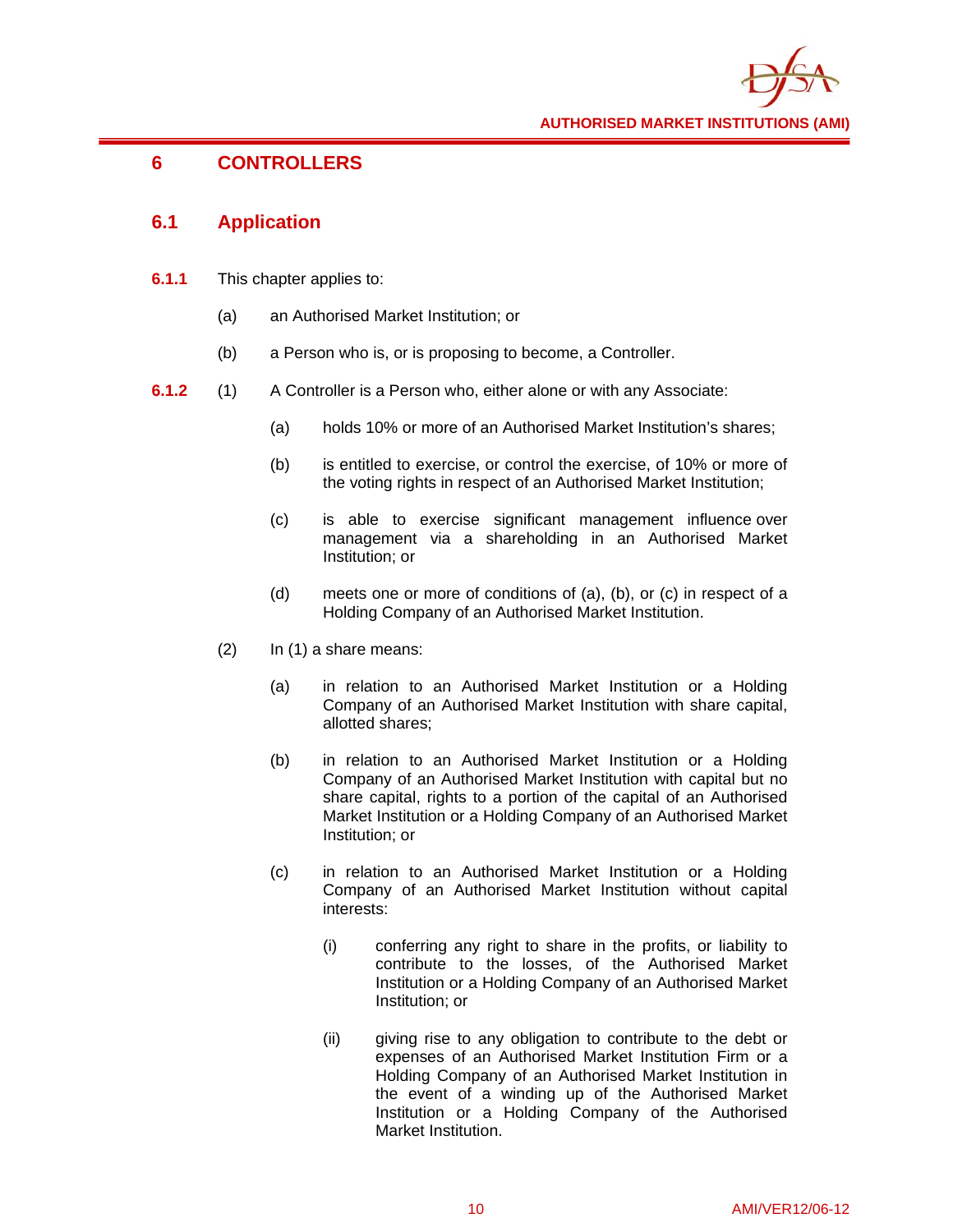# 6 CONTROLLERS

## 6.1 Application

**6.1.1** This chapter applies to:

(a) an Authorised Market Institution; or

(b) a Person who is, or is proposing to become, a Controller.

**6.1.2** (1) A Controller is a Person who, either alone or with any Associate:

(a) holds 10% or more of an Authorised Market Institution's shares;

(b) is entitled to exercise, or control the exercise, of 10% or more of the voting rights in respect of an Authorised Market Institution;

(c) is able to exercise significant management influence over management via a shareholding in an Authorised Market Institution; or

(d) meets one or more of conditions of (a), (b), or (c) in respect of a Holding Company of an Authorised Market Institution.

(2) In (1) a share means:

(a) in relation to an Authorised Market Institution or a Holding Company of an Authorised Market Institution with share capital, allotted shares;

(b) in relation to an Authorised Market Institution or a Holding Company of an Authorised Market Institution with capital but no share capital, rights to a portion of the capital of an Authorised Market Institution or a Holding Company of an Authorised Market Institution; or

(c) in relation to an Authorised Market Institution or a Holding Company of an Authorised Market Institution without capital interests:

(i) conferring any right to share in the profits, or liability to contribute to the losses, of the Authorised Market Institution or a Holding Company of an Authorised Market Institution; or

(ii) giving rise to any obligation to contribute to the debt or expenses of an Authorised Market Institution Firm or a Holding Company of an Authorised Market Institution in the event of a winding up of the Authorised Market Institution or a Holding Company of the Authorised Market Institution.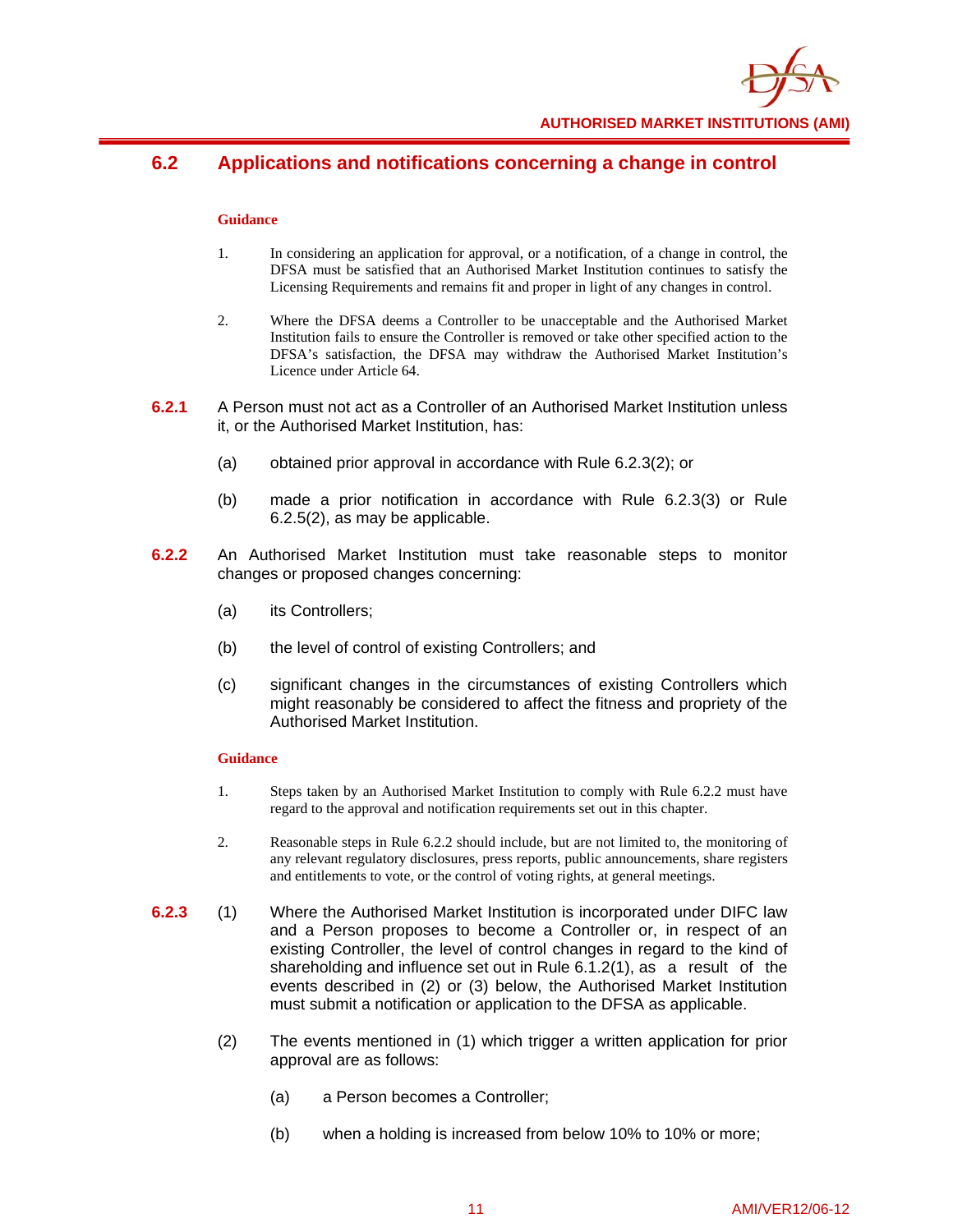## 6.2 Applications and notifications concerning a change in control

**Guidance**

1. In considering an application for approval, or a notification, of a change in control, the DFSA must be satisfied that an Authorised Market Institution continues to satisfy the Licensing Requirements and remains fit and proper in light of any changes in control.

2. Where the DFSA deems a Controller to be unacceptable and the Authorised Market Institution fails to ensure the Controller is removed or take other specified action to the DFSA's satisfaction, the DFSA may withdraw the Authorised Market Institution's Licence under Article 64.

**6.2.1** A Person must not act as a Controller of an Authorised Market Institution unless it, or the Authorised Market Institution, has:

(a) obtained prior approval in accordance with Rule 6.2.3(2); or

(b) made a prior notification in accordance with Rule 6.2.3(3) or Rule 6.2.5(2), as may be applicable.

**6.2.2** An Authorised Market Institution must take reasonable steps to monitor changes or proposed changes concerning:

(a) its Controllers;

(b) the level of control of existing Controllers; and

(c) significant changes in the circumstances of existing Controllers which might reasonably be considered to affect the fitness and propriety of the Authorised Market Institution.

**Guidance**

1. Steps taken by an Authorised Market Institution to comply with Rule 6.2.2 must have regard to the approval and notification requirements set out in this chapter.

2. Reasonable steps in Rule 6.2.2 should include, but are not limited to, the monitoring of any relevant regulatory disclosures, press reports, public announcements, share registers and entitlements to vote, or the control of voting rights, at general meetings.

**6.2.3** (1) Where the Authorised Market Institution is incorporated under DIFC law and a Person proposes to become a Controller or, in respect of an existing Controller, the level of control changes in regard to the kind of shareholding and influence set out in Rule 6.1.2(1), as a result of the events described in (2) or (3) below, the Authorised Market Institution must submit a notification or application to the DFSA as applicable.

(2) The events mentioned in (1) which trigger a written application for prior approval are as follows:

(a) a Person becomes a Controller;

(b) when a holding is increased from below 10% to 10% or more;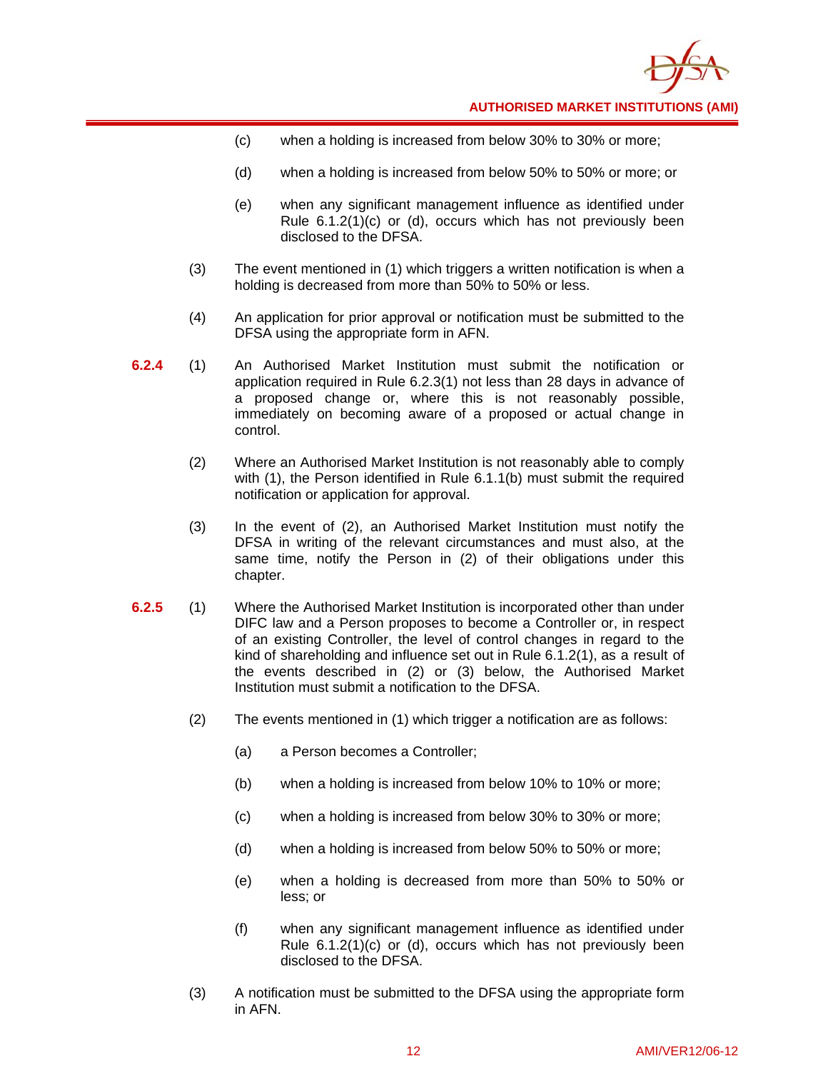(c) when a holding is increased from below 30% to 30% or more;

(d) when a holding is increased from below 50% to 50% or more; or

(e) when any significant management influence as identified under Rule 6.1.2(1)(c) or (d), occurs which has not previously been disclosed to the DFSA.

(3) The event mentioned in (1) which triggers a written notification is when a holding is decreased from more than 50% to 50% or less.

(4) An application for prior approval or notification must be submitted to the DFSA using the appropriate form in AFN.

**6.2.4** (1) An Authorised Market Institution must submit the notification or application required in Rule 6.2.3(1) not less than 28 days in advance of a proposed change or, where this is not reasonably possible, immediately on becoming aware of a proposed or actual change in control.

(2) Where an Authorised Market Institution is not reasonably able to comply with (1), the Person identified in Rule 6.1.1(b) must submit the required notification or application for approval.

(3) In the event of (2), an Authorised Market Institution must notify the DFSA in writing of the relevant circumstances and must also, at the same time, notify the Person in (2) of their obligations under this chapter.

**6.2.5** (1) Where the Authorised Market Institution is incorporated other than under DIFC law and a Person proposes to become a Controller or, in respect of an existing Controller, the level of control changes in regard to the kind of shareholding and influence set out in Rule 6.1.2(1), as a result of the events described in (2) or (3) below, the Authorised Market Institution must submit a notification to the DFSA.

(2) The events mentioned in (1) which trigger a notification are as follows:

(a) a Person becomes a Controller;

(b) when a holding is increased from below 10% to 10% or more;

(c) when a holding is increased from below 30% to 30% or more;

(d) when a holding is increased from below 50% to 50% or more;

(e) when a holding is decreased from more than 50% to 50% or less; or

(f) when any significant management influence as identified under Rule 6.1.2(1)(c) or (d), occurs which has not previously been disclosed to the DFSA.

(3) A notification must be submitted to the DFSA using the appropriate form in AFN.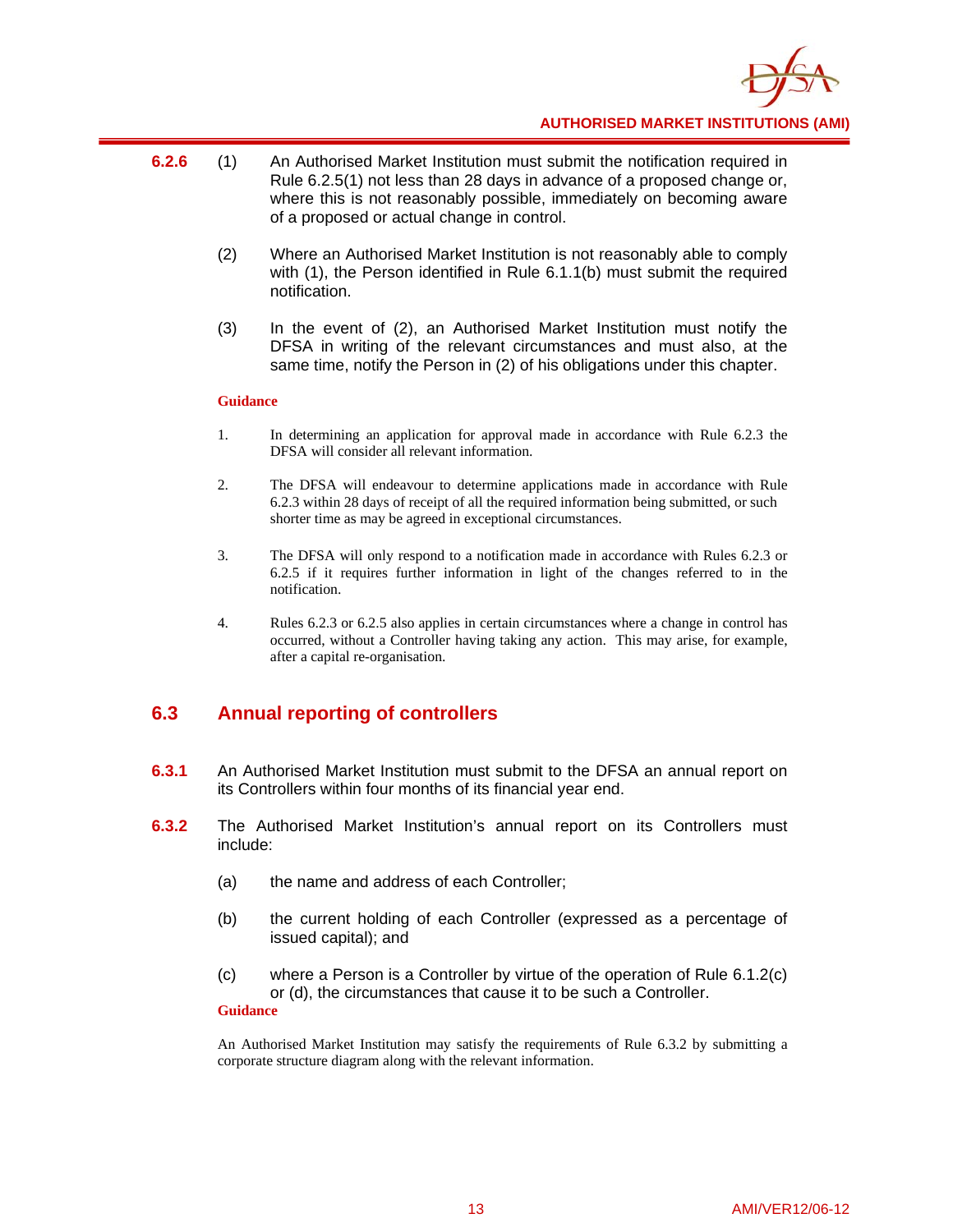**6.2.6** (1) An Authorised Market Institution must submit the notification required in Rule 6.2.5(1) not less than 28 days in advance of a proposed change or, where this is not reasonably possible, immediately on becoming aware of a proposed or actual change in control.

(2) Where an Authorised Market Institution is not reasonably able to comply with (1), the Person identified in Rule 6.1.1(b) must submit the required notification.

(3) In the event of (2), an Authorised Market Institution must notify the DFSA in writing of the relevant circumstances and must also, at the same time, notify the Person in (2) of his obligations under this chapter.

**Guidance**

1. In determining an application for approval made in accordance with Rule 6.2.3 the DFSA will consider all relevant information.

2. The DFSA will endeavour to determine applications made in accordance with Rule 6.2.3 within 28 days of receipt of all the required information being submitted, or such shorter time as may be agreed in exceptional circumstances.

3. The DFSA will only respond to a notification made in accordance with Rules 6.2.3 or 6.2.5 if it requires further information in light of the changes referred to in the notification.

4. Rules 6.2.3 or 6.2.5 also applies in certain circumstances where a change in control has occurred, without a Controller having taking any action. This may arise, for example, after a capital re-organisation.

## 6.3 Annual reporting of controllers

**6.3.1** An Authorised Market Institution must submit to the DFSA an annual report on its Controllers within four months of its financial year end.

**6.3.2** The Authorised Market Institution's annual report on its Controllers must include:

(a) the name and address of each Controller;

(b) the current holding of each Controller (expressed as a percentage of issued capital); and

(c) where a Person is a Controller by virtue of the operation of Rule 6.1.2(c) or (d), the circumstances that cause it to be such a Controller.

**Guidance**

An Authorised Market Institution may satisfy the requirements of Rule 6.3.2 by submitting a corporate structure diagram along with the relevant information.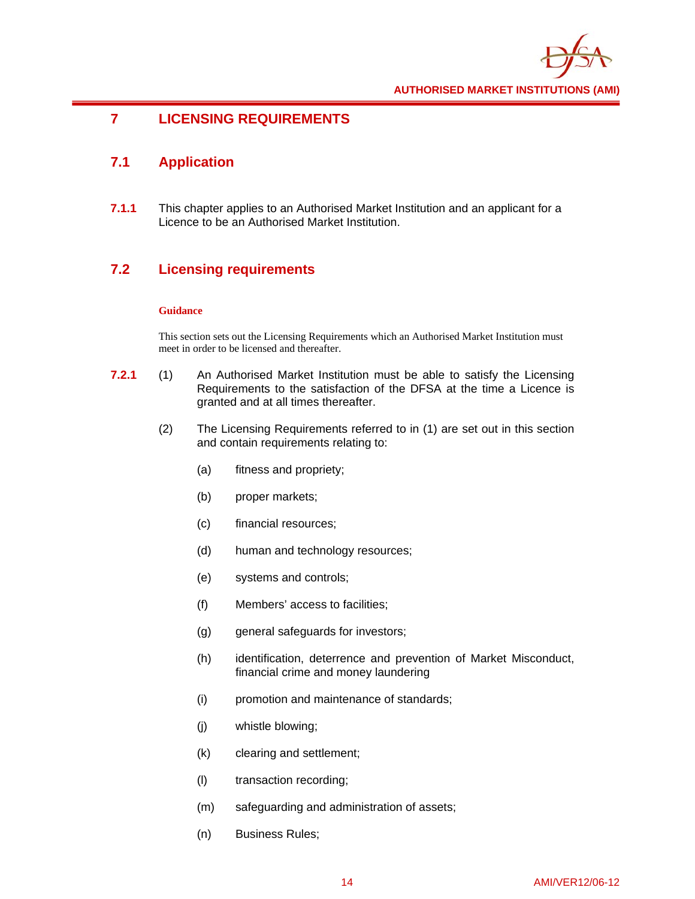# 7 LICENSING REQUIREMENTS

## 7.1 Application

**7.1.1** This chapter applies to an Authorised Market Institution and an applicant for a Licence to be an Authorised Market Institution.

## 7.2 Licensing requirements

**Guidance**

This section sets out the Licensing Requirements which an Authorised Market Institution must meet in order to be licensed and thereafter.

**7.2.1** (1) An Authorised Market Institution must be able to satisfy the Licensing Requirements to the satisfaction of the DFSA at the time a Licence is granted and at all times thereafter.

(2) The Licensing Requirements referred to in (1) are set out in this section and contain requirements relating to:

(a) fitness and propriety;

(b) proper markets;

(c) financial resources;

(d) human and technology resources;

(e) systems and controls;

(f) Members' access to facilities;

(g) general safeguards for investors;

(h) identification, deterrence and prevention of Market Misconduct, financial crime and money laundering

(i) promotion and maintenance of standards;

(j) whistle blowing;

(k) clearing and settlement;

(l) transaction recording;

(m) safeguarding and administration of assets;

(n) Business Rules;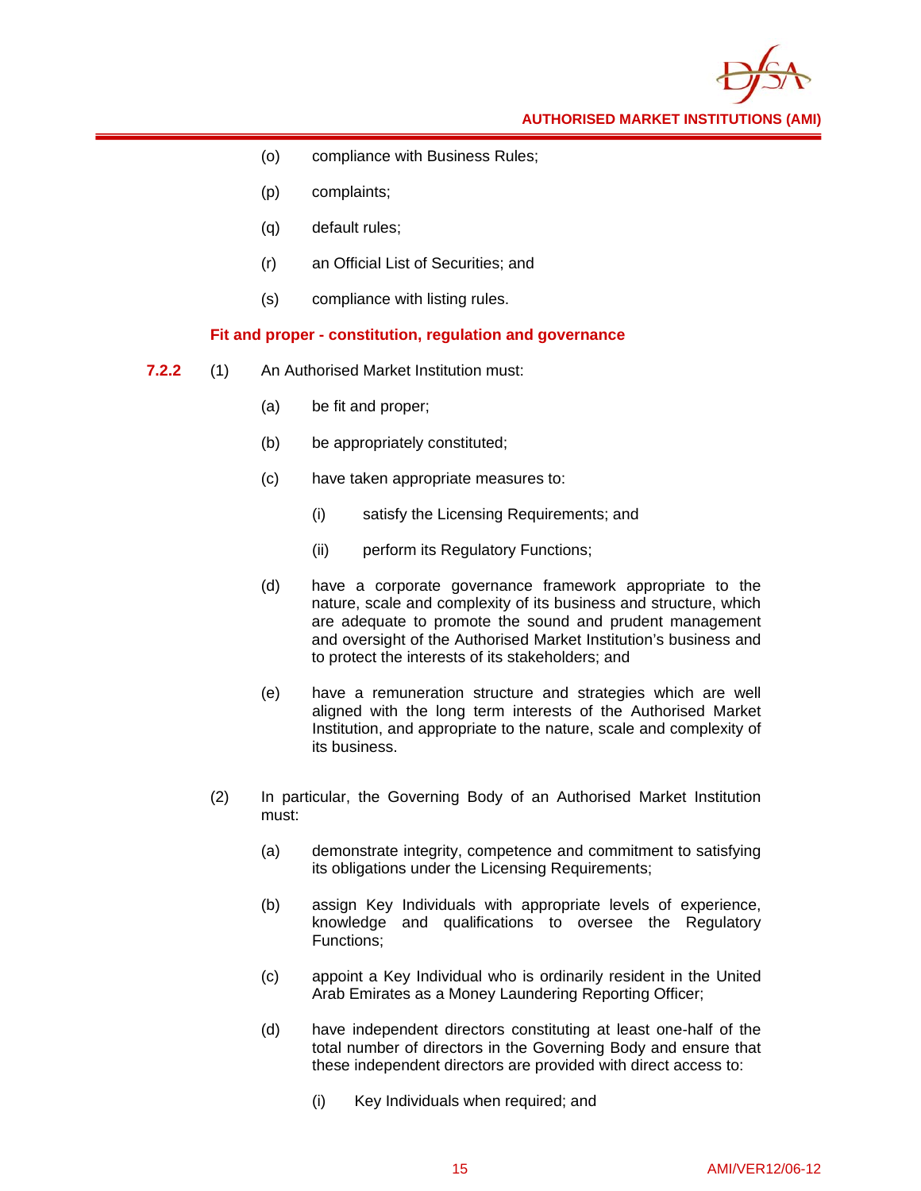(o) compliance with Business Rules;

(p) complaints;

(q) default rules;

(r) an Official List of Securities; and

(s) compliance with listing rules.

### Fit and proper - constitution, regulation and governance

**7.2.2** (1) An Authorised Market Institution must:

(a) be fit and proper;

(b) be appropriately constituted;

(c) have taken appropriate measures to:

(i) satisfy the Licensing Requirements; and

(ii) perform its Regulatory Functions;

(d) have a corporate governance framework appropriate to the nature, scale and complexity of its business and structure, which are adequate to promote the sound and prudent management and oversight of the Authorised Market Institution's business and to protect the interests of its stakeholders; and

(e) have a remuneration structure and strategies which are well aligned with the long term interests of the Authorised Market Institution, and appropriate to the nature, scale and complexity of its business.

(2) In particular, the Governing Body of an Authorised Market Institution must:

(a) demonstrate integrity, competence and commitment to satisfying its obligations under the Licensing Requirements;

(b) assign Key Individuals with appropriate levels of experience, knowledge and qualifications to oversee the Regulatory Functions;

(c) appoint a Key Individual who is ordinarily resident in the United Arab Emirates as a Money Laundering Reporting Officer;

(d) have independent directors constituting at least one-half of the total number of directors in the Governing Body and ensure that these independent directors are provided with direct access to:

(i) Key Individuals when required; and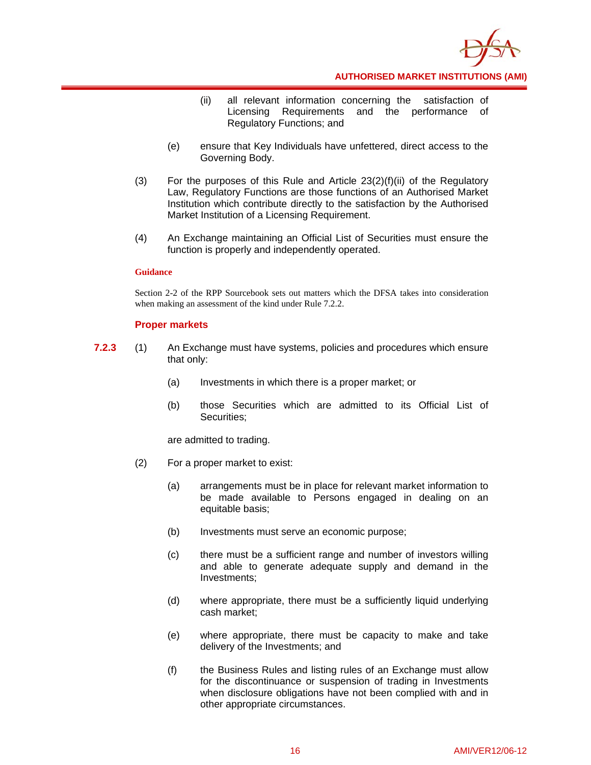(ii) all relevant information concerning the satisfaction of Licensing Requirements and the performance of Regulatory Functions; and

(e) ensure that Key Individuals have unfettered, direct access to the Governing Body.

(3) For the purposes of this Rule and Article 23(2)(f)(ii) of the Regulatory Law, Regulatory Functions are those functions of an Authorised Market Institution which contribute directly to the satisfaction by the Authorised Market Institution of a Licensing Requirement.

(4) An Exchange maintaining an Official List of Securities must ensure the function is properly and independently operated.

**Guidance**

Section 2-2 of the RPP Sourcebook sets out matters which the DFSA takes into consideration when making an assessment of the kind under Rule 7.2.2.

### Proper markets

**7.2.3** (1) An Exchange must have systems, policies and procedures which ensure that only:

(a) Investments in which there is a proper market; or

(b) those Securities which are admitted to its Official List of Securities;

are admitted to trading.

(2) For a proper market to exist:

(a) arrangements must be in place for relevant market information to be made available to Persons engaged in dealing on an equitable basis;

(b) Investments must serve an economic purpose;

(c) there must be a sufficient range and number of investors willing and able to generate adequate supply and demand in the Investments;

(d) where appropriate, there must be a sufficiently liquid underlying cash market;

(e) where appropriate, there must be capacity to make and take delivery of the Investments; and

(f) the Business Rules and listing rules of an Exchange must allow for the discontinuance or suspension of trading in Investments when disclosure obligations have not been complied with and in other appropriate circumstances.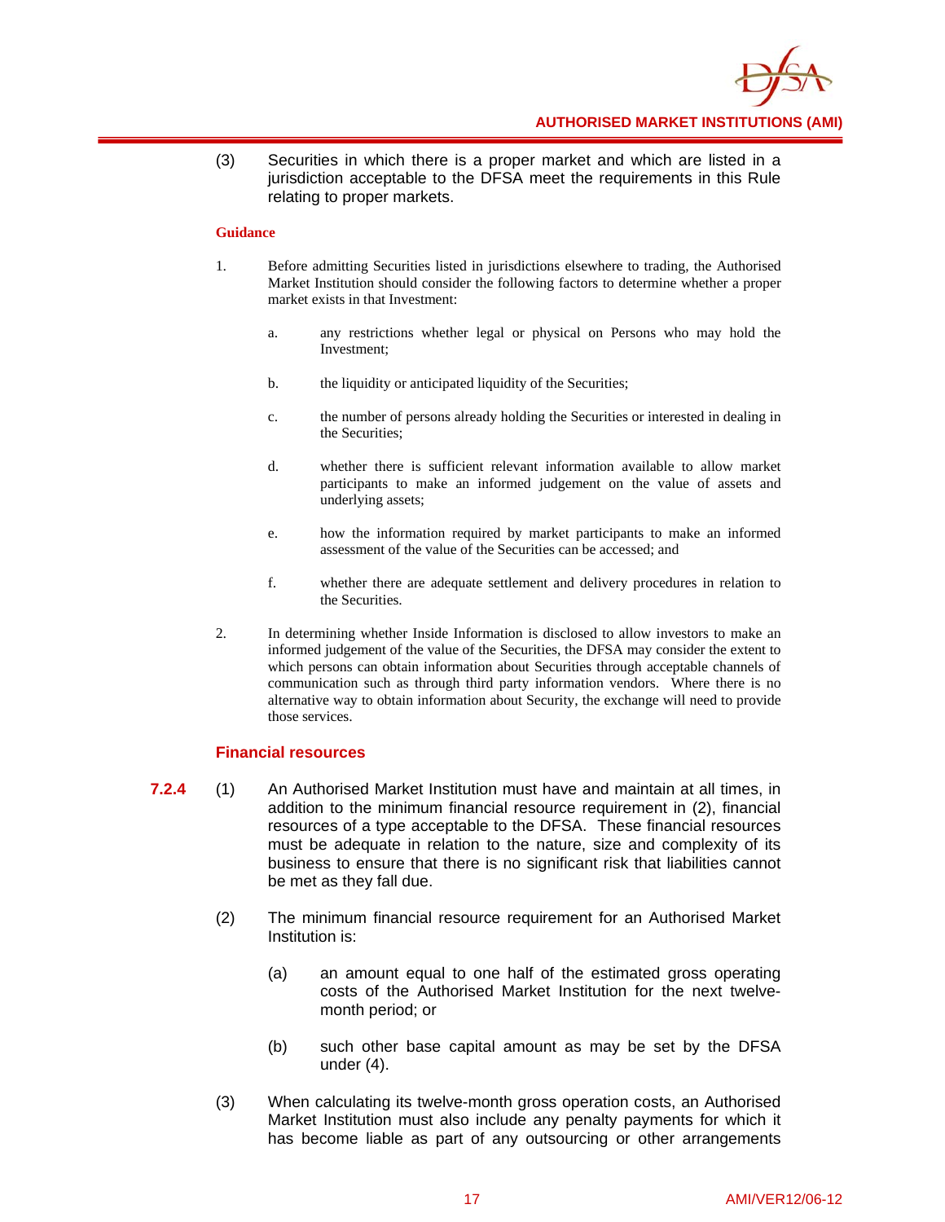(3) Securities in which there is a proper market and which are listed in a jurisdiction acceptable to the DFSA meet the requirements in this Rule relating to proper markets.

**Guidance**

1. Before admitting Securities listed in jurisdictions elsewhere to trading, the Authorised Market Institution should consider the following factors to determine whether a proper market exists in that Investment:

   a. any restrictions whether legal or physical on Persons who may hold the Investment;

   b. the liquidity or anticipated liquidity of the Securities;

   c. the number of persons already holding the Securities or interested in dealing in the Securities;

   d. whether there is sufficient relevant information available to allow market participants to make an informed judgement on the value of assets and underlying assets;

   e. how the information required by market participants to make an informed assessment of the value of the Securities can be accessed; and

   f. whether there are adequate settlement and delivery procedures in relation to the Securities.

2. In determining whether Inside Information is disclosed to allow investors to make an informed judgement of the value of the Securities, the DFSA may consider the extent to which persons can obtain information about Securities through acceptable channels of communication such as through third party information vendors. Where there is no alternative way to obtain information about Security, the exchange will need to provide those services.

### Financial resources

**7.2.4** (1) An Authorised Market Institution must have and maintain at all times, in addition to the minimum financial resource requirement in (2), financial resources of a type acceptable to the DFSA. These financial resources must be adequate in relation to the nature, size and complexity of its business to ensure that there is no significant risk that liabilities cannot be met as they fall due.

(2) The minimum financial resource requirement for an Authorised Market Institution is:

   (a) an amount equal to one half of the estimated gross operating costs of the Authorised Market Institution for the next twelve-month period; or

   (b) such other base capital amount as may be set by the DFSA under (4).

(3) When calculating its twelve-month gross operation costs, an Authorised Market Institution must also include any penalty payments for which it has become liable as part of any outsourcing or other arrangements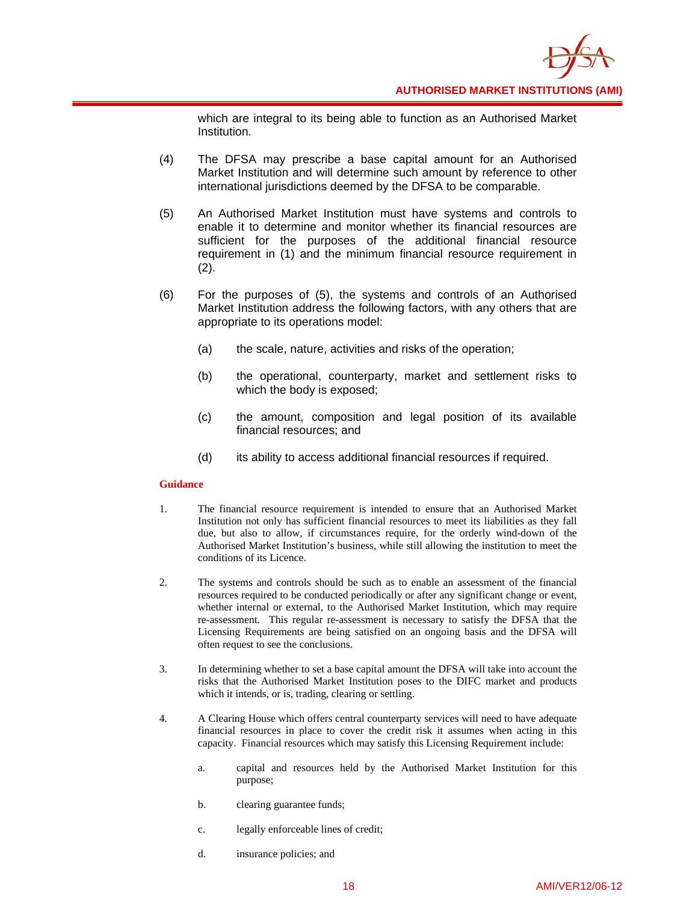which are integral to its being able to function as an Authorised Market Institution.

(4) The DFSA may prescribe a base capital amount for an Authorised Market Institution and will determine such amount by reference to other international jurisdictions deemed by the DFSA to be comparable.

(5) An Authorised Market Institution must have systems and controls to enable it to determine and monitor whether its financial resources are sufficient for the purposes of the additional financial resource requirement in (1) and the minimum financial resource requirement in (2).

(6) For the purposes of (5), the systems and controls of an Authorised Market Institution address the following factors, with any others that are appropriate to its operations model:

(a) the scale, nature, activities and risks of the operation;

(b) the operational, counterparty, market and settlement risks to which the body is exposed;

(c) the amount, composition and legal position of its available financial resources; and

(d) its ability to access additional financial resources if required.

**Guidance**

1. The financial resource requirement is intended to ensure that an Authorised Market Institution not only has sufficient financial resources to meet its liabilities as they fall due, but also to allow, if circumstances require, for the orderly wind-down of the Authorised Market Institution's business, while still allowing the institution to meet the conditions of its Licence.

2. The systems and controls should be such as to enable an assessment of the financial resources required to be conducted periodically or after any significant change or event, whether internal or external, to the Authorised Market Institution, which may require re-assessment. This regular re-assessment is necessary to satisfy the DFSA that the Licensing Requirements are being satisfied on an ongoing basis and the DFSA will often request to see the conclusions.

3. In determining whether to set a base capital amount the DFSA will take into account the risks that the Authorised Market Institution poses to the DIFC market and products which it intends, or is, trading, clearing or settling.

4. A Clearing House which offers central counterparty services will need to have adequate financial resources in place to cover the credit risk it assumes when acting in this capacity. Financial resources which may satisfy this Licensing Requirement include:

a. capital and resources held by the Authorised Market Institution for this purpose;

b. clearing guarantee funds;

c. legally enforceable lines of credit;

d. insurance policies; and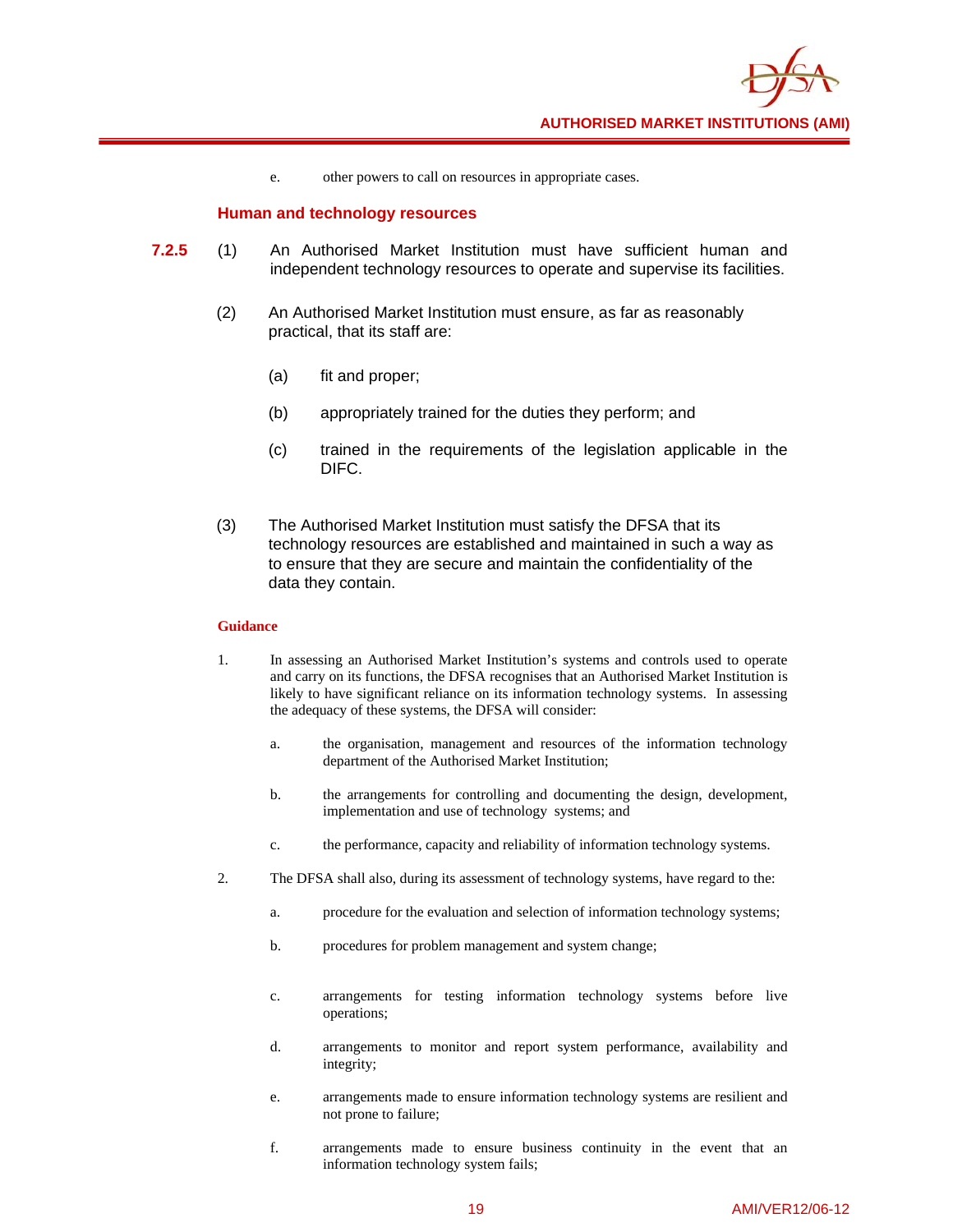e. other powers to call on resources in appropriate cases.

### Human and technology resources

**7.2.5** (1) An Authorised Market Institution must have sufficient human and independent technology resources to operate and supervise its facilities.

(2) An Authorised Market Institution must ensure, as far as reasonably practical, that its staff are:

(a) fit and proper;

(b) appropriately trained for the duties they perform; and

(c) trained in the requirements of the legislation applicable in the DIFC.

(3) The Authorised Market Institution must satisfy the DFSA that its technology resources are established and maintained in such a way as to ensure that they are secure and maintain the confidentiality of the data they contain.

**Guidance**

1. In assessing an Authorised Market Institution's systems and controls used to operate and carry on its functions, the DFSA recognises that an Authorised Market Institution is likely to have significant reliance on its information technology systems. In assessing the adequacy of these systems, the DFSA will consider:

   a. the organisation, management and resources of the information technology department of the Authorised Market Institution;

   b. the arrangements for controlling and documenting the design, development, implementation and use of technology systems; and

   c. the performance, capacity and reliability of information technology systems.

2. The DFSA shall also, during its assessment of technology systems, have regard to the:

   a. procedure for the evaluation and selection of information technology systems;

   b. procedures for problem management and system change;

   c. arrangements for testing information technology systems before live operations;

   d. arrangements to monitor and report system performance, availability and integrity;

   e. arrangements made to ensure information technology systems are resilient and not prone to failure;

   f. arrangements made to ensure business continuity in the event that an information technology system fails;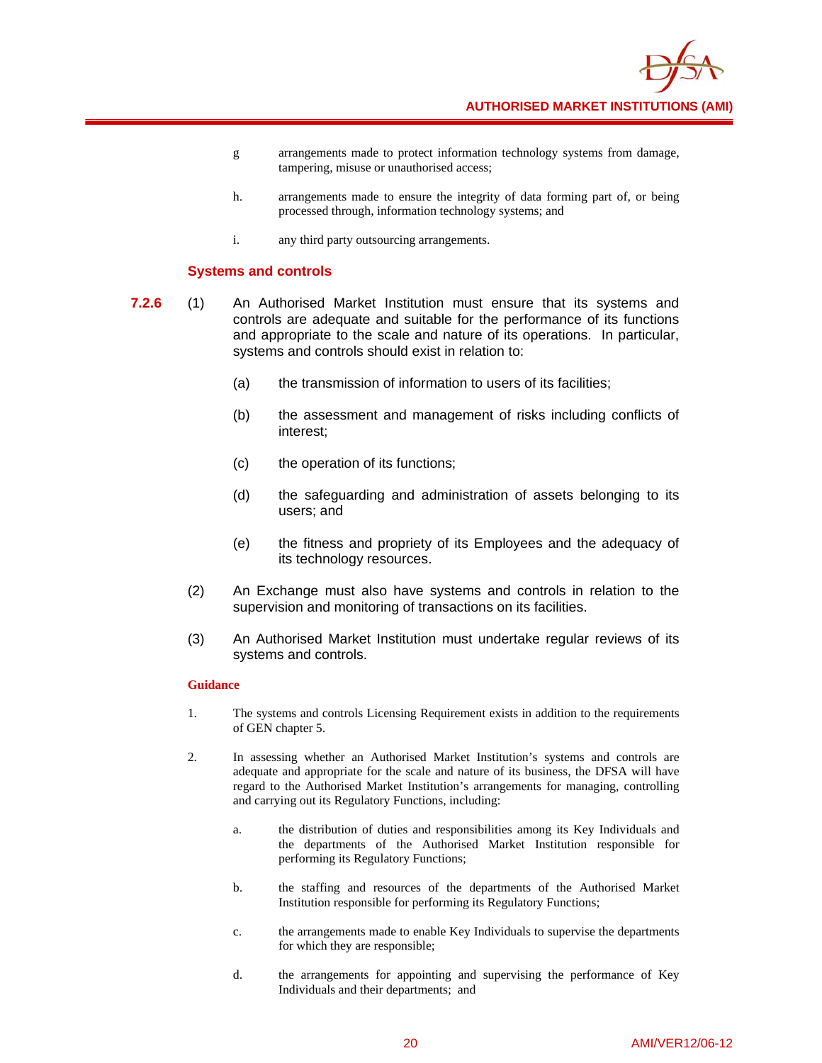g arrangements made to protect information technology systems from damage, tampering, misuse or unauthorised access;

h. arrangements made to ensure the integrity of data forming part of, or being processed through, information technology systems; and

i. any third party outsourcing arrangements.

### Systems and controls

**7.2.6** (1) An Authorised Market Institution must ensure that its systems and controls are adequate and suitable for the performance of its functions and appropriate to the scale and nature of its operations. In particular, systems and controls should exist in relation to:

(a) the transmission of information to users of its facilities;

(b) the assessment and management of risks including conflicts of interest;

(c) the operation of its functions;

(d) the safeguarding and administration of assets belonging to its users; and

(e) the fitness and propriety of its Employees and the adequacy of its technology resources.

(2) An Exchange must also have systems and controls in relation to the supervision and monitoring of transactions on its facilities.

(3) An Authorised Market Institution must undertake regular reviews of its systems and controls.

**Guidance**

1. The systems and controls Licensing Requirement exists in addition to the requirements of GEN chapter 5.

2. In assessing whether an Authorised Market Institution's systems and controls are adequate and appropriate for the scale and nature of its business, the DFSA will have regard to the Authorised Market Institution's arrangements for managing, controlling and carrying out its Regulatory Functions, including:

   a. the distribution of duties and responsibilities among its Key Individuals and the departments of the Authorised Market Institution responsible for performing its Regulatory Functions;

   b. the staffing and resources of the departments of the Authorised Market Institution responsible for performing its Regulatory Functions;

   c. the arrangements made to enable Key Individuals to supervise the departments for which they are responsible;

   d. the arrangements for appointing and supervising the performance of Key Individuals and their departments; and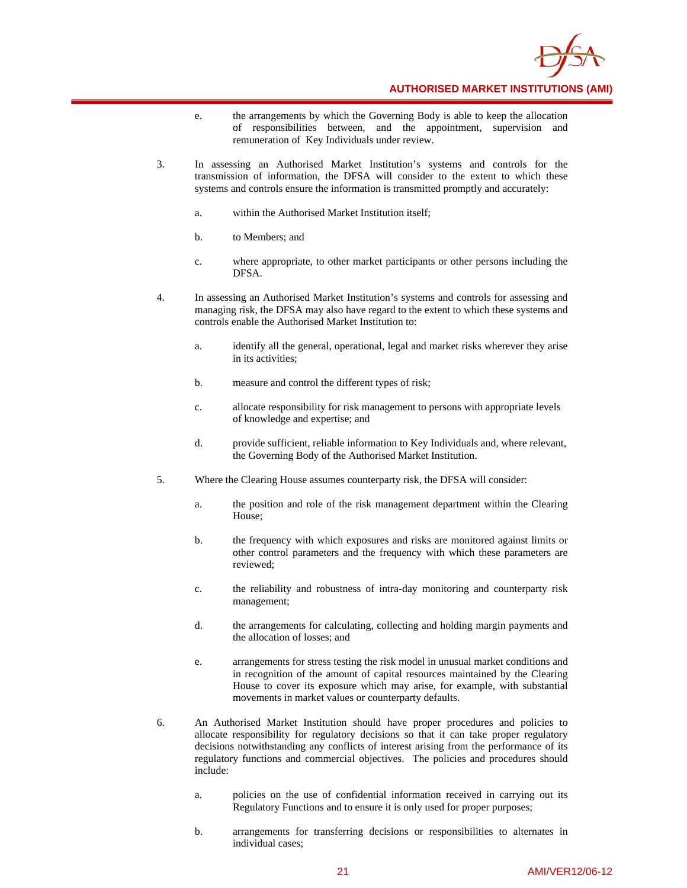e. the arrangements by which the Governing Body is able to keep the allocation of responsibilities between, and the appointment, supervision and remuneration of Key Individuals under review.

3. In assessing an Authorised Market Institution's systems and controls for the transmission of information, the DFSA will consider to the extent to which these systems and controls ensure the information is transmitted promptly and accurately:

   a. within the Authorised Market Institution itself;

   b. to Members; and

   c. where appropriate, to other market participants or other persons including the DFSA.

4. In assessing an Authorised Market Institution's systems and controls for assessing and managing risk, the DFSA may also have regard to the extent to which these systems and controls enable the Authorised Market Institution to:

   a. identify all the general, operational, legal and market risks wherever they arise in its activities;

   b. measure and control the different types of risk;

   c. allocate responsibility for risk management to persons with appropriate levels of knowledge and expertise; and

   d. provide sufficient, reliable information to Key Individuals and, where relevant, the Governing Body of the Authorised Market Institution.

5. Where the Clearing House assumes counterparty risk, the DFSA will consider:

   a. the position and role of the risk management department within the Clearing House;

   b. the frequency with which exposures and risks are monitored against limits or other control parameters and the frequency with which these parameters are reviewed;

   c. the reliability and robustness of intra-day monitoring and counterparty risk management;

   d. the arrangements for calculating, collecting and holding margin payments and the allocation of losses; and

   e. arrangements for stress testing the risk model in unusual market conditions and in recognition of the amount of capital resources maintained by the Clearing House to cover its exposure which may arise, for example, with substantial movements in market values or counterparty defaults.

6. An Authorised Market Institution should have proper procedures and policies to allocate responsibility for regulatory decisions so that it can take proper regulatory decisions notwithstanding any conflicts of interest arising from the performance of its regulatory functions and commercial objectives. The policies and procedures should include:

   a. policies on the use of confidential information received in carrying out its Regulatory Functions and to ensure it is only used for proper purposes;

   b. arrangements for transferring decisions or responsibilities to alternates in individual cases;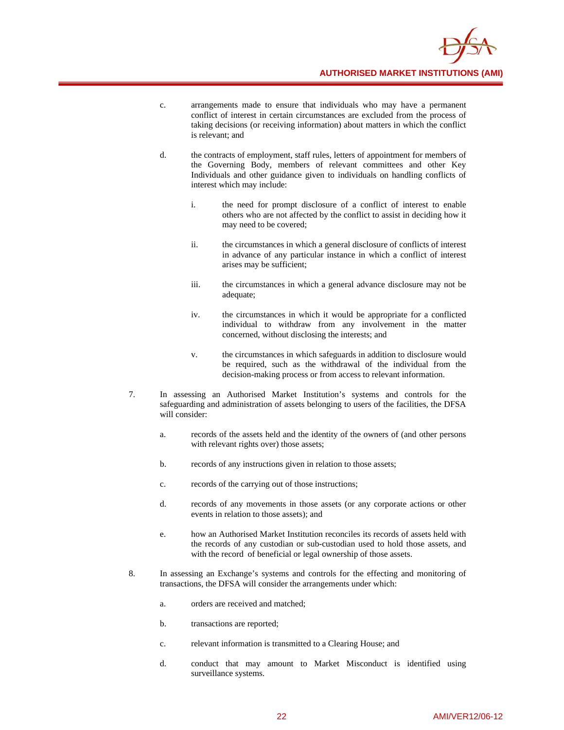c. arrangements made to ensure that individuals who may have a permanent conflict of interest in certain circumstances are excluded from the process of taking decisions (or receiving information) about matters in which the conflict is relevant; and

d. the contracts of employment, staff rules, letters of appointment for members of the Governing Body, members of relevant committees and other Key Individuals and other guidance given to individuals on handling conflicts of interest which may include:

   i. the need for prompt disclosure of a conflict of interest to enable others who are not affected by the conflict to assist in deciding how it may need to be covered;

   ii. the circumstances in which a general disclosure of conflicts of interest in advance of any particular instance in which a conflict of interest arises may be sufficient;

   iii. the circumstances in which a general advance disclosure may not be adequate;

   iv. the circumstances in which it would be appropriate for a conflicted individual to withdraw from any involvement in the matter concerned, without disclosing the interests; and

   v. the circumstances in which safeguards in addition to disclosure would be required, such as the withdrawal of the individual from the decision-making process or from access to relevant information.

7. In assessing an Authorised Market Institution's systems and controls for the safeguarding and administration of assets belonging to users of the facilities, the DFSA will consider:

   a. records of the assets held and the identity of the owners of (and other persons with relevant rights over) those assets;

   b. records of any instructions given in relation to those assets;

   c. records of the carrying out of those instructions;

   d. records of any movements in those assets (or any corporate actions or other events in relation to those assets); and

   e. how an Authorised Market Institution reconciles its records of assets held with the records of any custodian or sub-custodian used to hold those assets, and with the record of beneficial or legal ownership of those assets.

8. In assessing an Exchange's systems and controls for the effecting and monitoring of transactions, the DFSA will consider the arrangements under which:

   a. orders are received and matched;

   b. transactions are reported;

   c. relevant information is transmitted to a Clearing House; and

   d. conduct that may amount to Market Misconduct is identified using surveillance systems.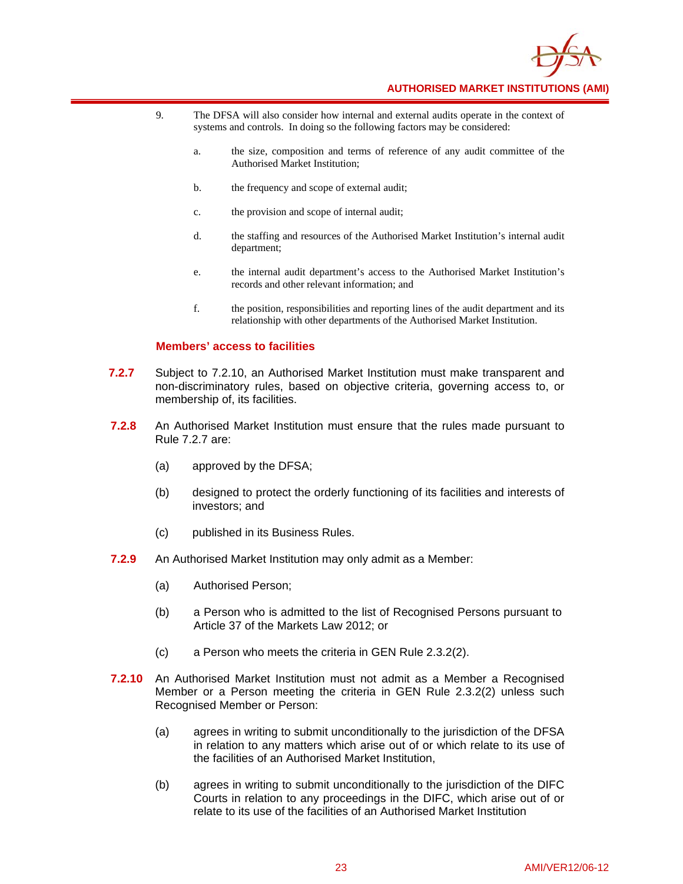9. The DFSA will also consider how internal and external audits operate in the context of systems and controls. In doing so the following factors may be considered:

   a. the size, composition and terms of reference of any audit committee of the Authorised Market Institution;

   b. the frequency and scope of external audit;

   c. the provision and scope of internal audit;

   d. the staffing and resources of the Authorised Market Institution's internal audit department;

   e. the internal audit department's access to the Authorised Market Institution's records and other relevant information; and

   f. the position, responsibilities and reporting lines of the audit department and its relationship with other departments of the Authorised Market Institution.

### Members' access to facilities

**7.2.7** Subject to 7.2.10, an Authorised Market Institution must make transparent and non-discriminatory rules, based on objective criteria, governing access to, or membership of, its facilities.

**7.2.8** An Authorised Market Institution must ensure that the rules made pursuant to Rule 7.2.7 are:

(a) approved by the DFSA;

(b) designed to protect the orderly functioning of its facilities and interests of investors; and

(c) published in its Business Rules.

**7.2.9** An Authorised Market Institution may only admit as a Member:

(a) Authorised Person;

(b) a Person who is admitted to the list of Recognised Persons pursuant to Article 37 of the Markets Law 2012; or

(c) a Person who meets the criteria in GEN Rule 2.3.2(2).

**7.2.10** An Authorised Market Institution must not admit as a Member a Recognised Member or a Person meeting the criteria in GEN Rule 2.3.2(2) unless such Recognised Member or Person:

(a) agrees in writing to submit unconditionally to the jurisdiction of the DFSA in relation to any matters which arise out of or which relate to its use of the facilities of an Authorised Market Institution,

(b) agrees in writing to submit unconditionally to the jurisdiction of the DIFC Courts in relation to any proceedings in the DIFC, which arise out of or relate to its use of the facilities of an Authorised Market Institution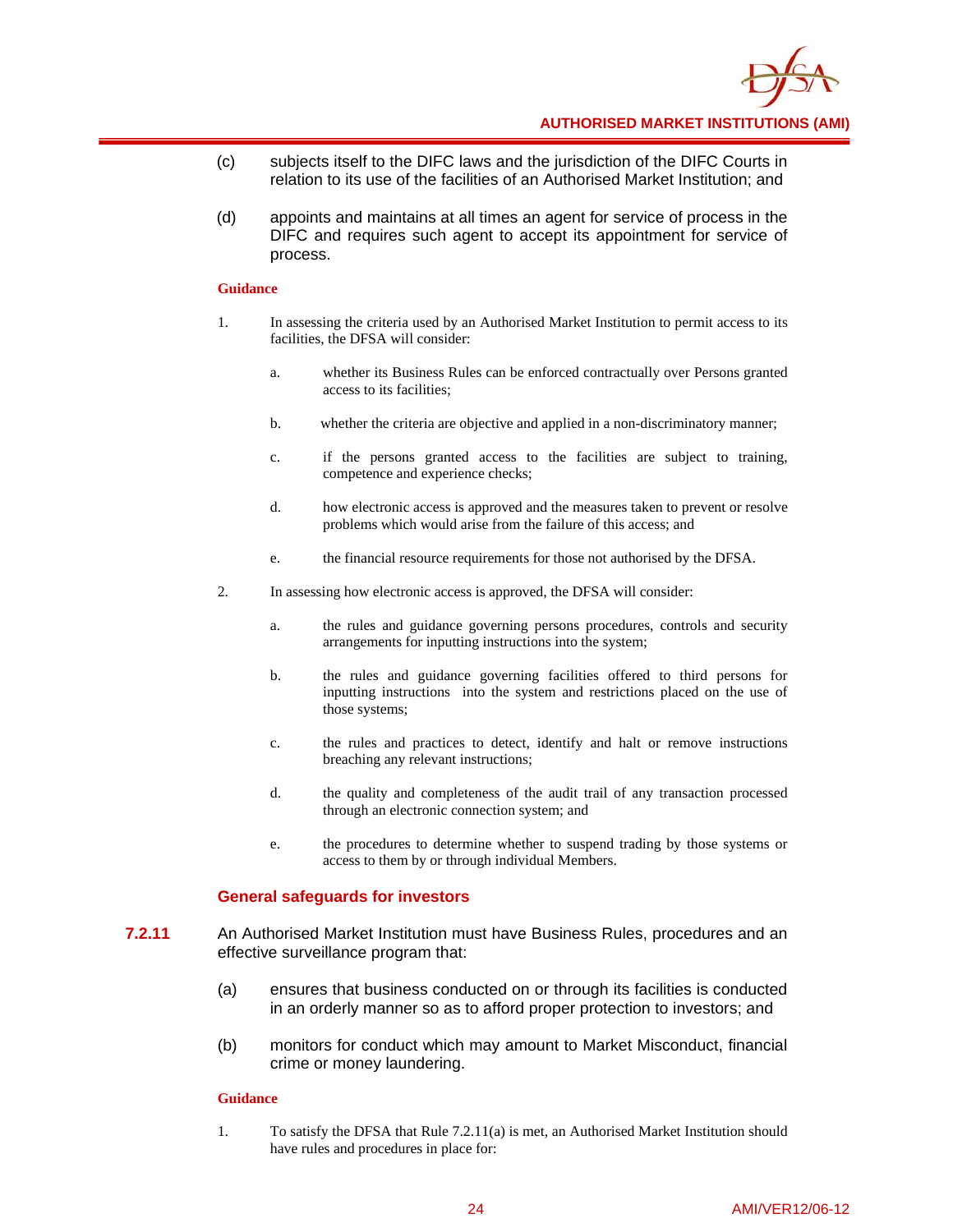(c) subjects itself to the DIFC laws and the jurisdiction of the DIFC Courts in relation to its use of the facilities of an Authorised Market Institution; and

(d) appoints and maintains at all times an agent for service of process in the DIFC and requires such agent to accept its appointment for service of process.

**Guidance**

1. In assessing the criteria used by an Authorised Market Institution to permit access to its facilities, the DFSA will consider:

   a. whether its Business Rules can be enforced contractually over Persons granted access to its facilities;

   b. whether the criteria are objective and applied in a non-discriminatory manner;

   c. if the persons granted access to the facilities are subject to training, competence and experience checks;

   d. how electronic access is approved and the measures taken to prevent or resolve problems which would arise from the failure of this access; and

   e. the financial resource requirements for those not authorised by the DFSA.

2. In assessing how electronic access is approved, the DFSA will consider:

   a. the rules and guidance governing persons procedures, controls and security arrangements for inputting instructions into the system;

   b. the rules and guidance governing facilities offered to third persons for inputting instructions into the system and restrictions placed on the use of those systems;

   c. the rules and practices to detect, identify and halt or remove instructions breaching any relevant instructions;

   d. the quality and completeness of the audit trail of any transaction processed through an electronic connection system; and

   e. the procedures to determine whether to suspend trading by those systems or access to them by or through individual Members.

### General safeguards for investors

**7.2.11** An Authorised Market Institution must have Business Rules, procedures and an effective surveillance program that:

(a) ensures that business conducted on or through its facilities is conducted in an orderly manner so as to afford proper protection to investors; and

(b) monitors for conduct which may amount to Market Misconduct, financial crime or money laundering.

**Guidance**

1. To satisfy the DFSA that Rule 7.2.11(a) is met, an Authorised Market Institution should have rules and procedures in place for: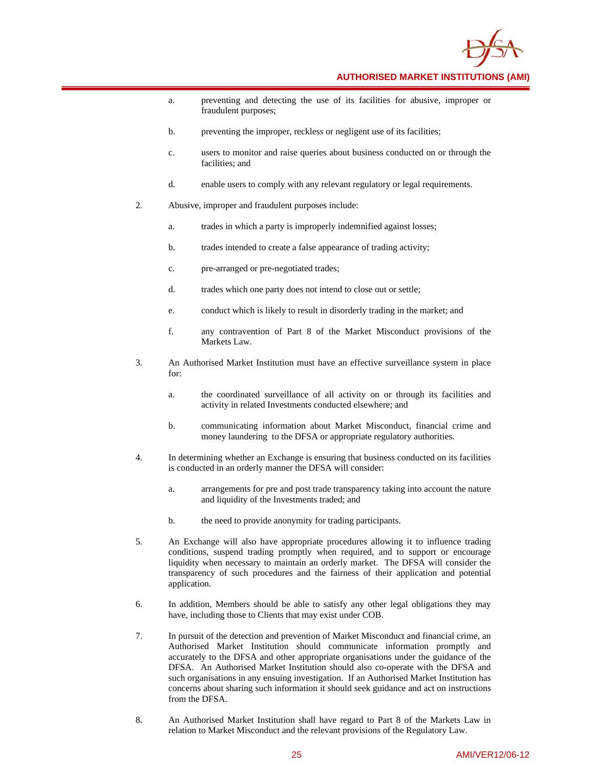a. preventing and detecting the use of its facilities for abusive, improper or fraudulent purposes;

b. preventing the improper, reckless or negligent use of its facilities;

c. users to monitor and raise queries about business conducted on or through the facilities; and

d. enable users to comply with any relevant regulatory or legal requirements.

2. Abusive, improper and fraudulent purposes include:

   a. trades in which a party is improperly indemnified against losses;

   b. trades intended to create a false appearance of trading activity;

   c. pre-arranged or pre-negotiated trades;

   d. trades which one party does not intend to close out or settle;

   e. conduct which is likely to result in disorderly trading in the market; and

   f. any contravention of Part 8 of the Market Misconduct provisions of the Markets Law.

3. An Authorised Market Institution must have an effective surveillance system in place for:

   a. the coordinated surveillance of all activity on or through its facilities and activity in related Investments conducted elsewhere; and

   b. communicating information about Market Misconduct, financial crime and money laundering to the DFSA or appropriate regulatory authorities.

4. In determining whether an Exchange is ensuring that business conducted on its facilities is conducted in an orderly manner the DFSA will consider:

   a. arrangements for pre and post trade transparency taking into account the nature and liquidity of the Investments traded; and

   b. the need to provide anonymity for trading participants.

5. An Exchange will also have appropriate procedures allowing it to influence trading conditions, suspend trading promptly when required, and to support or encourage liquidity when necessary to maintain an orderly market. The DFSA will consider the transparency of such procedures and the fairness of their application and potential application.

6. In addition, Members should be able to satisfy any other legal obligations they may have, including those to Clients that may exist under COB.

7. In pursuit of the detection and prevention of Market Misconduct and financial crime, an Authorised Market Institution should communicate information promptly and accurately to the DFSA and other appropriate organisations under the guidance of the DFSA. An Authorised Market Institution should also co-operate with the DFSA and such organisations in any ensuing investigation. If an Authorised Market Institution has concerns about sharing such information it should seek guidance and act on instructions from the DFSA.

8. An Authorised Market Institution shall have regard to Part 8 of the Markets Law in relation to Market Misconduct and the relevant provisions of the Regulatory Law.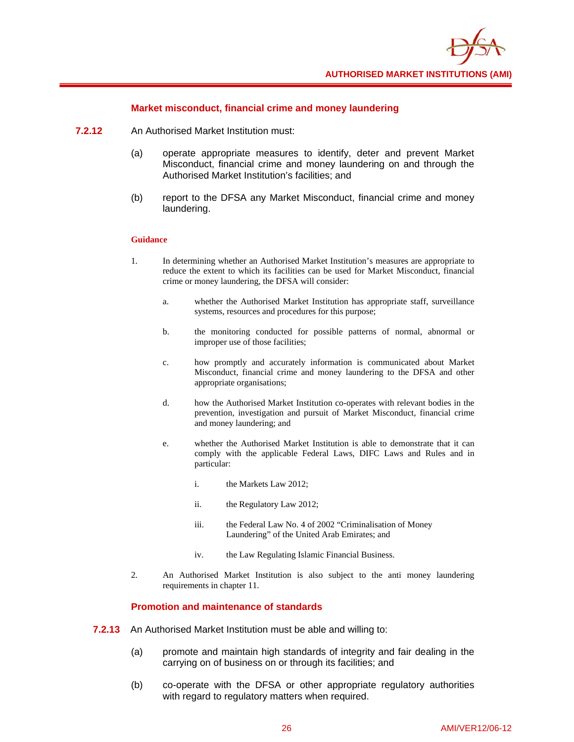### Market misconduct, financial crime and money laundering

**7.2.12** An Authorised Market Institution must:

(a) operate appropriate measures to identify, deter and prevent Market Misconduct, financial crime and money laundering on and through the Authorised Market Institution's facilities; and

(b) report to the DFSA any Market Misconduct, financial crime and money laundering.

**Guidance**

1. In determining whether an Authorised Market Institution's measures are appropriate to reduce the extent to which its facilities can be used for Market Misconduct, financial crime or money laundering, the DFSA will consider:

   a. whether the Authorised Market Institution has appropriate staff, surveillance systems, resources and procedures for this purpose;

   b. the monitoring conducted for possible patterns of normal, abnormal or improper use of those facilities;

   c. how promptly and accurately information is communicated about Market Misconduct, financial crime and money laundering to the DFSA and other appropriate organisations;

   d. how the Authorised Market Institution co-operates with relevant bodies in the prevention, investigation and pursuit of Market Misconduct, financial crime and money laundering; and

   e. whether the Authorised Market Institution is able to demonstrate that it can comply with the applicable Federal Laws, DIFC Laws and Rules and in particular:

      i. the Markets Law 2012;

      ii. the Regulatory Law 2012;

      iii. the Federal Law No. 4 of 2002 "Criminalisation of Money Laundering" of the United Arab Emirates; and

      iv. the Law Regulating Islamic Financial Business.

2. An Authorised Market Institution is also subject to the anti money laundering requirements in chapter 11.

### Promotion and maintenance of standards

**7.2.13** An Authorised Market Institution must be able and willing to:

(a) promote and maintain high standards of integrity and fair dealing in the carrying on of business on or through its facilities; and

(b) co-operate with the DFSA or other appropriate regulatory authorities with regard to regulatory matters when required.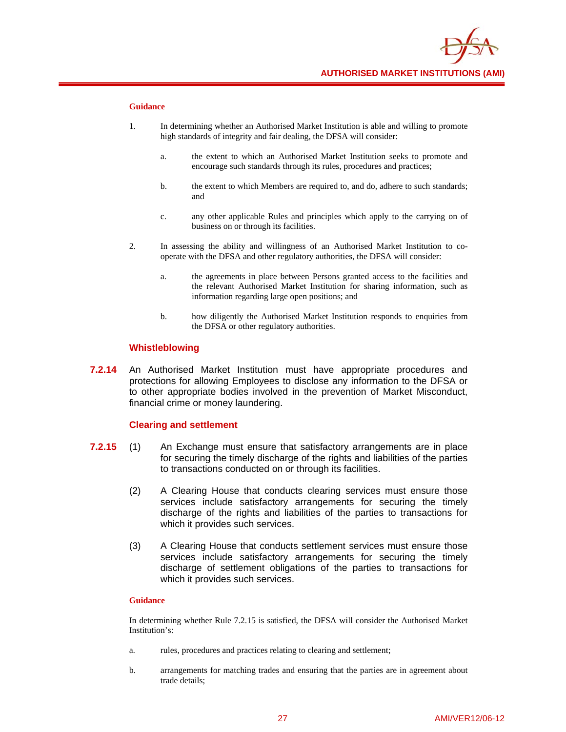**Guidance**

1. In determining whether an Authorised Market Institution is able and willing to promote high standards of integrity and fair dealing, the DFSA will consider:

    a. the extent to which an Authorised Market Institution seeks to promote and encourage such standards through its rules, procedures and practices;

    b. the extent to which Members are required to, and do, adhere to such standards; and

    c. any other applicable Rules and principles which apply to the carrying on of business on or through its facilities.

2. In assessing the ability and willingness of an Authorised Market Institution to co-operate with the DFSA and other regulatory authorities, the DFSA will consider:

    a. the agreements in place between Persons granted access to the facilities and the relevant Authorised Market Institution for sharing information, such as information regarding large open positions; and

    b. how diligently the Authorised Market Institution responds to enquiries from the DFSA or other regulatory authorities.

### Whistleblowing

**7.2.14** An Authorised Market Institution must have appropriate procedures and protections for allowing Employees to disclose any information to the DFSA or to other appropriate bodies involved in the prevention of Market Misconduct, financial crime or money laundering.

### Clearing and settlement

**7.2.15** (1) An Exchange must ensure that satisfactory arrangements are in place for securing the timely discharge of the rights and liabilities of the parties to transactions conducted on or through its facilities.

(2) A Clearing House that conducts clearing services must ensure those services include satisfactory arrangements for securing the timely discharge of the rights and liabilities of the parties to transactions for which it provides such services.

(3) A Clearing House that conducts settlement services must ensure those services include satisfactory arrangements for securing the timely discharge of settlement obligations of the parties to transactions for which it provides such services.

**Guidance**

In determining whether Rule 7.2.15 is satisfied, the DFSA will consider the Authorised Market Institution's:

a. rules, procedures and practices relating to clearing and settlement;

b. arrangements for matching trades and ensuring that the parties are in agreement about trade details;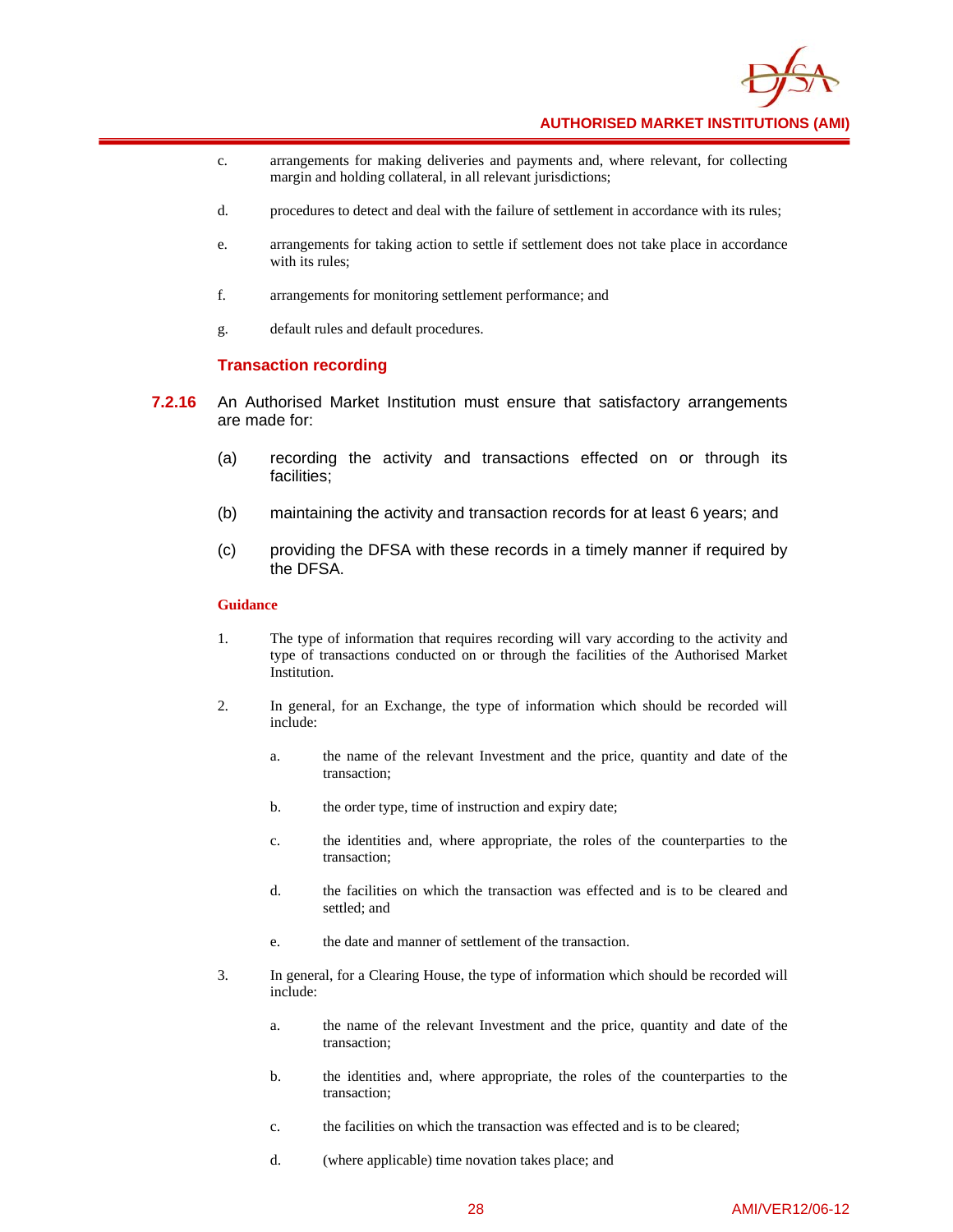c. arrangements for making deliveries and payments and, where relevant, for collecting margin and holding collateral, in all relevant jurisdictions;

d. procedures to detect and deal with the failure of settlement in accordance with its rules;

e. arrangements for taking action to settle if settlement does not take place in accordance with its rules;

f. arrangements for monitoring settlement performance; and

g. default rules and default procedures.

### Transaction recording

**7.2.16** An Authorised Market Institution must ensure that satisfactory arrangements are made for:

(a) recording the activity and transactions effected on or through its facilities;

(b) maintaining the activity and transaction records for at least 6 years; and

(c) providing the DFSA with these records in a timely manner if required by the DFSA.

**Guidance**

1. The type of information that requires recording will vary according to the activity and type of transactions conducted on or through the facilities of the Authorised Market Institution.

2. In general, for an Exchange, the type of information which should be recorded will include:

   a. the name of the relevant Investment and the price, quantity and date of the transaction;

   b. the order type, time of instruction and expiry date;

   c. the identities and, where appropriate, the roles of the counterparties to the transaction;

   d. the facilities on which the transaction was effected and is to be cleared and settled; and

   e. the date and manner of settlement of the transaction.

3. In general, for a Clearing House, the type of information which should be recorded will include:

   a. the name of the relevant Investment and the price, quantity and date of the transaction;

   b. the identities and, where appropriate, the roles of the counterparties to the transaction;

   c. the facilities on which the transaction was effected and is to be cleared;

   d. (where applicable) time novation takes place; and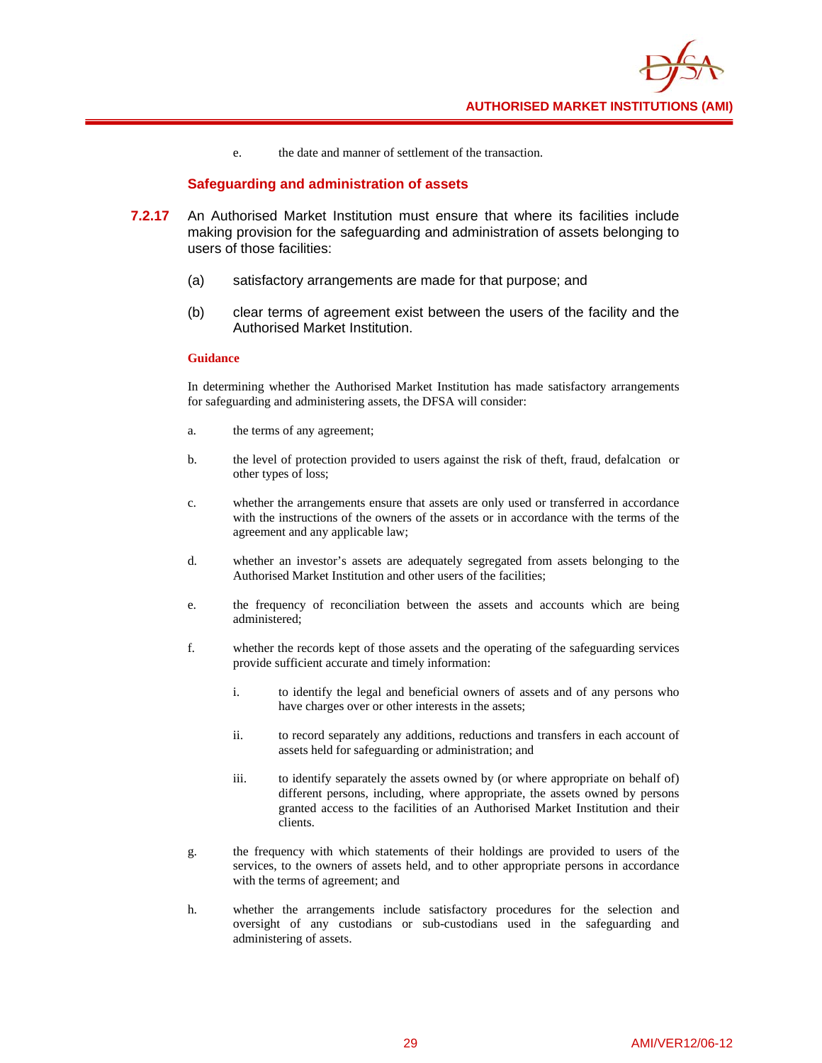e. the date and manner of settlement of the transaction.

### Safeguarding and administration of assets

**7.2.17** An Authorised Market Institution must ensure that where its facilities include making provision for the safeguarding and administration of assets belonging to users of those facilities:

(a) satisfactory arrangements are made for that purpose; and

(b) clear terms of agreement exist between the users of the facility and the Authorised Market Institution.

**Guidance**

In determining whether the Authorised Market Institution has made satisfactory arrangements for safeguarding and administering assets, the DFSA will consider:

a. the terms of any agreement;

b. the level of protection provided to users against the risk of theft, fraud, defalcation or other types of loss;

c. whether the arrangements ensure that assets are only used or transferred in accordance with the instructions of the owners of the assets or in accordance with the terms of the agreement and any applicable law;

d. whether an investor's assets are adequately segregated from assets belonging to the Authorised Market Institution and other users of the facilities;

e. the frequency of reconciliation between the assets and accounts which are being administered;

f. whether the records kept of those assets and the operating of the safeguarding services provide sufficient accurate and timely information:

   i. to identify the legal and beneficial owners of assets and of any persons who have charges over or other interests in the assets;

   ii. to record separately any additions, reductions and transfers in each account of assets held for safeguarding or administration; and

   iii. to identify separately the assets owned by (or where appropriate on behalf of) different persons, including, where appropriate, the assets owned by persons granted access to the facilities of an Authorised Market Institution and their clients.

g. the frequency with which statements of their holdings are provided to users of the services, to the owners of assets held, and to other appropriate persons in accordance with the terms of agreement; and

h. whether the arrangements include satisfactory procedures for the selection and oversight of any custodians or sub-custodians used in the safeguarding and administering of assets.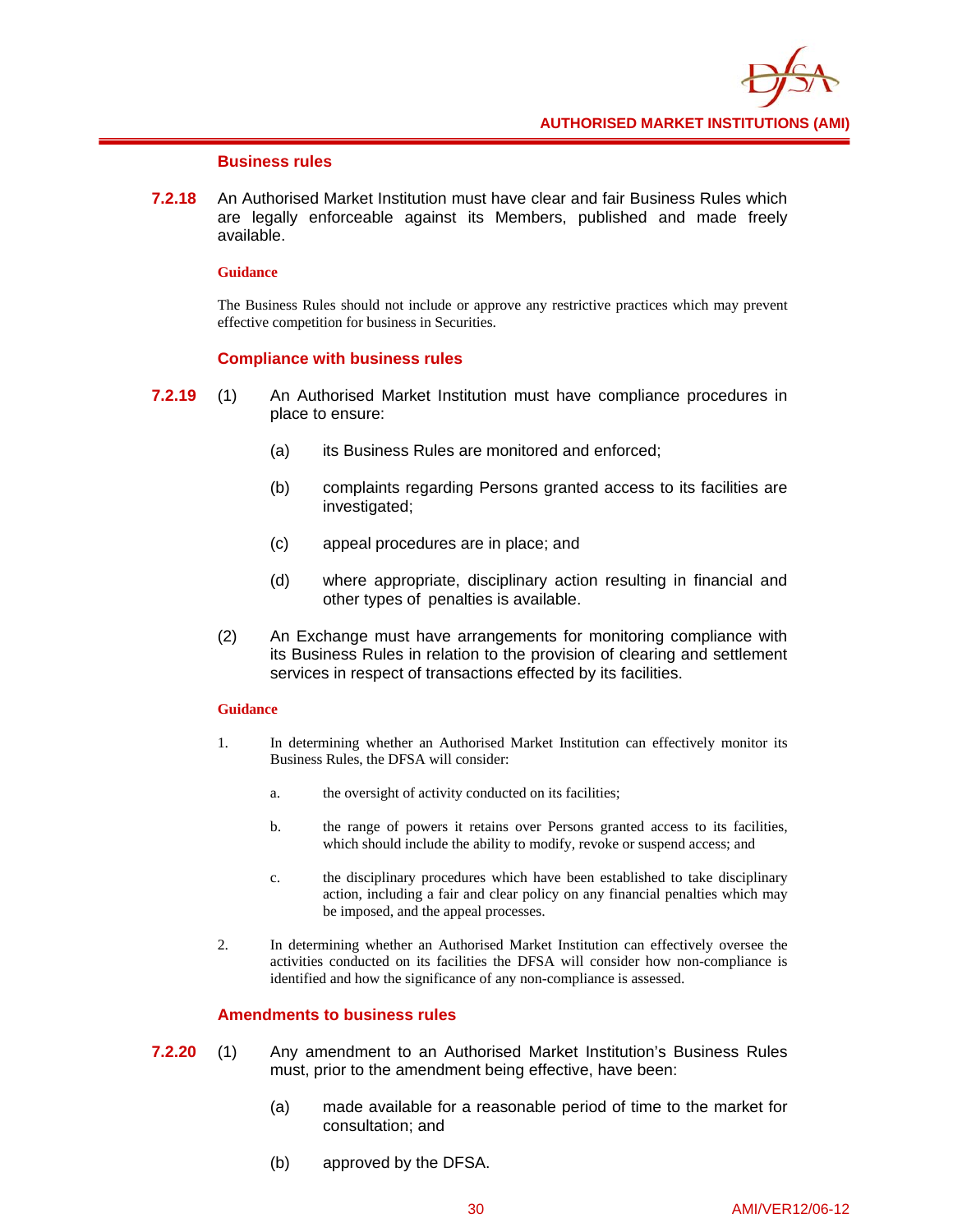#### Business rules

**7.2.18** An Authorised Market Institution must have clear and fair Business Rules which are legally enforceable against its Members, published and made freely available.

**Guidance**

The Business Rules should not include or approve any restrictive practices which may prevent effective competition for business in Securities.

#### Compliance with business rules

**7.2.19** (1) An Authorised Market Institution must have compliance procedures in place to ensure:

(a) its Business Rules are monitored and enforced;

(b) complaints regarding Persons granted access to its facilities are investigated;

(c) appeal procedures are in place; and

(d) where appropriate, disciplinary action resulting in financial and other types of penalties is available.

(2) An Exchange must have arrangements for monitoring compliance with its Business Rules in relation to the provision of clearing and settlement services in respect of transactions effected by its facilities.

**Guidance**

1. In determining whether an Authorised Market Institution can effectively monitor its Business Rules, the DFSA will consider:

   a. the oversight of activity conducted on its facilities;

   b. the range of powers it retains over Persons granted access to its facilities, which should include the ability to modify, revoke or suspend access; and

   c. the disciplinary procedures which have been established to take disciplinary action, including a fair and clear policy on any financial penalties which may be imposed, and the appeal processes.

2. In determining whether an Authorised Market Institution can effectively oversee the activities conducted on its facilities the DFSA will consider how non-compliance is identified and how the significance of any non-compliance is assessed.

#### Amendments to business rules

**7.2.20** (1) Any amendment to an Authorised Market Institution's Business Rules must, prior to the amendment being effective, have been:

(a) made available for a reasonable period of time to the market for consultation; and

(b) approved by the DFSA.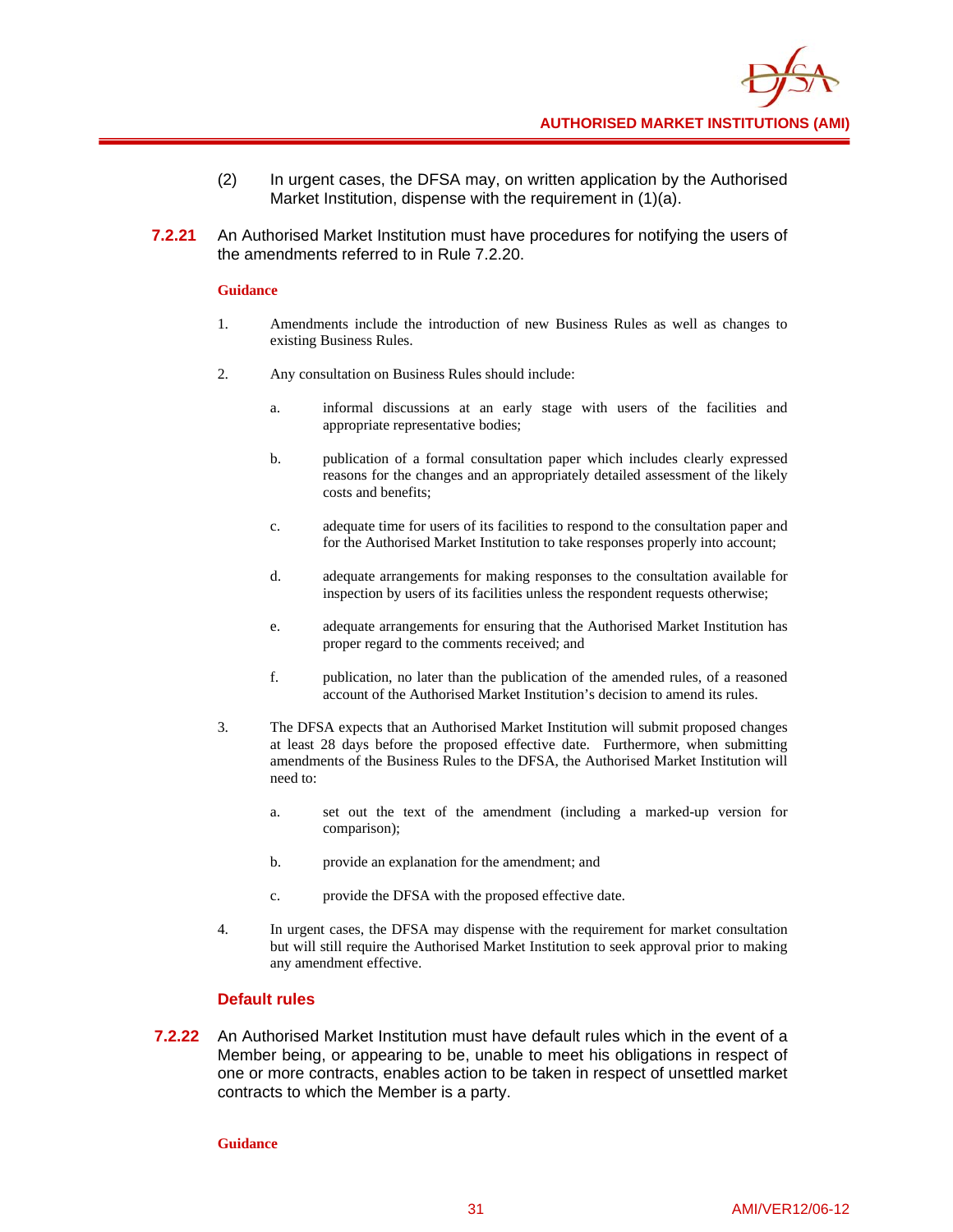(2) In urgent cases, the DFSA may, on written application by the Authorised Market Institution, dispense with the requirement in (1)(a).

**7.2.21** An Authorised Market Institution must have procedures for notifying the users of the amendments referred to in Rule 7.2.20.

**Guidance**

1. Amendments include the introduction of new Business Rules as well as changes to existing Business Rules.

2. Any consultation on Business Rules should include:

   a. informal discussions at an early stage with users of the facilities and appropriate representative bodies;

   b. publication of a formal consultation paper which includes clearly expressed reasons for the changes and an appropriately detailed assessment of the likely costs and benefits;

   c. adequate time for users of its facilities to respond to the consultation paper and for the Authorised Market Institution to take responses properly into account;

   d. adequate arrangements for making responses to the consultation available for inspection by users of its facilities unless the respondent requests otherwise;

   e. adequate arrangements for ensuring that the Authorised Market Institution has proper regard to the comments received; and

   f. publication, no later than the publication of the amended rules, of a reasoned account of the Authorised Market Institution's decision to amend its rules.

3. The DFSA expects that an Authorised Market Institution will submit proposed changes at least 28 days before the proposed effective date. Furthermore, when submitting amendments of the Business Rules to the DFSA, the Authorised Market Institution will need to:

   a. set out the text of the amendment (including a marked-up version for comparison);

   b. provide an explanation for the amendment; and

   c. provide the DFSA with the proposed effective date.

4. In urgent cases, the DFSA may dispense with the requirement for market consultation but will still require the Authorised Market Institution to seek approval prior to making any amendment effective.

### Default rules

**7.2.22** An Authorised Market Institution must have default rules which in the event of a Member being, or appearing to be, unable to meet his obligations in respect of one or more contracts, enables action to be taken in respect of unsettled market contracts to which the Member is a party.

**Guidance**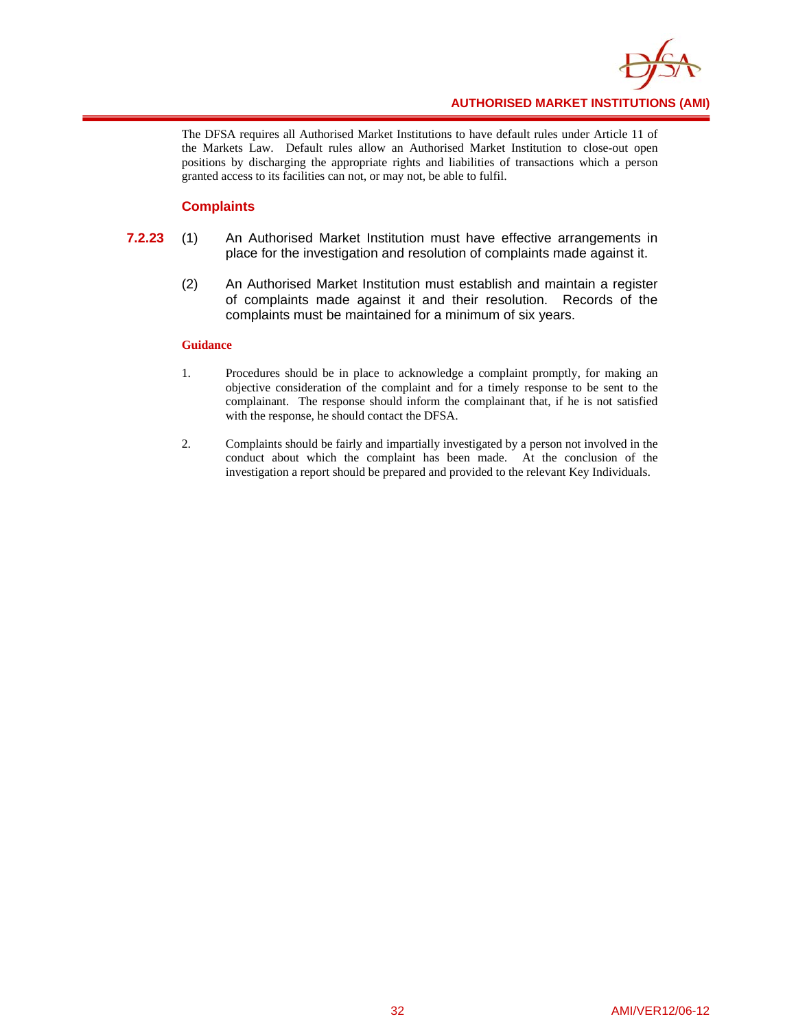The DFSA requires all Authorised Market Institutions to have default rules under Article 11 of the Markets Law. Default rules allow an Authorised Market Institution to close-out open positions by discharging the appropriate rights and liabilities of transactions which a person granted access to its facilities can not, or may not, be able to fulfil.

### Complaints

**7.2.23** (1) An Authorised Market Institution must have effective arrangements in place for the investigation and resolution of complaints made against it.

(2) An Authorised Market Institution must establish and maintain a register of complaints made against it and their resolution. Records of the complaints must be maintained for a minimum of six years.

**Guidance**

1. Procedures should be in place to acknowledge a complaint promptly, for making an objective consideration of the complaint and for a timely response to be sent to the complainant. The response should inform the complainant that, if he is not satisfied with the response, he should contact the DFSA.

2. Complaints should be fairly and impartially investigated by a person not involved in the conduct about which the complaint has been made. At the conclusion of the investigation a report should be prepared and provided to the relevant Key Individuals.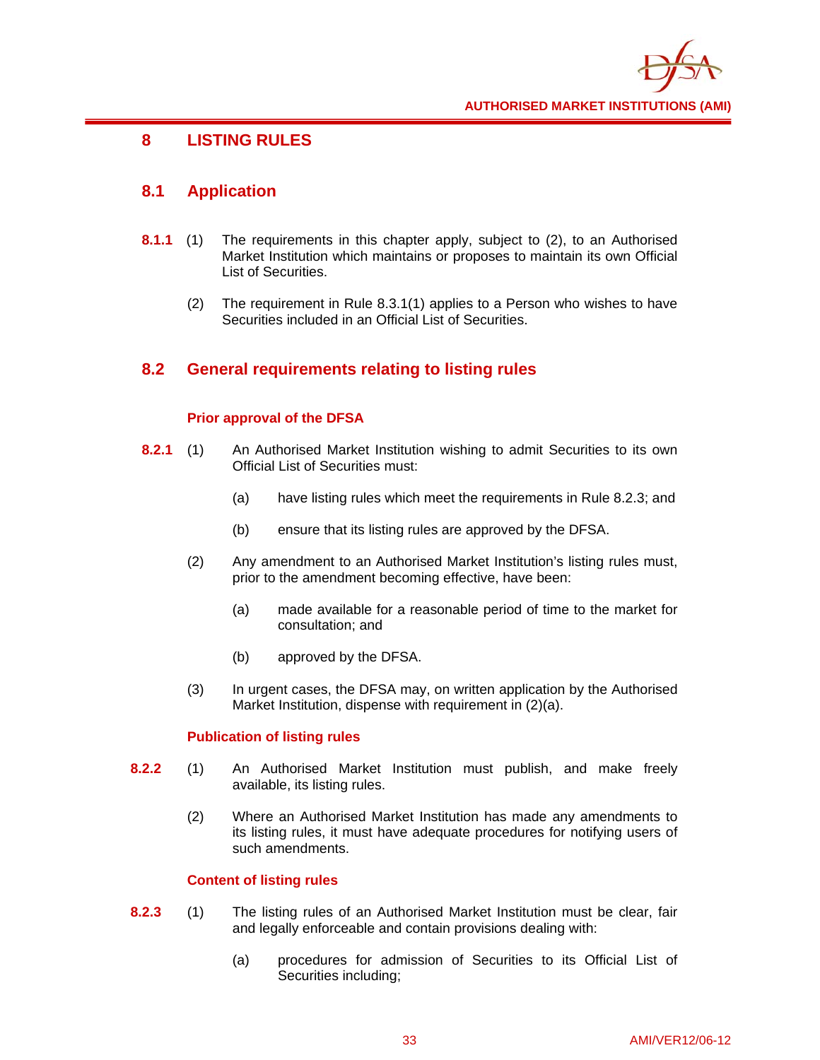# 8 LISTING RULES

## 8.1 Application

**8.1.1** (1) The requirements in this chapter apply, subject to (2), to an Authorised Market Institution which maintains or proposes to maintain its own Official List of Securities.

(2) The requirement in Rule 8.3.1(1) applies to a Person who wishes to have Securities included in an Official List of Securities.

## 8.2 General requirements relating to listing rules

### Prior approval of the DFSA

**8.2.1** (1) An Authorised Market Institution wishing to admit Securities to its own Official List of Securities must:

(a) have listing rules which meet the requirements in Rule 8.2.3; and

(b) ensure that its listing rules are approved by the DFSA.

(2) Any amendment to an Authorised Market Institution's listing rules must, prior to the amendment becoming effective, have been:

(a) made available for a reasonable period of time to the market for consultation; and

(b) approved by the DFSA.

(3) In urgent cases, the DFSA may, on written application by the Authorised Market Institution, dispense with requirement in (2)(a).

### Publication of listing rules

**8.2.2** (1) An Authorised Market Institution must publish, and make freely available, its listing rules.

(2) Where an Authorised Market Institution has made any amendments to its listing rules, it must have adequate procedures for notifying users of such amendments.

### Content of listing rules

**8.2.3** (1) The listing rules of an Authorised Market Institution must be clear, fair and legally enforceable and contain provisions dealing with:

(a) procedures for admission of Securities to its Official List of Securities including;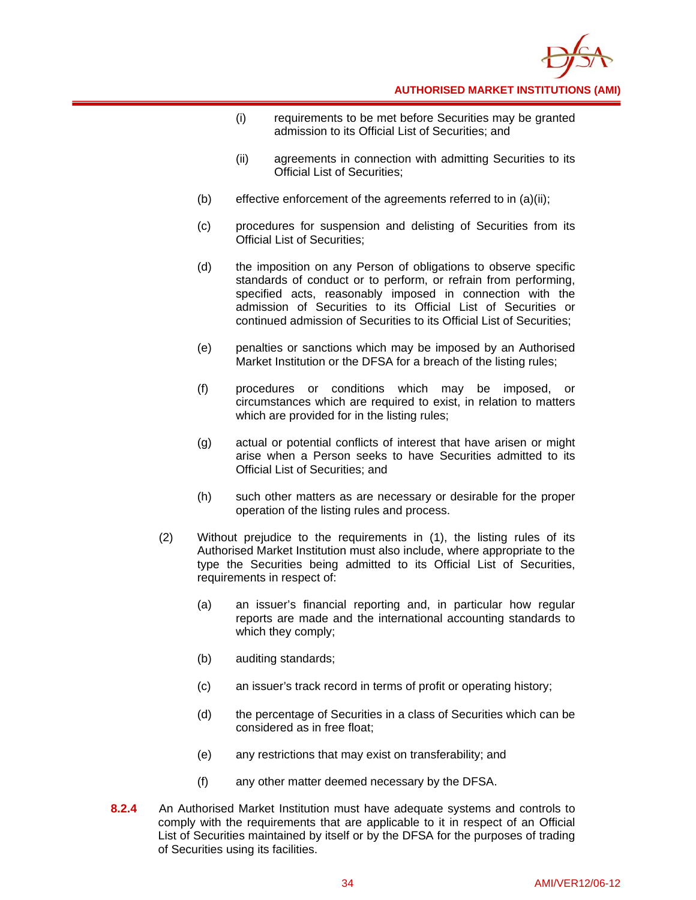(i) requirements to be met before Securities may be granted admission to its Official List of Securities; and

(ii) agreements in connection with admitting Securities to its Official List of Securities;

(b) effective enforcement of the agreements referred to in (a)(ii);

(c) procedures for suspension and delisting of Securities from its Official List of Securities;

(d) the imposition on any Person of obligations to observe specific standards of conduct or to perform, or refrain from performing, specified acts, reasonably imposed in connection with the admission of Securities to its Official List of Securities or continued admission of Securities to its Official List of Securities;

(e) penalties or sanctions which may be imposed by an Authorised Market Institution or the DFSA for a breach of the listing rules;

(f) procedures or conditions which may be imposed, or circumstances which are required to exist, in relation to matters which are provided for in the listing rules;

(g) actual or potential conflicts of interest that have arisen or might arise when a Person seeks to have Securities admitted to its Official List of Securities; and

(h) such other matters as are necessary or desirable for the proper operation of the listing rules and process.

(2) Without prejudice to the requirements in (1), the listing rules of its Authorised Market Institution must also include, where appropriate to the type the Securities being admitted to its Official List of Securities, requirements in respect of:

(a) an issuer's financial reporting and, in particular how regular reports are made and the international accounting standards to which they comply;

(b) auditing standards;

(c) an issuer's track record in terms of profit or operating history;

(d) the percentage of Securities in a class of Securities which can be considered as in free float;

(e) any restrictions that may exist on transferability; and

(f) any other matter deemed necessary by the DFSA.

**8.2.4** An Authorised Market Institution must have adequate systems and controls to comply with the requirements that are applicable to it in respect of an Official List of Securities maintained by itself or by the DFSA for the purposes of trading of Securities using its facilities.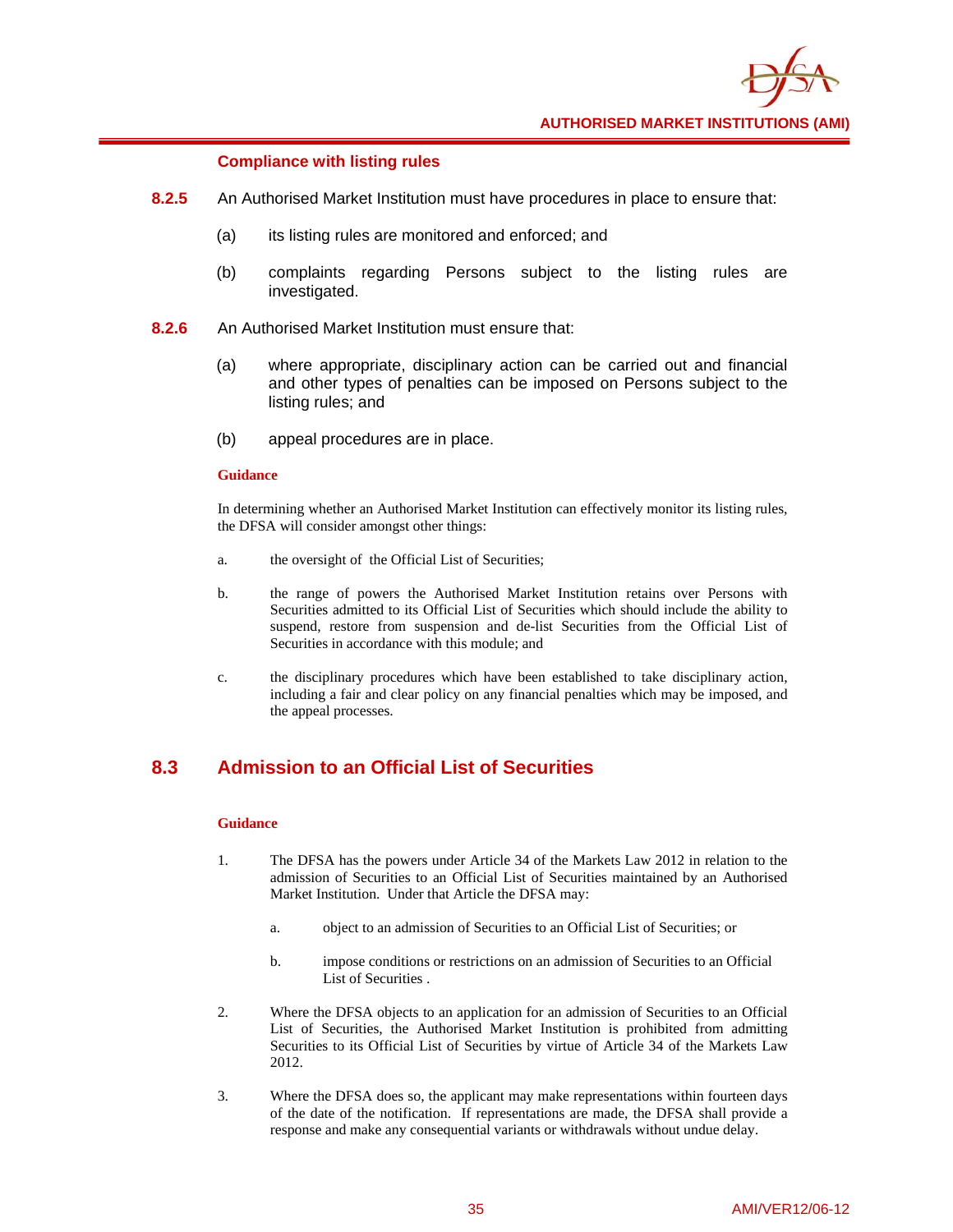### Compliance with listing rules

**8.2.5** An Authorised Market Institution must have procedures in place to ensure that:

(a) its listing rules are monitored and enforced; and

(b) complaints regarding Persons subject to the listing rules are investigated.

**8.2.6** An Authorised Market Institution must ensure that:

(a) where appropriate, disciplinary action can be carried out and financial and other types of penalties can be imposed on Persons subject to the listing rules; and

(b) appeal procedures are in place.

**Guidance**

In determining whether an Authorised Market Institution can effectively monitor its listing rules, the DFSA will consider amongst other things:

a. the oversight of the Official List of Securities;

b. the range of powers the Authorised Market Institution retains over Persons with Securities admitted to its Official List of Securities which should include the ability to suspend, restore from suspension and de-list Securities from the Official List of Securities in accordance with this module; and

c. the disciplinary procedures which have been established to take disciplinary action, including a fair and clear policy on any financial penalties which may be imposed, and the appeal processes.

## 8.3 Admission to an Official List of Securities

**Guidance**

1. The DFSA has the powers under Article 34 of the Markets Law 2012 in relation to the admission of Securities to an Official List of Securities maintained by an Authorised Market Institution. Under that Article the DFSA may:

   a. object to an admission of Securities to an Official List of Securities; or

   b. impose conditions or restrictions on an admission of Securities to an Official List of Securities .

2. Where the DFSA objects to an application for an admission of Securities to an Official List of Securities, the Authorised Market Institution is prohibited from admitting Securities to its Official List of Securities by virtue of Article 34 of the Markets Law 2012.

3. Where the DFSA does so, the applicant may make representations within fourteen days of the date of the notification. If representations are made, the DFSA shall provide a response and make any consequential variants or withdrawals without undue delay.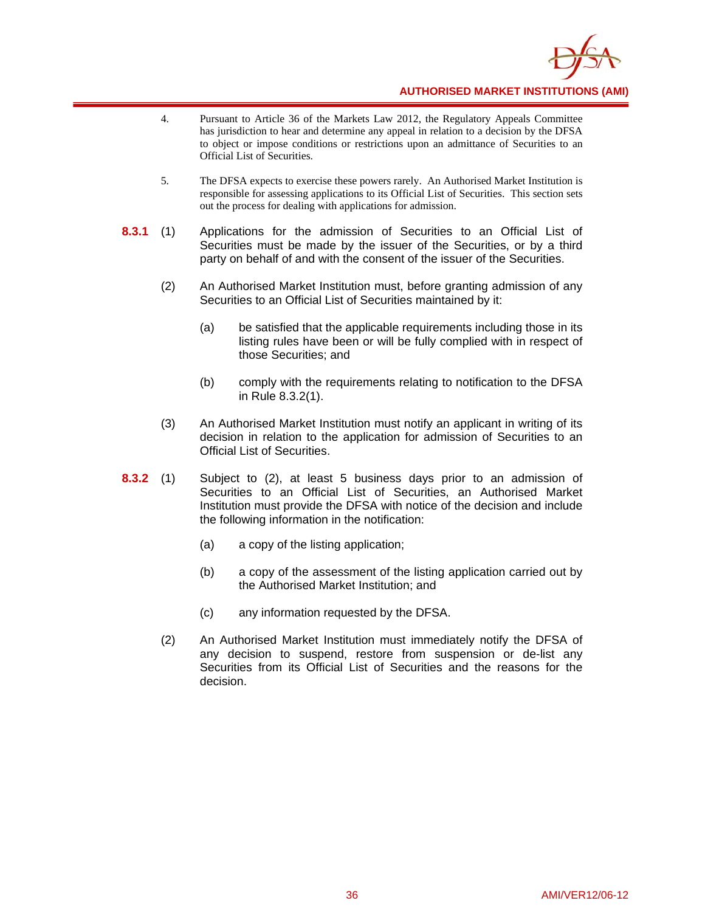4. Pursuant to Article 36 of the Markets Law 2012, the Regulatory Appeals Committee has jurisdiction to hear and determine any appeal in relation to a decision by the DFSA to object or impose conditions or restrictions upon an admittance of Securities to an Official List of Securities.

5. The DFSA expects to exercise these powers rarely. An Authorised Market Institution is responsible for assessing applications to its Official List of Securities. This section sets out the process for dealing with applications for admission.

**8.3.1** (1) Applications for the admission of Securities to an Official List of Securities must be made by the issuer of the Securities, or by a third party on behalf of and with the consent of the issuer of the Securities.

(2) An Authorised Market Institution must, before granting admission of any Securities to an Official List of Securities maintained by it:

(a) be satisfied that the applicable requirements including those in its listing rules have been or will be fully complied with in respect of those Securities; and

(b) comply with the requirements relating to notification to the DFSA in Rule 8.3.2(1).

(3) An Authorised Market Institution must notify an applicant in writing of its decision in relation to the application for admission of Securities to an Official List of Securities.

**8.3.2** (1) Subject to (2), at least 5 business days prior to an admission of Securities to an Official List of Securities, an Authorised Market Institution must provide the DFSA with notice of the decision and include the following information in the notification:

(a) a copy of the listing application;

(b) a copy of the assessment of the listing application carried out by the Authorised Market Institution; and

(c) any information requested by the DFSA.

(2) An Authorised Market Institution must immediately notify the DFSA of any decision to suspend, restore from suspension or de-list any Securities from its Official List of Securities and the reasons for the decision.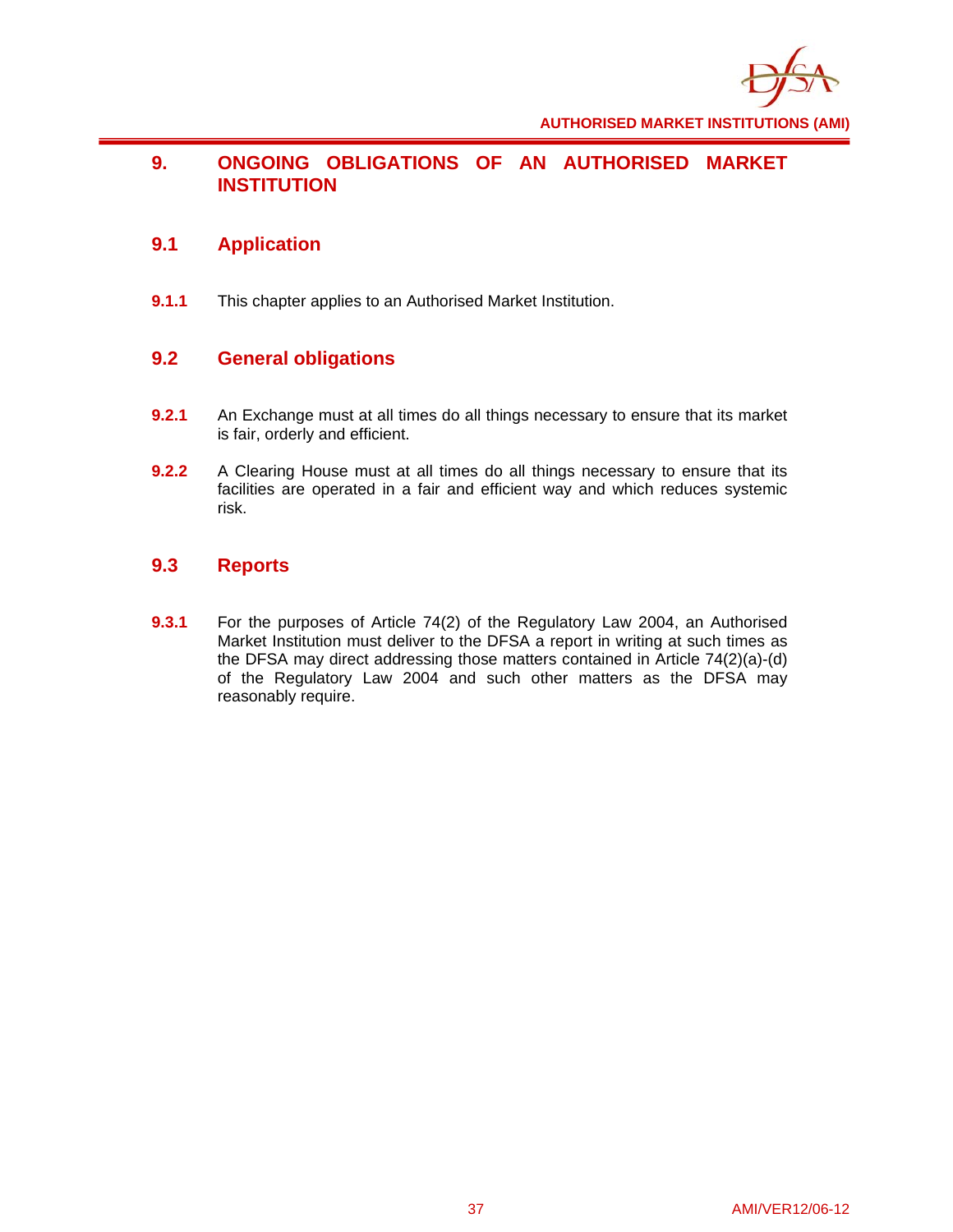# 9. ONGOING OBLIGATIONS OF AN AUTHORISED MARKET INSTITUTION

## 9.1 Application

**9.1.1** This chapter applies to an Authorised Market Institution.

## 9.2 General obligations

**9.2.1** An Exchange must at all times do all things necessary to ensure that its market is fair, orderly and efficient.

**9.2.2** A Clearing House must at all times do all things necessary to ensure that its facilities are operated in a fair and efficient way and which reduces systemic risk.

## 9.3 Reports

**9.3.1** For the purposes of Article 74(2) of the Regulatory Law 2004, an Authorised Market Institution must deliver to the DFSA a report in writing at such times as the DFSA may direct addressing those matters contained in Article 74(2)(a)-(d) of the Regulatory Law 2004 and such other matters as the DFSA may reasonably require.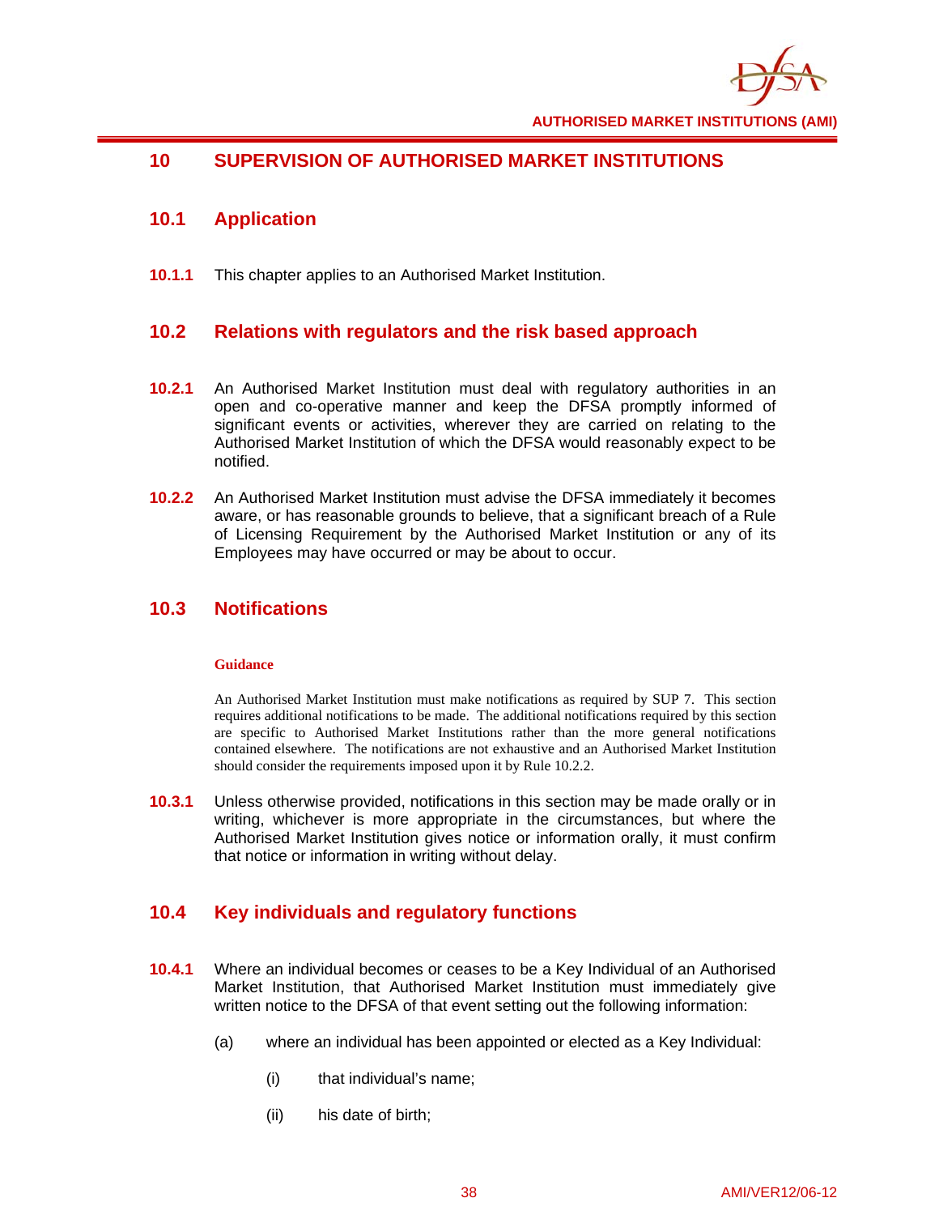## 10 SUPERVISION OF AUTHORISED MARKET INSTITUTIONS

### 10.1 Application

**10.1.1** This chapter applies to an Authorised Market Institution.

### 10.2 Relations with regulators and the risk based approach

**10.2.1** An Authorised Market Institution must deal with regulatory authorities in an open and co-operative manner and keep the DFSA promptly informed of significant events or activities, wherever they are carried on relating to the Authorised Market Institution of which the DFSA would reasonably expect to be notified.

**10.2.2** An Authorised Market Institution must advise the DFSA immediately it becomes aware, or has reasonable grounds to believe, that a significant breach of a Rule of Licensing Requirement by the Authorised Market Institution or any of its Employees may have occurred or may be about to occur.

### 10.3 Notifications

**Guidance**

An Authorised Market Institution must make notifications as required by SUP 7. This section requires additional notifications to be made. The additional notifications required by this section are specific to Authorised Market Institutions rather than the more general notifications contained elsewhere. The notifications are not exhaustive and an Authorised Market Institution should consider the requirements imposed upon it by Rule 10.2.2.

**10.3.1** Unless otherwise provided, notifications in this section may be made orally or in writing, whichever is more appropriate in the circumstances, but where the Authorised Market Institution gives notice or information orally, it must confirm that notice or information in writing without delay.

### 10.4 Key individuals and regulatory functions

**10.4.1** Where an individual becomes or ceases to be a Key Individual of an Authorised Market Institution, that Authorised Market Institution must immediately give written notice to the DFSA of that event setting out the following information:

(a) where an individual has been appointed or elected as a Key Individual:

(i) that individual's name;

(ii) his date of birth;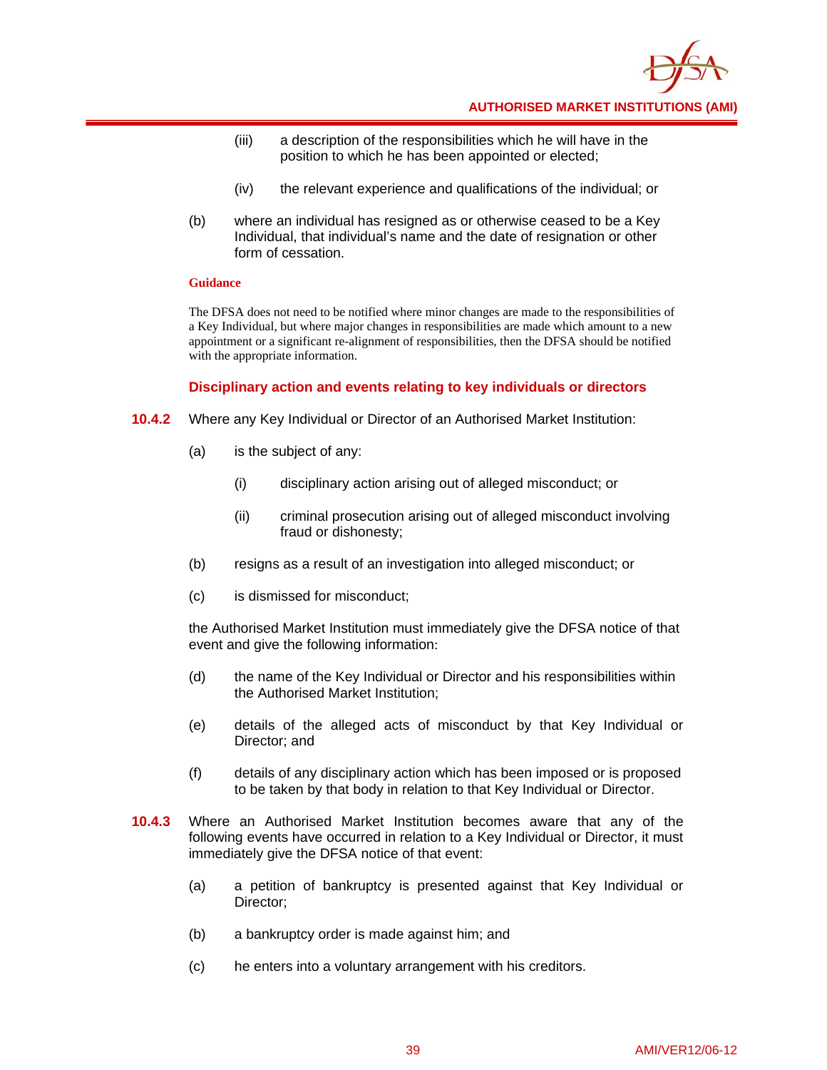(iii) a description of the responsibilities which he will have in the position to which he has been appointed or elected;

(iv) the relevant experience and qualifications of the individual; or

(b) where an individual has resigned as or otherwise ceased to be a Key Individual, that individual's name and the date of resignation or other form of cessation.

**Guidance**

The DFSA does not need to be notified where minor changes are made to the responsibilities of a Key Individual, but where major changes in responsibilities are made which amount to a new appointment or a significant re-alignment of responsibilities, then the DFSA should be notified with the appropriate information.

### Disciplinary action and events relating to key individuals or directors

**10.4.2** Where any Key Individual or Director of an Authorised Market Institution:

(a) is the subject of any:

(i) disciplinary action arising out of alleged misconduct; or

(ii) criminal prosecution arising out of alleged misconduct involving fraud or dishonesty;

(b) resigns as a result of an investigation into alleged misconduct; or

(c) is dismissed for misconduct;

the Authorised Market Institution must immediately give the DFSA notice of that event and give the following information:

(d) the name of the Key Individual or Director and his responsibilities within the Authorised Market Institution;

(e) details of the alleged acts of misconduct by that Key Individual or Director; and

(f) details of any disciplinary action which has been imposed or is proposed to be taken by that body in relation to that Key Individual or Director.

**10.4.3** Where an Authorised Market Institution becomes aware that any of the following events have occurred in relation to a Key Individual or Director, it must immediately give the DFSA notice of that event:

(a) a petition of bankruptcy is presented against that Key Individual or Director;

(b) a bankruptcy order is made against him; and

(c) he enters into a voluntary arrangement with his creditors.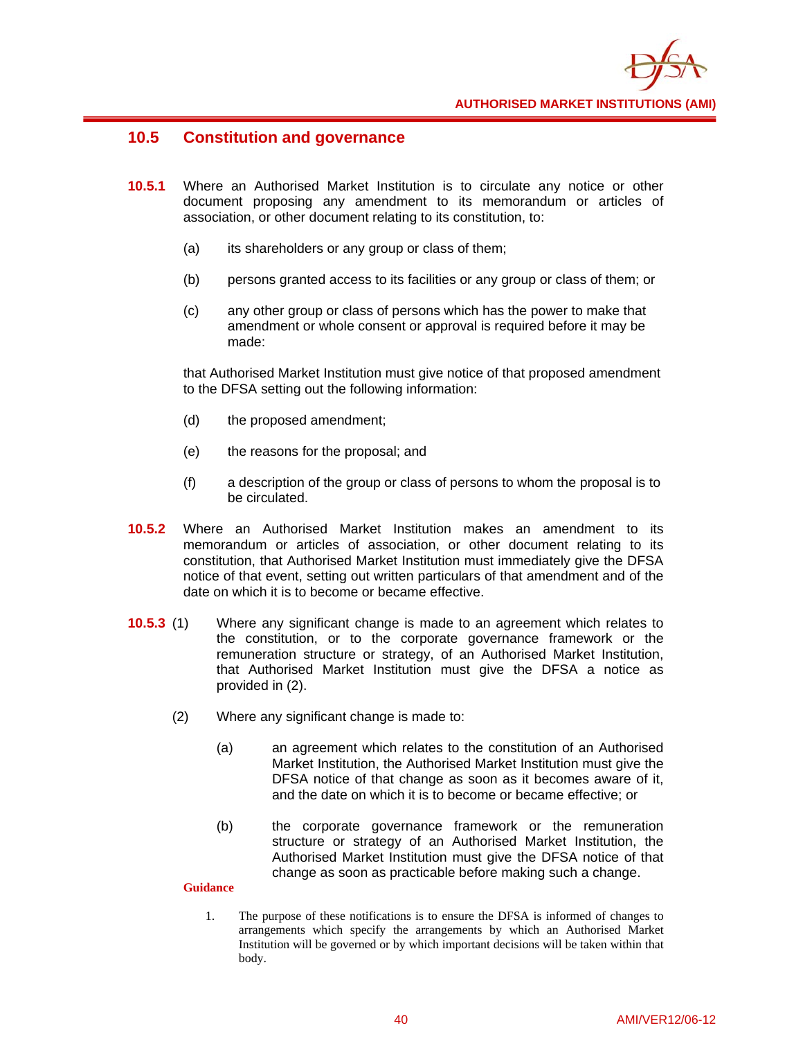## 10.5 Constitution and governance

**10.5.1** Where an Authorised Market Institution is to circulate any notice or other document proposing any amendment to its memorandum or articles of association, or other document relating to its constitution, to:

(a) its shareholders or any group or class of them;

(b) persons granted access to its facilities or any group or class of them; or

(c) any other group or class of persons which has the power to make that amendment or whole consent or approval is required before it may be made:

that Authorised Market Institution must give notice of that proposed amendment to the DFSA setting out the following information:

(d) the proposed amendment;

(e) the reasons for the proposal; and

(f) a description of the group or class of persons to whom the proposal is to be circulated.

**10.5.2** Where an Authorised Market Institution makes an amendment to its memorandum or articles of association, or other document relating to its constitution, that Authorised Market Institution must immediately give the DFSA notice of that event, setting out written particulars of that amendment and of the date on which it is to become or became effective.

**10.5.3** (1) Where any significant change is made to an agreement which relates to the constitution, or to the corporate governance framework or the remuneration structure or strategy, of an Authorised Market Institution, that Authorised Market Institution must give the DFSA a notice as provided in (2).

(2) Where any significant change is made to:

(a) an agreement which relates to the constitution of an Authorised Market Institution, the Authorised Market Institution must give the DFSA notice of that change as soon as it becomes aware of it, and the date on which it is to become or became effective; or

(b) the corporate governance framework or the remuneration structure or strategy of an Authorised Market Institution, the Authorised Market Institution must give the DFSA notice of that change as soon as practicable before making such a change.

**Guidance**

1. The purpose of these notifications is to ensure the DFSA is informed of changes to arrangements which specify the arrangements by which an Authorised Market Institution will be governed or by which important decisions will be taken within that body.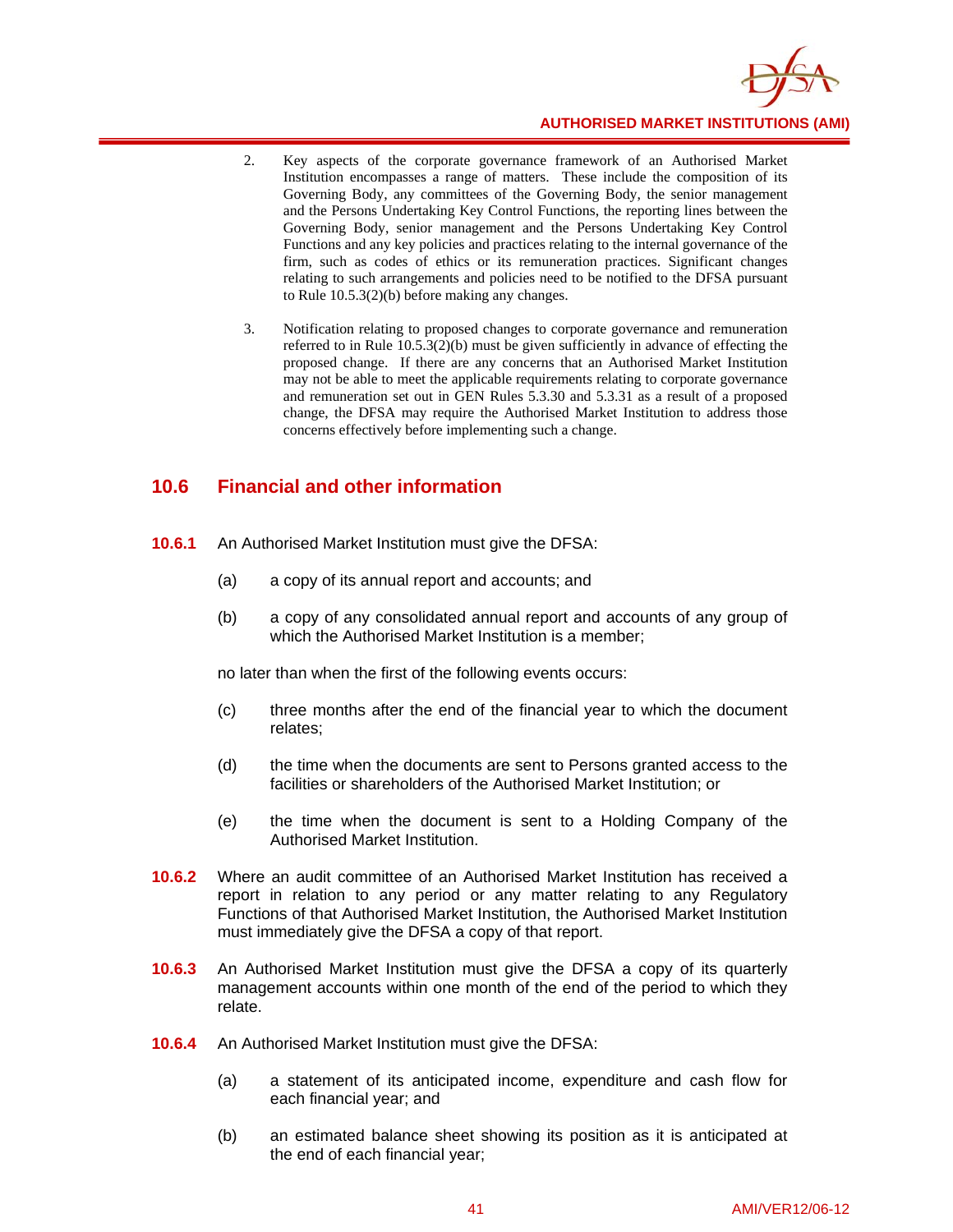2. Key aspects of the corporate governance framework of an Authorised Market Institution encompasses a range of matters. These include the composition of its Governing Body, any committees of the Governing Body, the senior management and the Persons Undertaking Key Control Functions, the reporting lines between the Governing Body, senior management and the Persons Undertaking Key Control Functions and any key policies and practices relating to the internal governance of the firm, such as codes of ethics or its remuneration practices. Significant changes relating to such arrangements and policies need to be notified to the DFSA pursuant to Rule 10.5.3(2)(b) before making any changes.

3. Notification relating to proposed changes to corporate governance and remuneration referred to in Rule 10.5.3(2)(b) must be given sufficiently in advance of effecting the proposed change. If there are any concerns that an Authorised Market Institution may not be able to meet the applicable requirements relating to corporate governance and remuneration set out in GEN Rules 5.3.30 and 5.3.31 as a result of a proposed change, the DFSA may require the Authorised Market Institution to address those concerns effectively before implementing such a change.

## 10.6 Financial and other information

**10.6.1** An Authorised Market Institution must give the DFSA:

(a) a copy of its annual report and accounts; and

(b) a copy of any consolidated annual report and accounts of any group of which the Authorised Market Institution is a member;

no later than when the first of the following events occurs:

(c) three months after the end of the financial year to which the document relates;

(d) the time when the documents are sent to Persons granted access to the facilities or shareholders of the Authorised Market Institution; or

(e) the time when the document is sent to a Holding Company of the Authorised Market Institution.

**10.6.2** Where an audit committee of an Authorised Market Institution has received a report in relation to any period or any matter relating to any Regulatory Functions of that Authorised Market Institution, the Authorised Market Institution must immediately give the DFSA a copy of that report.

**10.6.3** An Authorised Market Institution must give the DFSA a copy of its quarterly management accounts within one month of the end of the period to which they relate.

**10.6.4** An Authorised Market Institution must give the DFSA:

(a) a statement of its anticipated income, expenditure and cash flow for each financial year; and

(b) an estimated balance sheet showing its position as it is anticipated at the end of each financial year;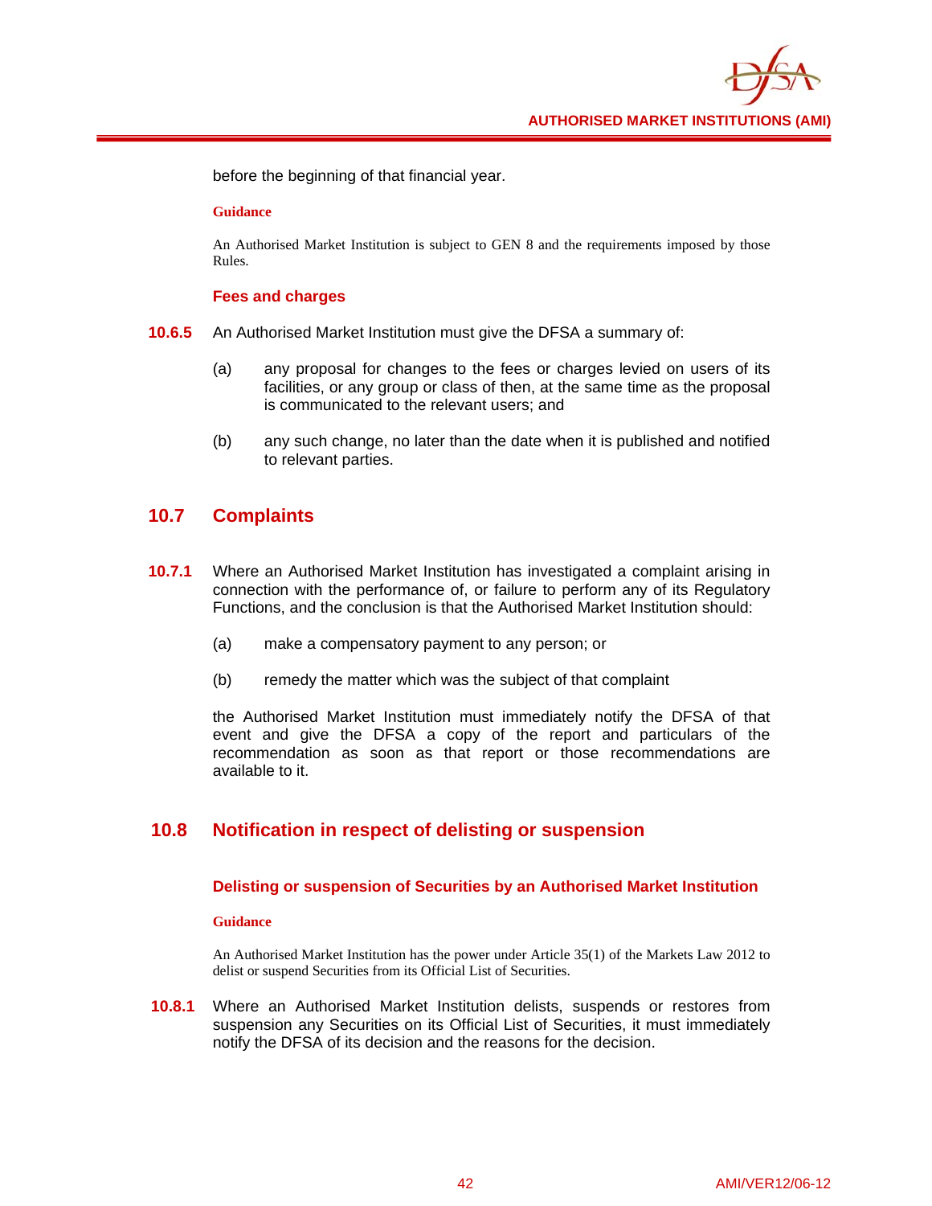before the beginning of that financial year.

**Guidance**

An Authorised Market Institution is subject to GEN 8 and the requirements imposed by those Rules.

### Fees and charges

**10.6.5** An Authorised Market Institution must give the DFSA a summary of:

(a) any proposal for changes to the fees or charges levied on users of its facilities, or any group or class of then, at the same time as the proposal is communicated to the relevant users; and

(b) any such change, no later than the date when it is published and notified to relevant parties.

## 10.7 Complaints

**10.7.1** Where an Authorised Market Institution has investigated a complaint arising in connection with the performance of, or failure to perform any of its Regulatory Functions, and the conclusion is that the Authorised Market Institution should:

(a) make a compensatory payment to any person; or

(b) remedy the matter which was the subject of that complaint

the Authorised Market Institution must immediately notify the DFSA of that event and give the DFSA a copy of the report and particulars of the recommendation as soon as that report or those recommendations are available to it.

## 10.8 Notification in respect of delisting or suspension

### Delisting or suspension of Securities by an Authorised Market Institution

**Guidance**

An Authorised Market Institution has the power under Article 35(1) of the Markets Law 2012 to delist or suspend Securities from its Official List of Securities.

**10.8.1** Where an Authorised Market Institution delists, suspends or restores from suspension any Securities on its Official List of Securities, it must immediately notify the DFSA of its decision and the reasons for the decision.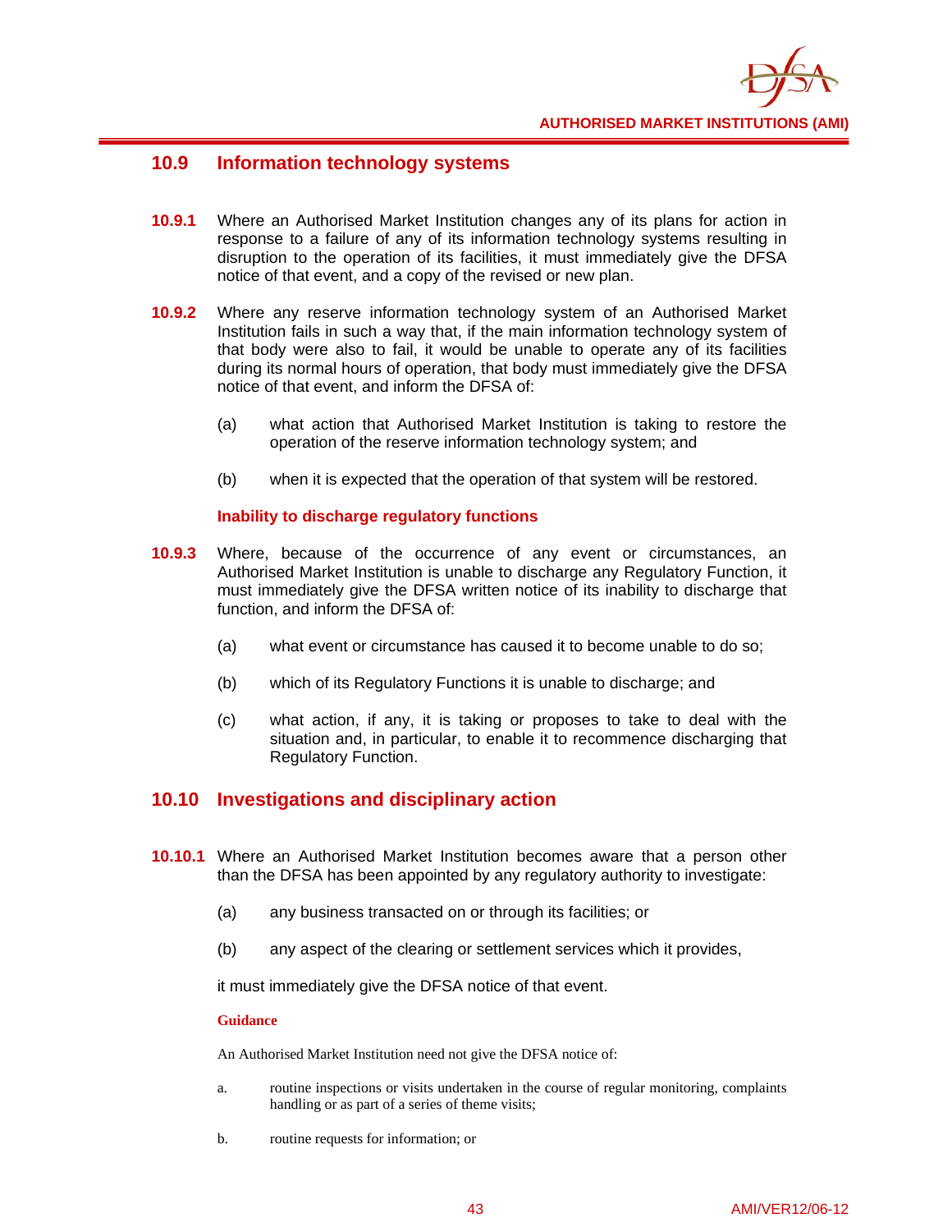## 10.9 Information technology systems

**10.9.1** Where an Authorised Market Institution changes any of its plans for action in response to a failure of any of its information technology systems resulting in disruption to the operation of its facilities, it must immediately give the DFSA notice of that event, and a copy of the revised or new plan.

**10.9.2** Where any reserve information technology system of an Authorised Market Institution fails in such a way that, if the main information technology system of that body were also to fail, it would be unable to operate any of its facilities during its normal hours of operation, that body must immediately give the DFSA notice of that event, and inform the DFSA of:

(a) what action that Authorised Market Institution is taking to restore the operation of the reserve information technology system; and

(b) when it is expected that the operation of that system will be restored.

### Inability to discharge regulatory functions

**10.9.3** Where, because of the occurrence of any event or circumstances, an Authorised Market Institution is unable to discharge any Regulatory Function, it must immediately give the DFSA written notice of its inability to discharge that function, and inform the DFSA of:

(a) what event or circumstance has caused it to become unable to do so;

(b) which of its Regulatory Functions it is unable to discharge; and

(c) what action, if any, it is taking or proposes to take to deal with the situation and, in particular, to enable it to recommence discharging that Regulatory Function.

## 10.10 Investigations and disciplinary action

**10.10.1** Where an Authorised Market Institution becomes aware that a person other than the DFSA has been appointed by any regulatory authority to investigate:

(a) any business transacted on or through its facilities; or

(b) any aspect of the clearing or settlement services which it provides,

it must immediately give the DFSA notice of that event.

**Guidance**

An Authorised Market Institution need not give the DFSA notice of:

a. routine inspections or visits undertaken in the course of regular monitoring, complaints handling or as part of a series of theme visits;

b. routine requests for information; or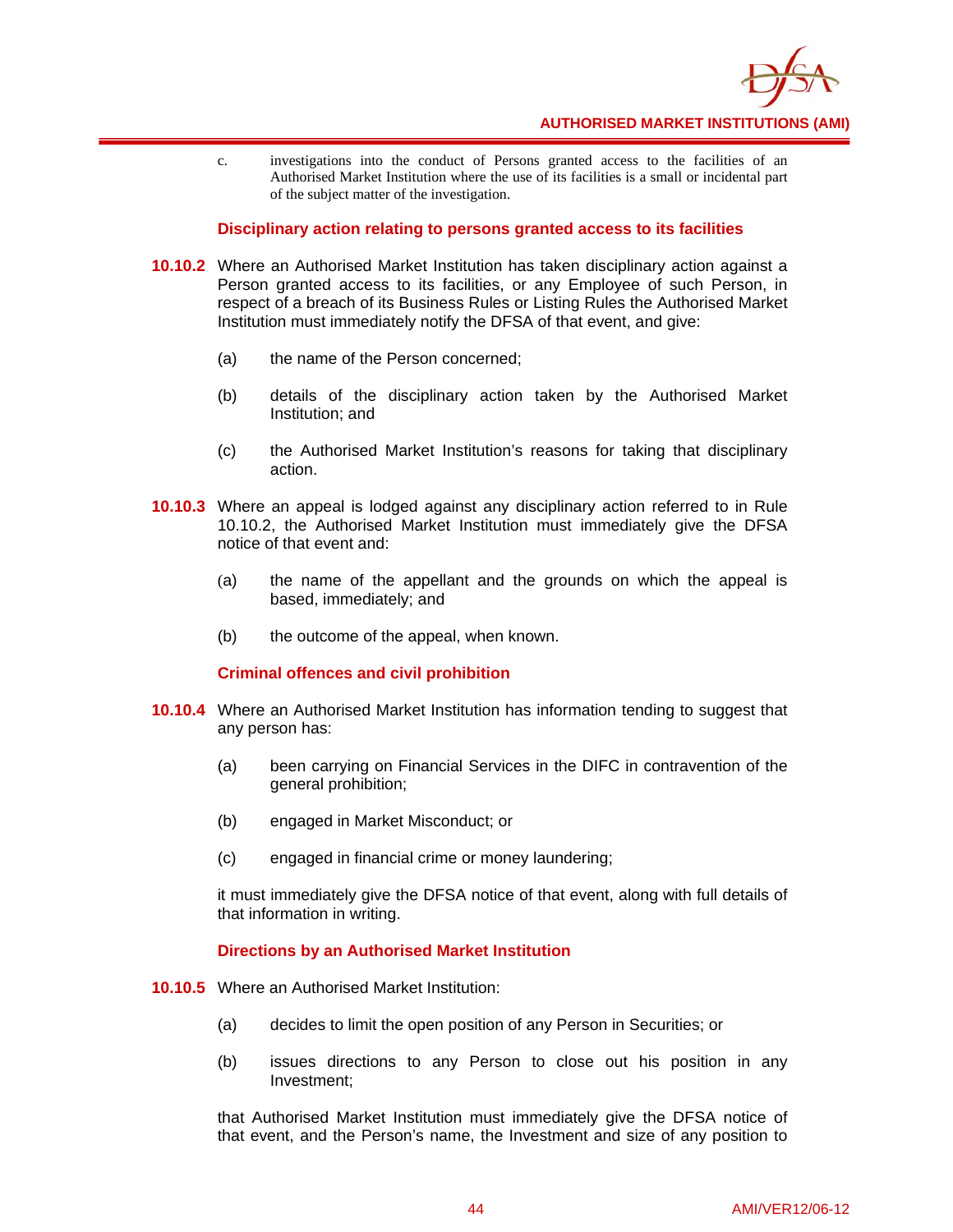c. investigations into the conduct of Persons granted access to the facilities of an Authorised Market Institution where the use of its facilities is a small or incidental part of the subject matter of the investigation.

### Disciplinary action relating to persons granted access to its facilities

**10.10.2** Where an Authorised Market Institution has taken disciplinary action against a Person granted access to its facilities, or any Employee of such Person, in respect of a breach of its Business Rules or Listing Rules the Authorised Market Institution must immediately notify the DFSA of that event, and give:

(a) the name of the Person concerned;

(b) details of the disciplinary action taken by the Authorised Market Institution; and

(c) the Authorised Market Institution's reasons for taking that disciplinary action.

**10.10.3** Where an appeal is lodged against any disciplinary action referred to in Rule 10.10.2, the Authorised Market Institution must immediately give the DFSA notice of that event and:

(a) the name of the appellant and the grounds on which the appeal is based, immediately; and

(b) the outcome of the appeal, when known.

### Criminal offences and civil prohibition

**10.10.4** Where an Authorised Market Institution has information tending to suggest that any person has:

(a) been carrying on Financial Services in the DIFC in contravention of the general prohibition;

(b) engaged in Market Misconduct; or

(c) engaged in financial crime or money laundering;

it must immediately give the DFSA notice of that event, along with full details of that information in writing.

### Directions by an Authorised Market Institution

**10.10.5** Where an Authorised Market Institution:

(a) decides to limit the open position of any Person in Securities; or

(b) issues directions to any Person to close out his position in any Investment;

that Authorised Market Institution must immediately give the DFSA notice of that event, and the Person's name, the Investment and size of any position to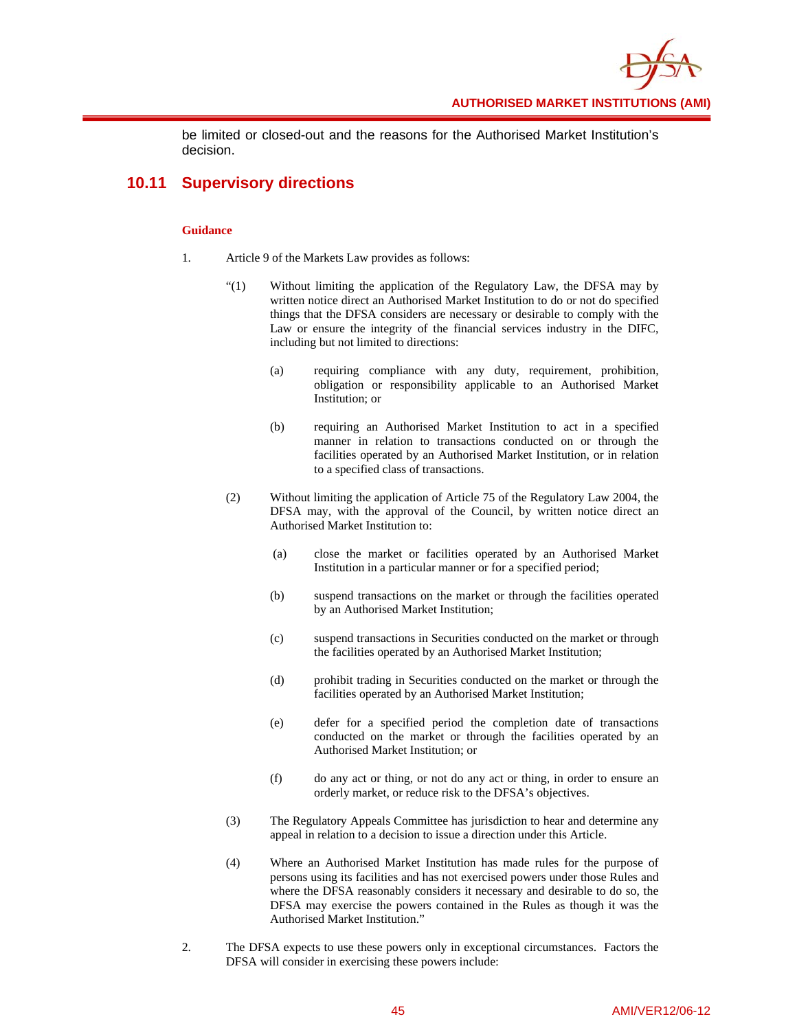be limited or closed-out and the reasons for the Authorised Market Institution's decision.

## 10.11 Supervisory directions

**Guidance**

1. Article 9 of the Markets Law provides as follows:

   "(1) Without limiting the application of the Regulatory Law, the DFSA may by written notice direct an Authorised Market Institution to do or not do specified things that the DFSA considers are necessary or desirable to comply with the Law or ensure the integrity of the financial services industry in the DIFC, including but not limited to directions:

   (a) requiring compliance with any duty, requirement, prohibition, obligation or responsibility applicable to an Authorised Market Institution; or

   (b) requiring an Authorised Market Institution to act in a specified manner in relation to transactions conducted on or through the facilities operated by an Authorised Market Institution, or in relation to a specified class of transactions.

   (2) Without limiting the application of Article 75 of the Regulatory Law 2004, the DFSA may, with the approval of the Council, by written notice direct an Authorised Market Institution to:

   (a) close the market or facilities operated by an Authorised Market Institution in a particular manner or for a specified period;

   (b) suspend transactions on the market or through the facilities operated by an Authorised Market Institution;

   (c) suspend transactions in Securities conducted on the market or through the facilities operated by an Authorised Market Institution;

   (d) prohibit trading in Securities conducted on the market or through the facilities operated by an Authorised Market Institution;

   (e) defer for a specified period the completion date of transactions conducted on the market or through the facilities operated by an Authorised Market Institution; or

   (f) do any act or thing, or not do any act or thing, in order to ensure an orderly market, or reduce risk to the DFSA's objectives.

   (3) The Regulatory Appeals Committee has jurisdiction to hear and determine any appeal in relation to a decision to issue a direction under this Article.

   (4) Where an Authorised Market Institution has made rules for the purpose of persons using its facilities and has not exercised powers under those Rules and where the DFSA reasonably considers it necessary and desirable to do so, the DFSA may exercise the powers contained in the Rules as though it was the Authorised Market Institution."

2. The DFSA expects to use these powers only in exceptional circumstances. Factors the DFSA will consider in exercising these powers include: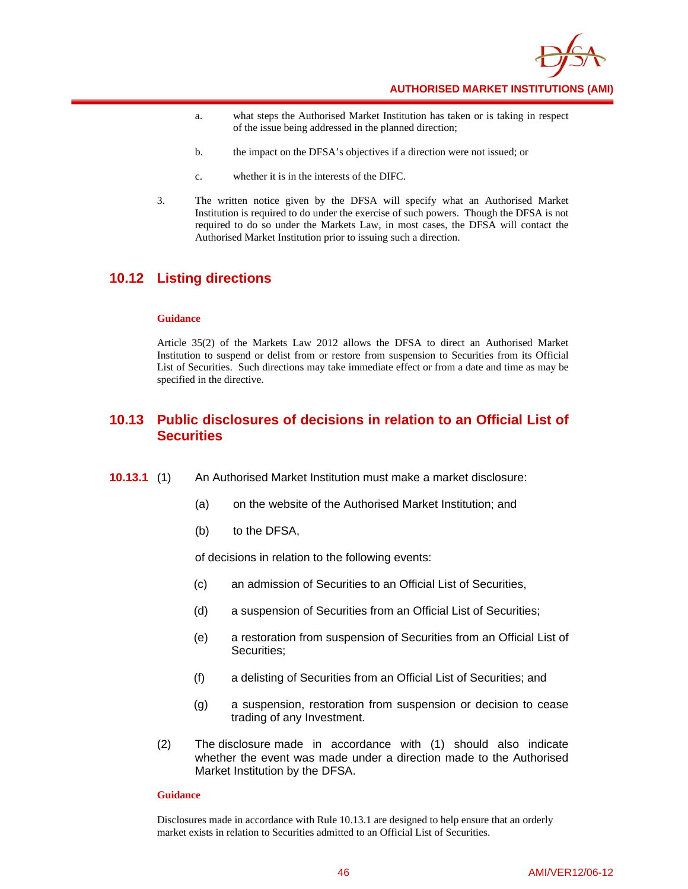a. what steps the Authorised Market Institution has taken or is taking in respect of the issue being addressed in the planned direction;

b. the impact on the DFSA's objectives if a direction were not issued; or

c. whether it is in the interests of the DIFC.

3. The written notice given by the DFSA will specify what an Authorised Market Institution is required to do under the exercise of such powers. Though the DFSA is not required to do so under the Markets Law, in most cases, the DFSA will contact the Authorised Market Institution prior to issuing such a direction.

## 10.12 Listing directions

**Guidance**

Article 35(2) of the Markets Law 2012 allows the DFSA to direct an Authorised Market Institution to suspend or delist from or restore from suspension to Securities from its Official List of Securities. Such directions may take immediate effect or from a date and time as may be specified in the directive.

## 10.13 Public disclosures of decisions in relation to an Official List of Securities

**10.13.1** (1) An Authorised Market Institution must make a market disclosure:

(a) on the website of the Authorised Market Institution; and

(b) to the DFSA,

of decisions in relation to the following events:

(c) an admission of Securities to an Official List of Securities,

(d) a suspension of Securities from an Official List of Securities;

(e) a restoration from suspension of Securities from an Official List of Securities;

(f) a delisting of Securities from an Official List of Securities; and

(g) a suspension, restoration from suspension or decision to cease trading of any Investment.

(2) The disclosure made in accordance with (1) should also indicate whether the event was made under a direction made to the Authorised Market Institution by the DFSA.

**Guidance**

Disclosures made in accordance with Rule 10.13.1 are designed to help ensure that an orderly market exists in relation to Securities admitted to an Official List of Securities.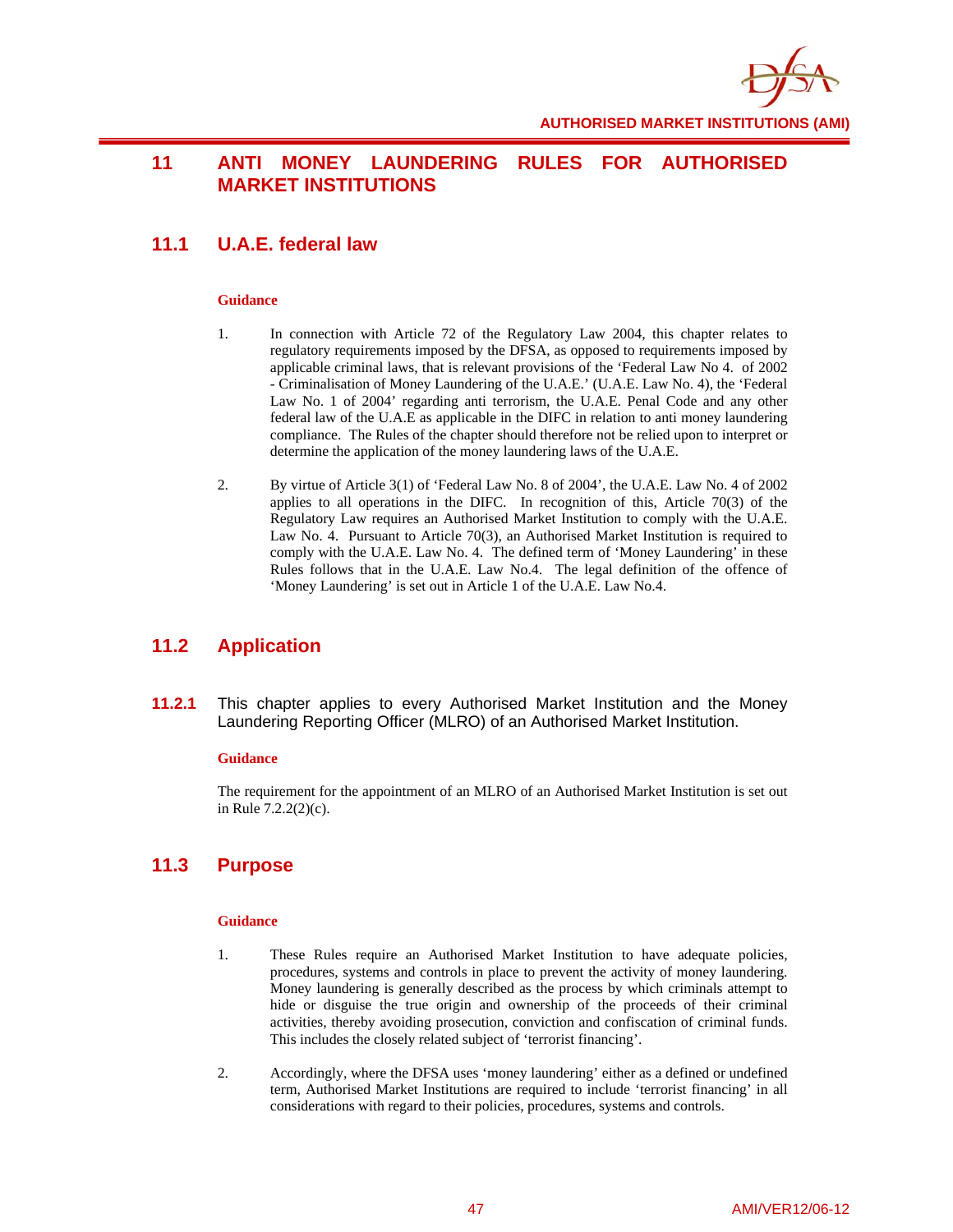# 11 ANTI MONEY LAUNDERING RULES FOR AUTHORISED MARKET INSTITUTIONS

## 11.1 U.A.E. federal law

**Guidance**

1. In connection with Article 72 of the Regulatory Law 2004, this chapter relates to regulatory requirements imposed by the DFSA, as opposed to requirements imposed by applicable criminal laws, that is relevant provisions of the 'Federal Law No 4. of 2002 - Criminalisation of Money Laundering of the U.A.E.' (U.A.E. Law No. 4), the 'Federal Law No. 1 of 2004' regarding anti terrorism, the U.A.E. Penal Code and any other federal law of the U.A.E as applicable in the DIFC in relation to anti money laundering compliance. The Rules of the chapter should therefore not be relied upon to interpret or determine the application of the money laundering laws of the U.A.E.

2. By virtue of Article 3(1) of 'Federal Law No. 8 of 2004', the U.A.E. Law No. 4 of 2002 applies to all operations in the DIFC. In recognition of this, Article 70(3) of the Regulatory Law requires an Authorised Market Institution to comply with the U.A.E. Law No. 4. Pursuant to Article 70(3), an Authorised Market Institution is required to comply with the U.A.E. Law No. 4. The defined term of 'Money Laundering' in these Rules follows that in the U.A.E. Law No.4. The legal definition of the offence of 'Money Laundering' is set out in Article 1 of the U.A.E. Law No.4.

## 11.2 Application

**11.2.1** This chapter applies to every Authorised Market Institution and the Money Laundering Reporting Officer (MLRO) of an Authorised Market Institution.

**Guidance**

The requirement for the appointment of an MLRO of an Authorised Market Institution is set out in Rule 7.2.2(2)(c).

## 11.3 Purpose

**Guidance**

1. These Rules require an Authorised Market Institution to have adequate policies, procedures, systems and controls in place to prevent the activity of money laundering. Money laundering is generally described as the process by which criminals attempt to hide or disguise the true origin and ownership of the proceeds of their criminal activities, thereby avoiding prosecution, conviction and confiscation of criminal funds. This includes the closely related subject of 'terrorist financing'.

2. Accordingly, where the DFSA uses 'money laundering' either as a defined or undefined term, Authorised Market Institutions are required to include 'terrorist financing' in all considerations with regard to their policies, procedures, systems and controls.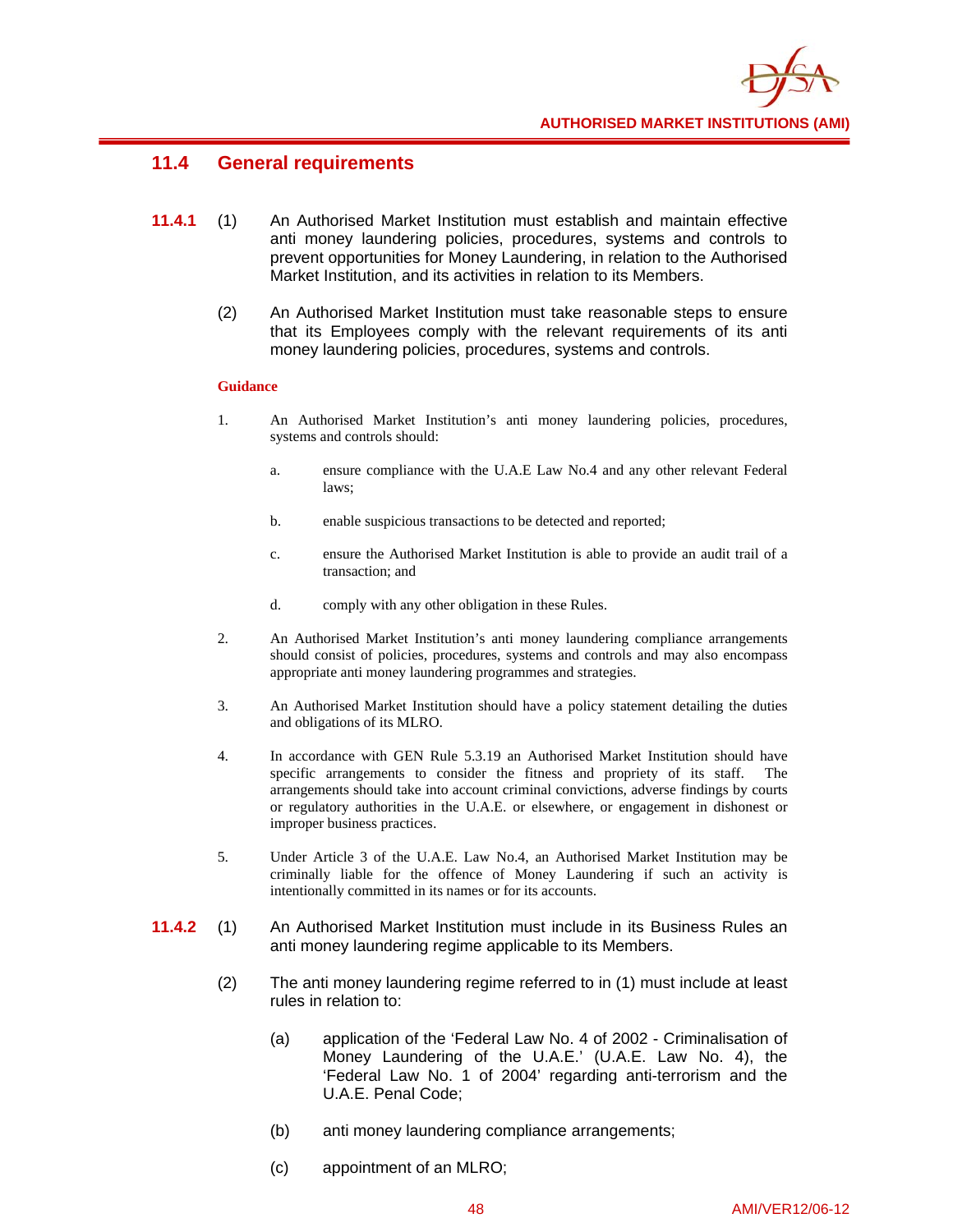## 11.4 General requirements

**11.4.1** (1) An Authorised Market Institution must establish and maintain effective anti money laundering policies, procedures, systems and controls to prevent opportunities for Money Laundering, in relation to the Authorised Market Institution, and its activities in relation to its Members.

(2) An Authorised Market Institution must take reasonable steps to ensure that its Employees comply with the relevant requirements of its anti money laundering policies, procedures, systems and controls.

**Guidance**

1. An Authorised Market Institution's anti money laundering policies, procedures, systems and controls should:

   a. ensure compliance with the U.A.E Law No.4 and any other relevant Federal laws;

   b. enable suspicious transactions to be detected and reported;

   c. ensure the Authorised Market Institution is able to provide an audit trail of a transaction; and

   d. comply with any other obligation in these Rules.

2. An Authorised Market Institution's anti money laundering compliance arrangements should consist of policies, procedures, systems and controls and may also encompass appropriate anti money laundering programmes and strategies.

3. An Authorised Market Institution should have a policy statement detailing the duties and obligations of its MLRO.

4. In accordance with GEN Rule 5.3.19 an Authorised Market Institution should have specific arrangements to consider the fitness and propriety of its staff. The arrangements should take into account criminal convictions, adverse findings by courts or regulatory authorities in the U.A.E. or elsewhere, or engagement in dishonest or improper business practices.

5. Under Article 3 of the U.A.E. Law No.4, an Authorised Market Institution may be criminally liable for the offence of Money Laundering if such an activity is intentionally committed in its names or for its accounts.

**11.4.2** (1) An Authorised Market Institution must include in its Business Rules an anti money laundering regime applicable to its Members.

(2) The anti money laundering regime referred to in (1) must include at least rules in relation to:

   (a) application of the 'Federal Law No. 4 of 2002 - Criminalisation of Money Laundering of the U.A.E.' (U.A.E. Law No. 4), the 'Federal Law No. 1 of 2004' regarding anti-terrorism and the U.A.E. Penal Code;

   (b) anti money laundering compliance arrangements;

   (c) appointment of an MLRO;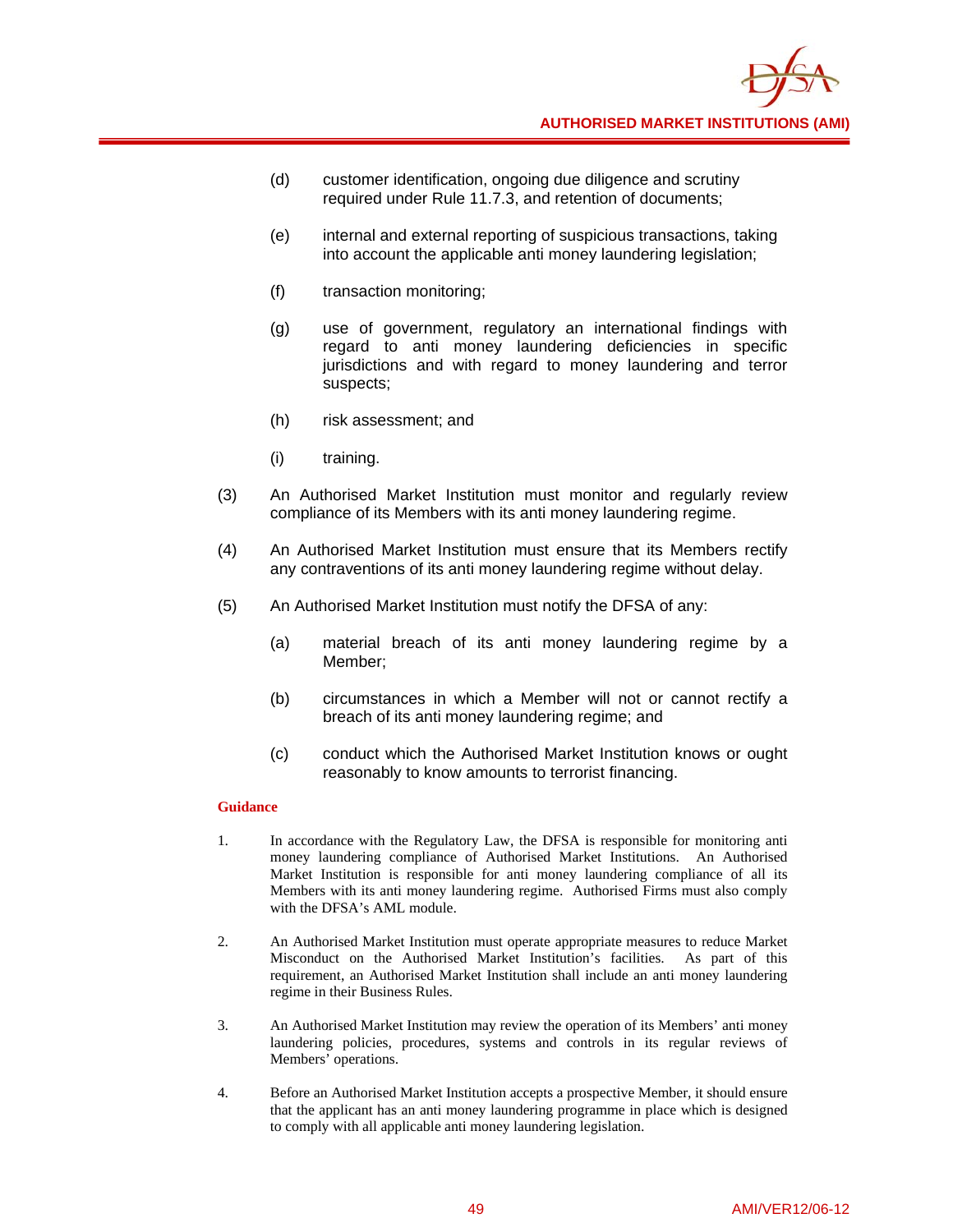(d) customer identification, ongoing due diligence and scrutiny required under Rule 11.7.3, and retention of documents;

(e) internal and external reporting of suspicious transactions, taking into account the applicable anti money laundering legislation;

(f) transaction monitoring;

(g) use of government, regulatory an international findings with regard to anti money laundering deficiencies in specific jurisdictions and with regard to money laundering and terror suspects;

(h) risk assessment; and

(i) training.

(3) An Authorised Market Institution must monitor and regularly review compliance of its Members with its anti money laundering regime.

(4) An Authorised Market Institution must ensure that its Members rectify any contraventions of its anti money laundering regime without delay.

(5) An Authorised Market Institution must notify the DFSA of any:

(a) material breach of its anti money laundering regime by a Member;

(b) circumstances in which a Member will not or cannot rectify a breach of its anti money laundering regime; and

(c) conduct which the Authorised Market Institution knows or ought reasonably to know amounts to terrorist financing.

**Guidance**

1. In accordance with the Regulatory Law, the DFSA is responsible for monitoring anti money laundering compliance of Authorised Market Institutions. An Authorised Market Institution is responsible for anti money laundering compliance of all its Members with its anti money laundering regime. Authorised Firms must also comply with the DFSA's AML module.

2. An Authorised Market Institution must operate appropriate measures to reduce Market Misconduct on the Authorised Market Institution's facilities. As part of this requirement, an Authorised Market Institution shall include an anti money laundering regime in their Business Rules.

3. An Authorised Market Institution may review the operation of its Members' anti money laundering policies, procedures, systems and controls in its regular reviews of Members' operations.

4. Before an Authorised Market Institution accepts a prospective Member, it should ensure that the applicant has an anti money laundering programme in place which is designed to comply with all applicable anti money laundering legislation.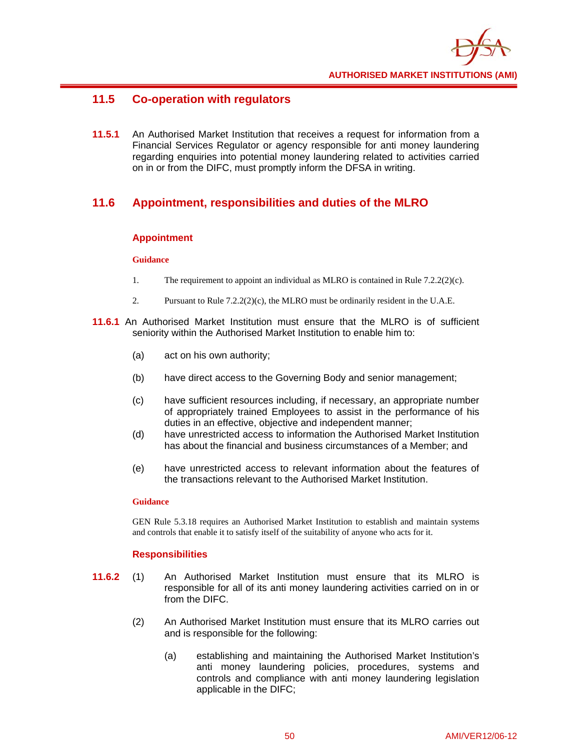## 11.5 Co-operation with regulators

**11.5.1** An Authorised Market Institution that receives a request for information from a Financial Services Regulator or agency responsible for anti money laundering regarding enquiries into potential money laundering related to activities carried on in or from the DIFC, must promptly inform the DFSA in writing.

## 11.6 Appointment, responsibilities and duties of the MLRO

### Appointment

**Guidance**

1. The requirement to appoint an individual as MLRO is contained in Rule 7.2.2(2)(c).

2. Pursuant to Rule 7.2.2(2)(c), the MLRO must be ordinarily resident in the U.A.E.

**11.6.1** An Authorised Market Institution must ensure that the MLRO is of sufficient seniority within the Authorised Market Institution to enable him to:

(a) act on his own authority;

(b) have direct access to the Governing Body and senior management;

(c) have sufficient resources including, if necessary, an appropriate number of appropriately trained Employees to assist in the performance of his duties in an effective, objective and independent manner;

(d) have unrestricted access to information the Authorised Market Institution has about the financial and business circumstances of a Member; and

(e) have unrestricted access to relevant information about the features of the transactions relevant to the Authorised Market Institution.

**Guidance**

GEN Rule 5.3.18 requires an Authorised Market Institution to establish and maintain systems and controls that enable it to satisfy itself of the suitability of anyone who acts for it.

### Responsibilities

**11.6.2** (1) An Authorised Market Institution must ensure that its MLRO is responsible for all of its anti money laundering activities carried on in or from the DIFC.

(2) An Authorised Market Institution must ensure that its MLRO carries out and is responsible for the following:

(a) establishing and maintaining the Authorised Market Institution's anti money laundering policies, procedures, systems and controls and compliance with anti money laundering legislation applicable in the DIFC;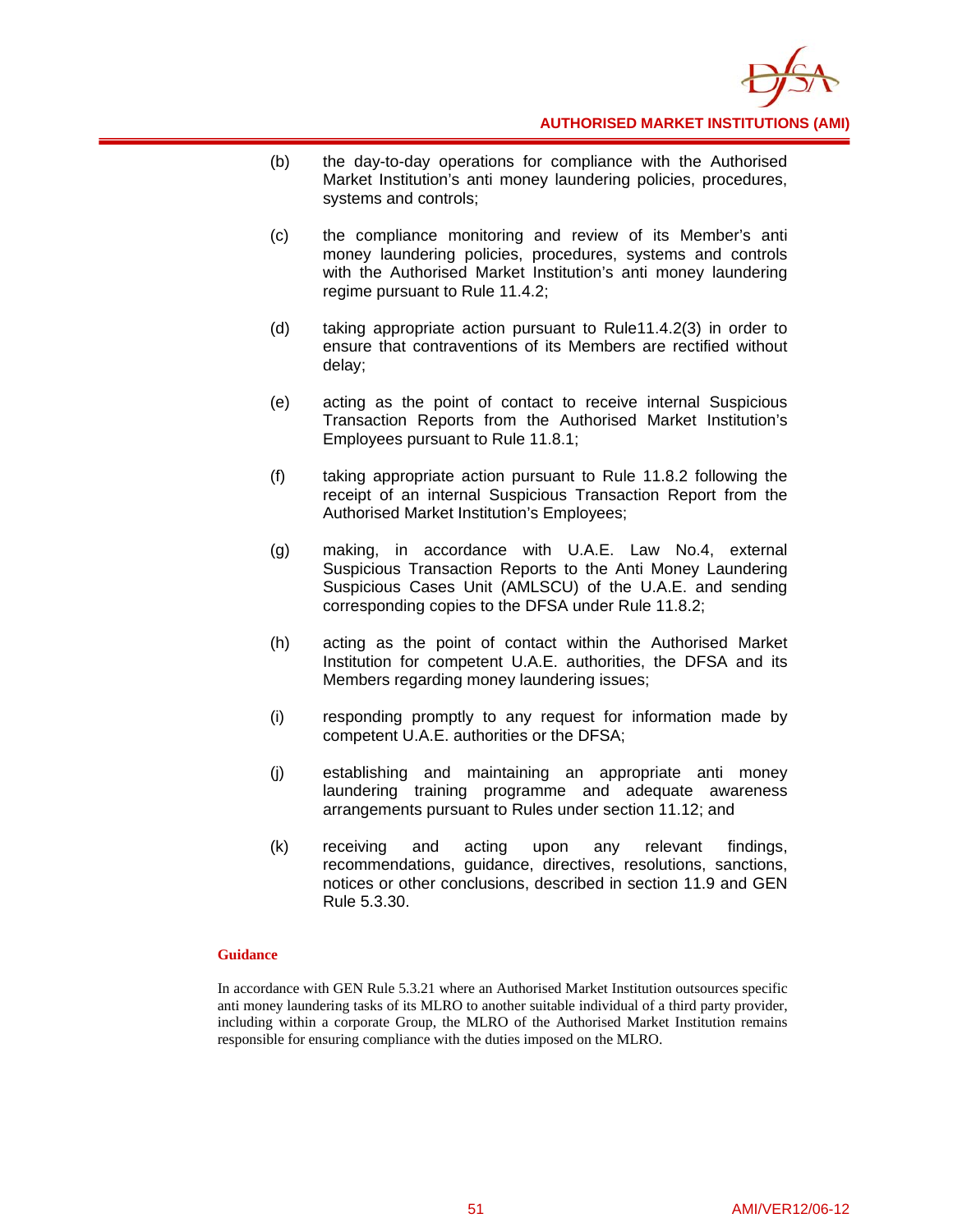(b) the day-to-day operations for compliance with the Authorised Market Institution's anti money laundering policies, procedures, systems and controls;

(c) the compliance monitoring and review of its Member's anti money laundering policies, procedures, systems and controls with the Authorised Market Institution's anti money laundering regime pursuant to Rule 11.4.2;

(d) taking appropriate action pursuant to Rule11.4.2(3) in order to ensure that contraventions of its Members are rectified without delay;

(e) acting as the point of contact to receive internal Suspicious Transaction Reports from the Authorised Market Institution's Employees pursuant to Rule 11.8.1;

(f) taking appropriate action pursuant to Rule 11.8.2 following the receipt of an internal Suspicious Transaction Report from the Authorised Market Institution's Employees;

(g) making, in accordance with U.A.E. Law No.4, external Suspicious Transaction Reports to the Anti Money Laundering Suspicious Cases Unit (AMLSCU) of the U.A.E. and sending corresponding copies to the DFSA under Rule 11.8.2;

(h) acting as the point of contact within the Authorised Market Institution for competent U.A.E. authorities, the DFSA and its Members regarding money laundering issues;

(i) responding promptly to any request for information made by competent U.A.E. authorities or the DFSA;

(j) establishing and maintaining an appropriate anti money laundering training programme and adequate awareness arrangements pursuant to Rules under section 11.12; and

(k) receiving and acting upon any relevant findings, recommendations, guidance, directives, resolutions, sanctions, notices or other conclusions, described in section 11.9 and GEN Rule 5.3.30.

**Guidance**

In accordance with GEN Rule 5.3.21 where an Authorised Market Institution outsources specific anti money laundering tasks of its MLRO to another suitable individual of a third party provider, including within a corporate Group, the MLRO of the Authorised Market Institution remains responsible for ensuring compliance with the duties imposed on the MLRO.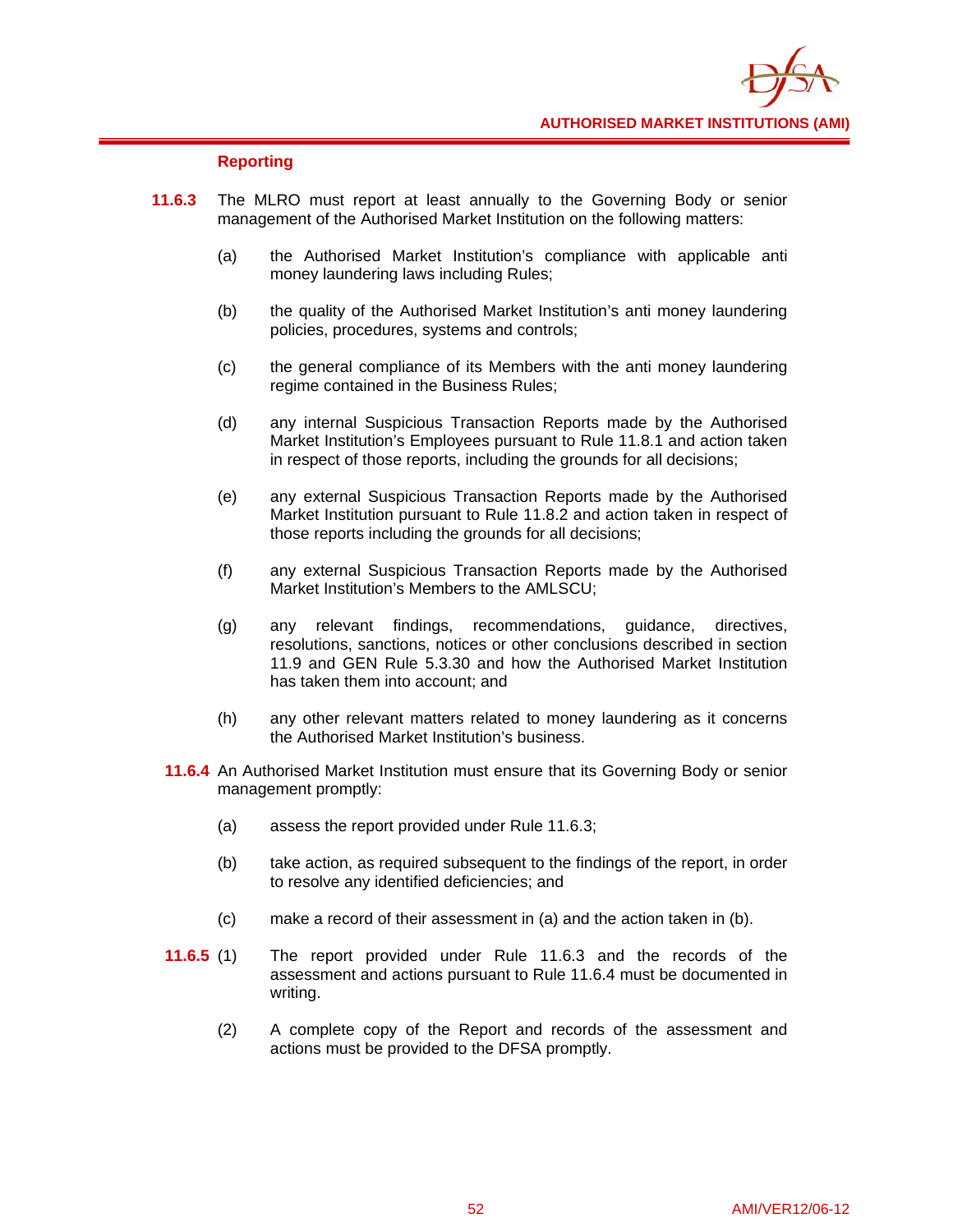### Reporting

**11.6.3** The MLRO must report at least annually to the Governing Body or senior management of the Authorised Market Institution on the following matters:

(a) the Authorised Market Institution's compliance with applicable anti money laundering laws including Rules;

(b) the quality of the Authorised Market Institution's anti money laundering policies, procedures, systems and controls;

(c) the general compliance of its Members with the anti money laundering regime contained in the Business Rules;

(d) any internal Suspicious Transaction Reports made by the Authorised Market Institution's Employees pursuant to Rule 11.8.1 and action taken in respect of those reports, including the grounds for all decisions;

(e) any external Suspicious Transaction Reports made by the Authorised Market Institution pursuant to Rule 11.8.2 and action taken in respect of those reports including the grounds for all decisions;

(f) any external Suspicious Transaction Reports made by the Authorised Market Institution's Members to the AMLSCU;

(g) any relevant findings, recommendations, guidance, directives, resolutions, sanctions, notices or other conclusions described in section 11.9 and GEN Rule 5.3.30 and how the Authorised Market Institution has taken them into account; and

(h) any other relevant matters related to money laundering as it concerns the Authorised Market Institution's business.

**11.6.4** An Authorised Market Institution must ensure that its Governing Body or senior management promptly:

(a) assess the report provided under Rule 11.6.3;

(b) take action, as required subsequent to the findings of the report, in order to resolve any identified deficiencies; and

(c) make a record of their assessment in (a) and the action taken in (b).

**11.6.5** (1) The report provided under Rule 11.6.3 and the records of the assessment and actions pursuant to Rule 11.6.4 must be documented in writing.

(2) A complete copy of the Report and records of the assessment and actions must be provided to the DFSA promptly.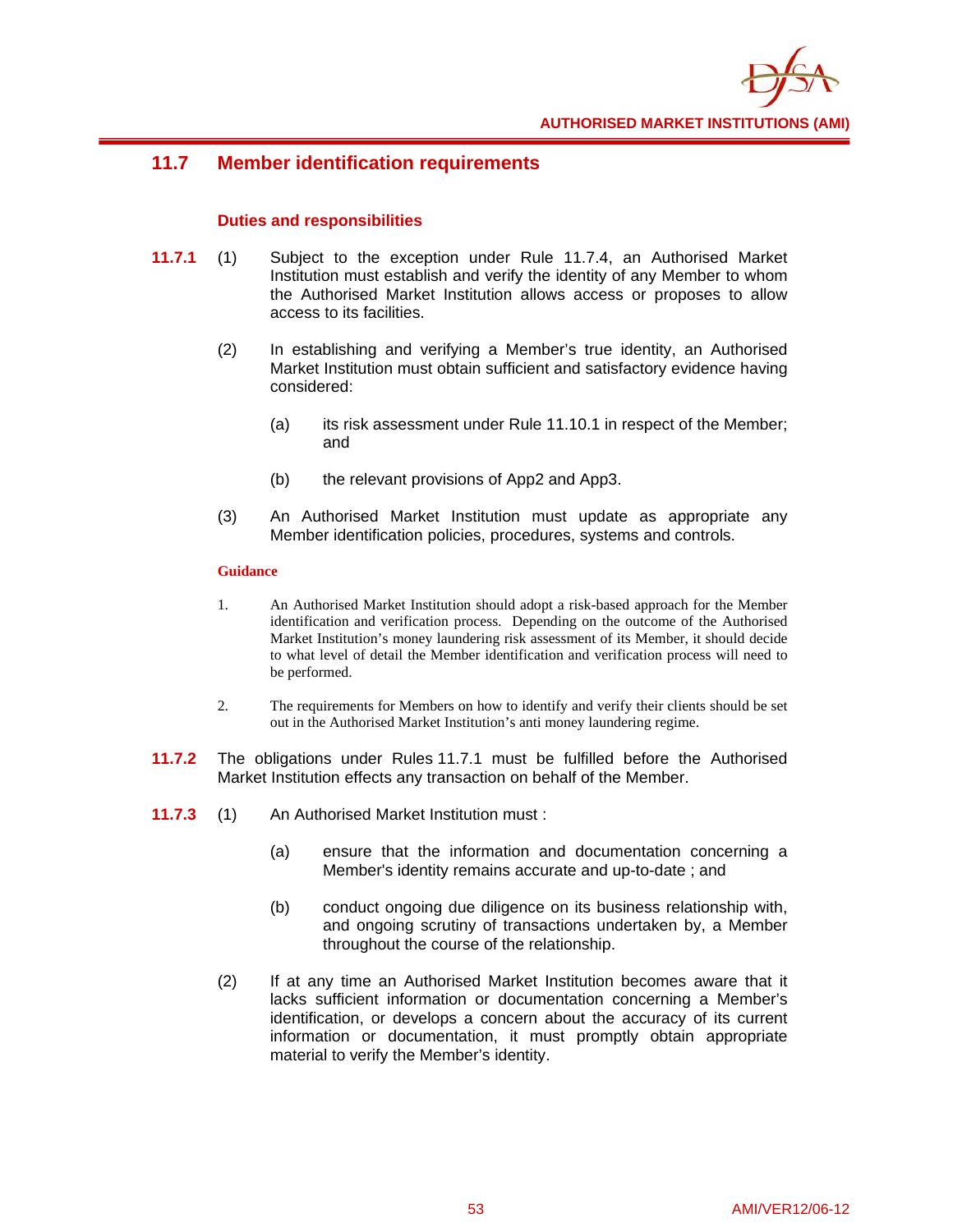## 11.7 Member identification requirements

### Duties and responsibilities

**11.7.1** (1) Subject to the exception under Rule 11.7.4, an Authorised Market Institution must establish and verify the identity of any Member to whom the Authorised Market Institution allows access or proposes to allow access to its facilities.

(2) In establishing and verifying a Member's true identity, an Authorised Market Institution must obtain sufficient and satisfactory evidence having considered:

(a) its risk assessment under Rule 11.10.1 in respect of the Member; and

(b) the relevant provisions of App2 and App3.

(3) An Authorised Market Institution must update as appropriate any Member identification policies, procedures, systems and controls.

**Guidance**

1. An Authorised Market Institution should adopt a risk-based approach for the Member identification and verification process. Depending on the outcome of the Authorised Market Institution's money laundering risk assessment of its Member, it should decide to what level of detail the Member identification and verification process will need to be performed.

2. The requirements for Members on how to identify and verify their clients should be set out in the Authorised Market Institution's anti money laundering regime.

**11.7.2** The obligations under Rules 11.7.1 must be fulfilled before the Authorised Market Institution effects any transaction on behalf of the Member.

**11.7.3** (1) An Authorised Market Institution must :

(a) ensure that the information and documentation concerning a Member's identity remains accurate and up-to-date ; and

(b) conduct ongoing due diligence on its business relationship with, and ongoing scrutiny of transactions undertaken by, a Member throughout the course of the relationship.

(2) If at any time an Authorised Market Institution becomes aware that it lacks sufficient information or documentation concerning a Member's identification, or develops a concern about the accuracy of its current information or documentation, it must promptly obtain appropriate material to verify the Member's identity.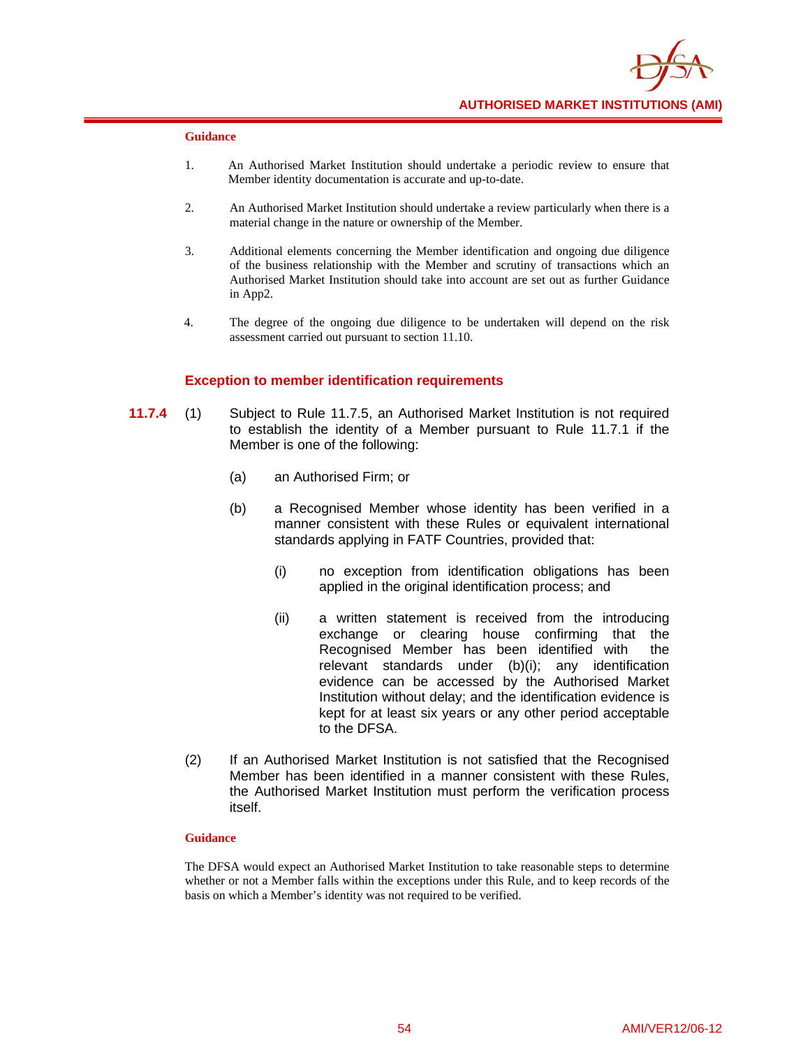**Guidance**

1. An Authorised Market Institution should undertake a periodic review to ensure that Member identity documentation is accurate and up-to-date.

2. An Authorised Market Institution should undertake a review particularly when there is a material change in the nature or ownership of the Member.

3. Additional elements concerning the Member identification and ongoing due diligence of the business relationship with the Member and scrutiny of transactions which an Authorised Market Institution should take into account are set out as further Guidance in App2.

4. The degree of the ongoing due diligence to be undertaken will depend on the risk assessment carried out pursuant to section 11.10.

### Exception to member identification requirements

**11.7.4** (1) Subject to Rule 11.7.5, an Authorised Market Institution is not required to establish the identity of a Member pursuant to Rule 11.7.1 if the Member is one of the following:

(a) an Authorised Firm; or

(b) a Recognised Member whose identity has been verified in a manner consistent with these Rules or equivalent international standards applying in FATF Countries, provided that:

(i) no exception from identification obligations has been applied in the original identification process; and

(ii) a written statement is received from the introducing exchange or clearing house confirming that the Recognised Member has been identified with the relevant standards under (b)(i); any identification evidence can be accessed by the Authorised Market Institution without delay; and the identification evidence is kept for at least six years or any other period acceptable to the DFSA.

(2) If an Authorised Market Institution is not satisfied that the Recognised Member has been identified in a manner consistent with these Rules, the Authorised Market Institution must perform the verification process itself.

**Guidance**

The DFSA would expect an Authorised Market Institution to take reasonable steps to determine whether or not a Member falls within the exceptions under this Rule, and to keep records of the basis on which a Member's identity was not required to be verified.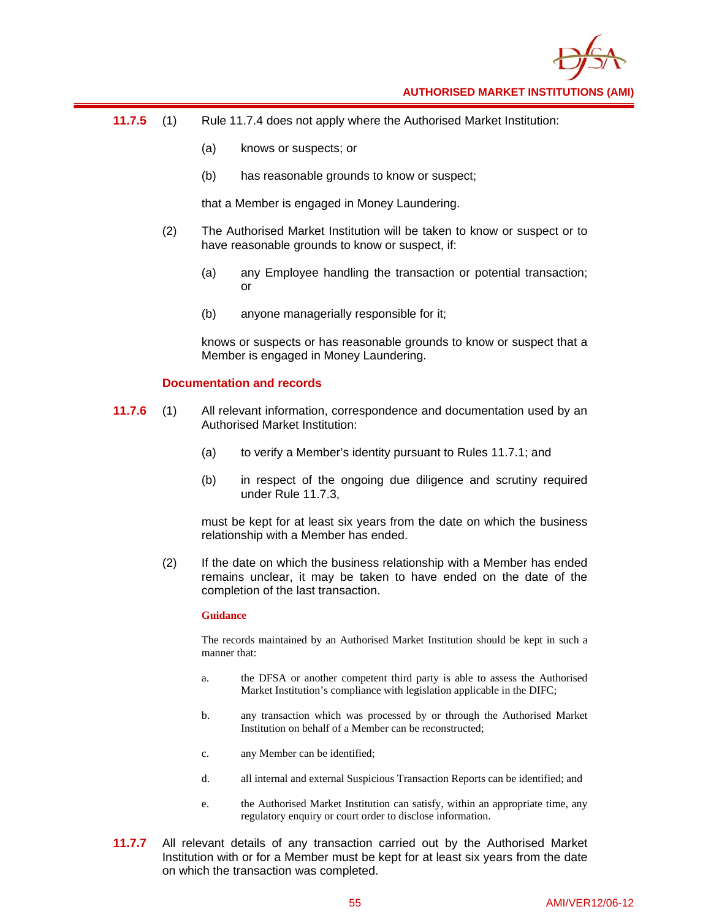**11.7.5** (1) Rule 11.7.4 does not apply where the Authorised Market Institution:

(a) knows or suspects; or

(b) has reasonable grounds to know or suspect;

that a Member is engaged in Money Laundering.

(2) The Authorised Market Institution will be taken to know or suspect or to have reasonable grounds to know or suspect, if:

(a) any Employee handling the transaction or potential transaction; or

(b) anyone managerially responsible for it;

knows or suspects or has reasonable grounds to know or suspect that a Member is engaged in Money Laundering.

### Documentation and records

**11.7.6** (1) All relevant information, correspondence and documentation used by an Authorised Market Institution:

(a) to verify a Member's identity pursuant to Rules 11.7.1; and

(b) in respect of the ongoing due diligence and scrutiny required under Rule 11.7.3,

must be kept for at least six years from the date on which the business relationship with a Member has ended.

(2) If the date on which the business relationship with a Member has ended remains unclear, it may be taken to have ended on the date of the completion of the last transaction.

**Guidance**

The records maintained by an Authorised Market Institution should be kept in such a manner that:

a. the DFSA or another competent third party is able to assess the Authorised Market Institution's compliance with legislation applicable in the DIFC;

b. any transaction which was processed by or through the Authorised Market Institution on behalf of a Member can be reconstructed;

c. any Member can be identified;

d. all internal and external Suspicious Transaction Reports can be identified; and

e. the Authorised Market Institution can satisfy, within an appropriate time, any regulatory enquiry or court order to disclose information.

**11.7.7** All relevant details of any transaction carried out by the Authorised Market Institution with or for a Member must be kept for at least six years from the date on which the transaction was completed.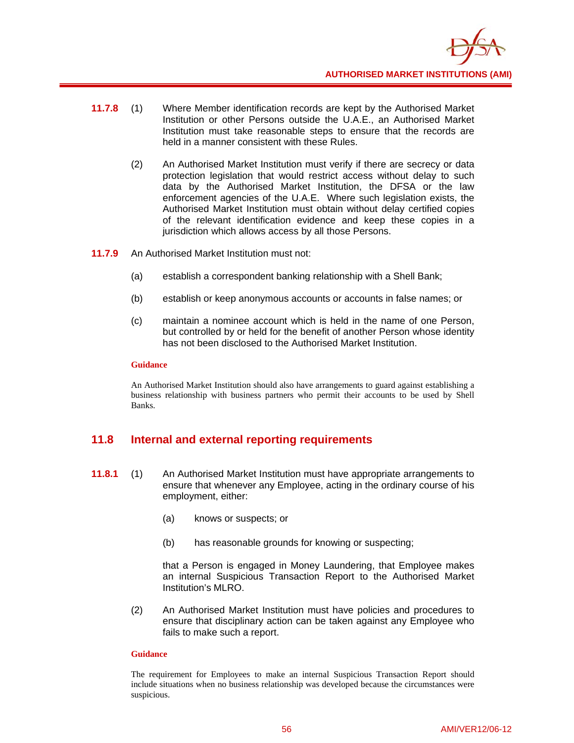**11.7.8** (1) Where Member identification records are kept by the Authorised Market Institution or other Persons outside the U.A.E., an Authorised Market Institution must take reasonable steps to ensure that the records are held in a manner consistent with these Rules.

(2) An Authorised Market Institution must verify if there are secrecy or data protection legislation that would restrict access without delay to such data by the Authorised Market Institution, the DFSA or the law enforcement agencies of the U.A.E. Where such legislation exists, the Authorised Market Institution must obtain without delay certified copies of the relevant identification evidence and keep these copies in a jurisdiction which allows access by all those Persons.

**11.7.9** An Authorised Market Institution must not:

(a) establish a correspondent banking relationship with a Shell Bank;

(b) establish or keep anonymous accounts or accounts in false names; or

(c) maintain a nominee account which is held in the name of one Person, but controlled by or held for the benefit of another Person whose identity has not been disclosed to the Authorised Market Institution.

**Guidance**

An Authorised Market Institution should also have arrangements to guard against establishing a business relationship with business partners who permit their accounts to be used by Shell Banks.

## 11.8 Internal and external reporting requirements

**11.8.1** (1) An Authorised Market Institution must have appropriate arrangements to ensure that whenever any Employee, acting in the ordinary course of his employment, either:

(a) knows or suspects; or

(b) has reasonable grounds for knowing or suspecting;

that a Person is engaged in Money Laundering, that Employee makes an internal Suspicious Transaction Report to the Authorised Market Institution's MLRO.

(2) An Authorised Market Institution must have policies and procedures to ensure that disciplinary action can be taken against any Employee who fails to make such a report.

**Guidance**

The requirement for Employees to make an internal Suspicious Transaction Report should include situations when no business relationship was developed because the circumstances were suspicious.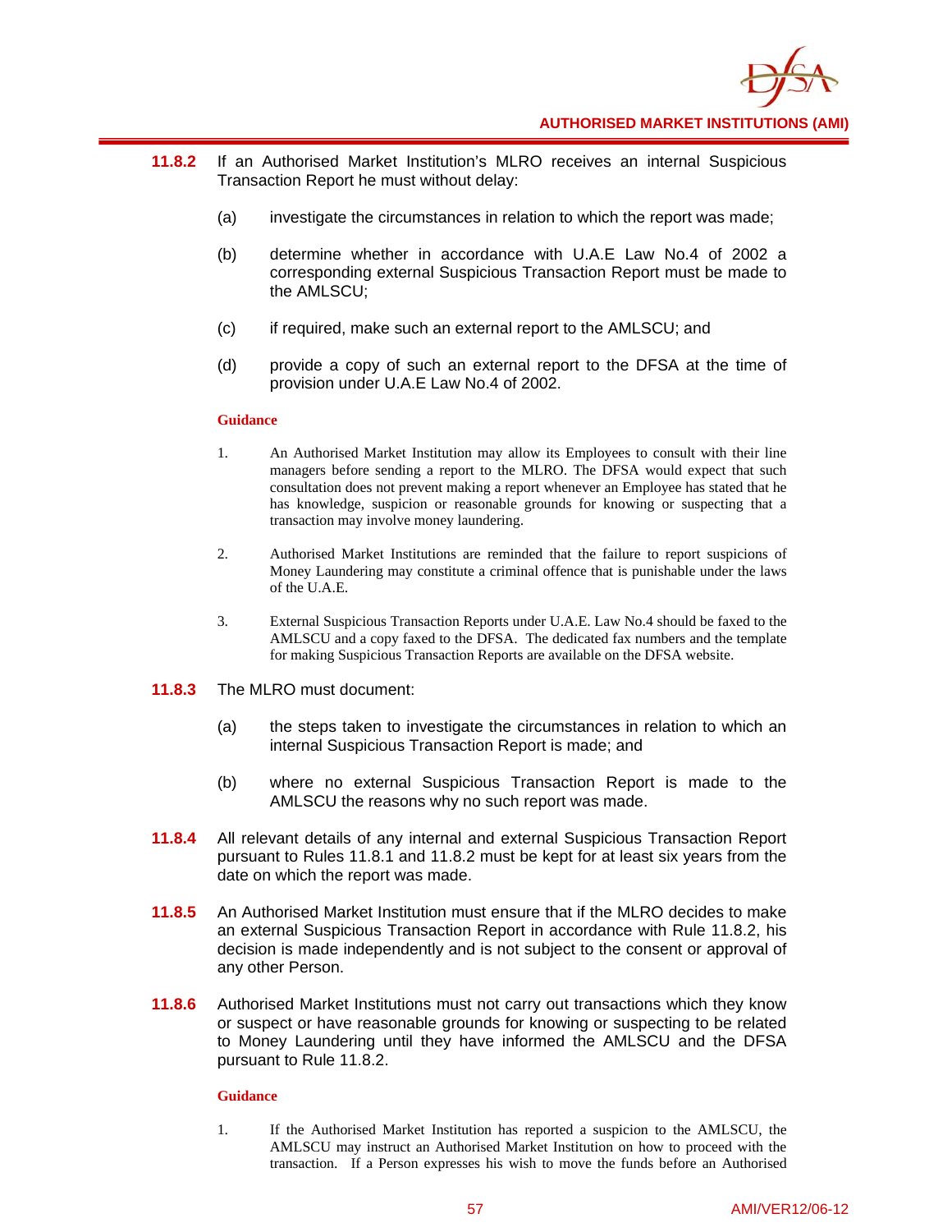**11.8.2** If an Authorised Market Institution's MLRO receives an internal Suspicious Transaction Report he must without delay:

(a) investigate the circumstances in relation to which the report was made;

(b) determine whether in accordance with U.A.E Law No.4 of 2002 a corresponding external Suspicious Transaction Report must be made to the AMLSCU;

(c) if required, make such an external report to the AMLSCU; and

(d) provide a copy of such an external report to the DFSA at the time of provision under U.A.E Law No.4 of 2002.

**Guidance**

1. An Authorised Market Institution may allow its Employees to consult with their line managers before sending a report to the MLRO. The DFSA would expect that such consultation does not prevent making a report whenever an Employee has stated that he has knowledge, suspicion or reasonable grounds for knowing or suspecting that a transaction may involve money laundering.

2. Authorised Market Institutions are reminded that the failure to report suspicions of Money Laundering may constitute a criminal offence that is punishable under the laws of the U.A.E.

3. External Suspicious Transaction Reports under U.A.E. Law No.4 should be faxed to the AMLSCU and a copy faxed to the DFSA. The dedicated fax numbers and the template for making Suspicious Transaction Reports are available on the DFSA website.

**11.8.3** The MLRO must document:

(a) the steps taken to investigate the circumstances in relation to which an internal Suspicious Transaction Report is made; and

(b) where no external Suspicious Transaction Report is made to the AMLSCU the reasons why no such report was made.

**11.8.4** All relevant details of any internal and external Suspicious Transaction Report pursuant to Rules 11.8.1 and 11.8.2 must be kept for at least six years from the date on which the report was made.

**11.8.5** An Authorised Market Institution must ensure that if the MLRO decides to make an external Suspicious Transaction Report in accordance with Rule 11.8.2, his decision is made independently and is not subject to the consent or approval of any other Person.

**11.8.6** Authorised Market Institutions must not carry out transactions which they know or suspect or have reasonable grounds for knowing or suspecting to be related to Money Laundering until they have informed the AMLSCU and the DFSA pursuant to Rule 11.8.2.

**Guidance**

1. If the Authorised Market Institution has reported a suspicion to the AMLSCU, the AMLSCU may instruct an Authorised Market Institution on how to proceed with the transaction. If a Person expresses his wish to move the funds before an Authorised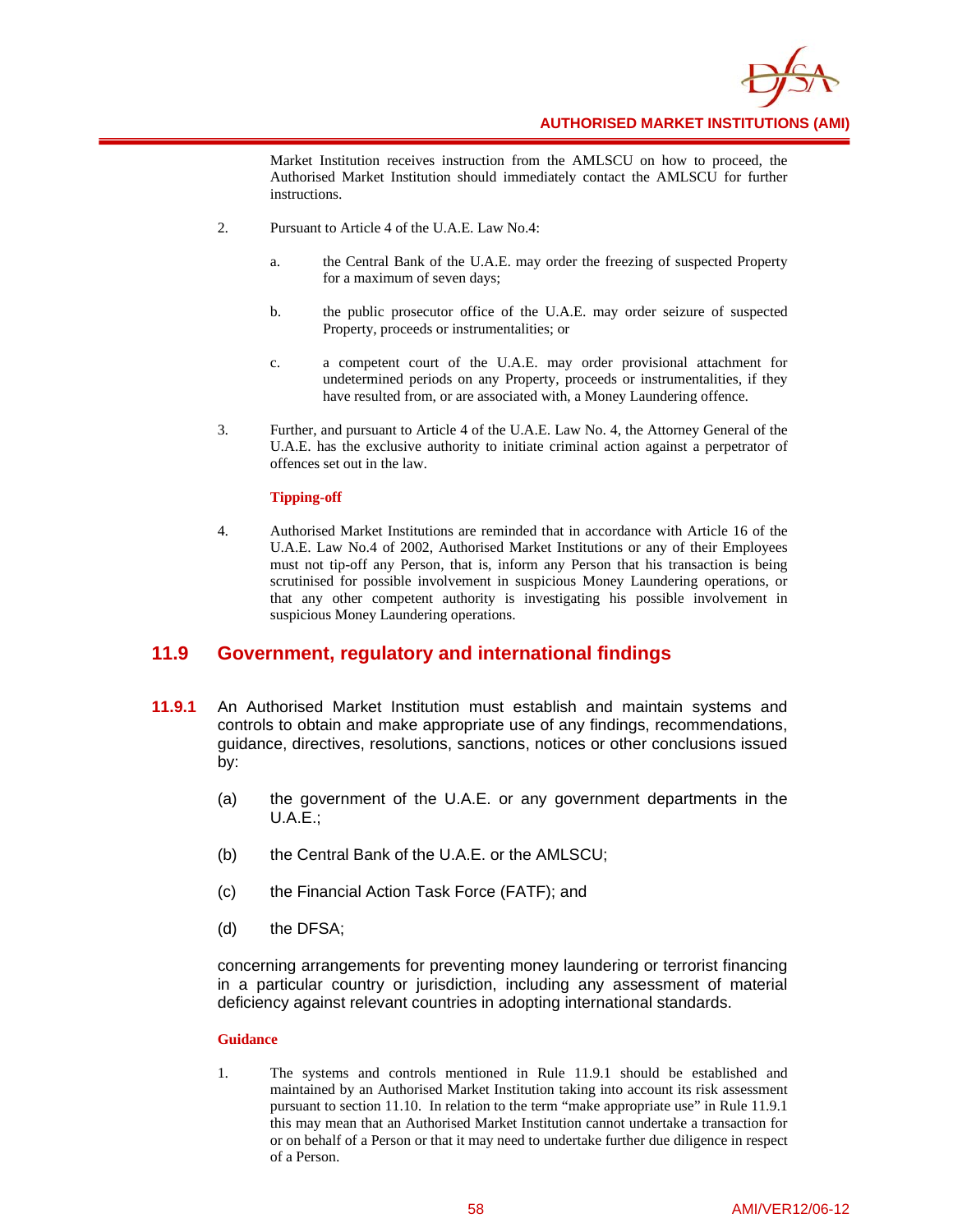Market Institution receives instruction from the AMLSCU on how to proceed, the Authorised Market Institution should immediately contact the AMLSCU for further instructions.

2. Pursuant to Article 4 of the U.A.E. Law No.4:

   a. the Central Bank of the U.A.E. may order the freezing of suspected Property for a maximum of seven days;

   b. the public prosecutor office of the U.A.E. may order seizure of suspected Property, proceeds or instrumentalities; or

   c. a competent court of the U.A.E. may order provisional attachment for undetermined periods on any Property, proceeds or instrumentalities, if they have resulted from, or are associated with, a Money Laundering offence.

3. Further, and pursuant to Article 4 of the U.A.E. Law No. 4, the Attorney General of the U.A.E. has the exclusive authority to initiate criminal action against a perpetrator of offences set out in the law.

**Tipping-off**

4. Authorised Market Institutions are reminded that in accordance with Article 16 of the U.A.E. Law No.4 of 2002, Authorised Market Institutions or any of their Employees must not tip-off any Person, that is, inform any Person that his transaction is being scrutinised for possible involvement in suspicious Money Laundering operations, or that any other competent authority is investigating his possible involvement in suspicious Money Laundering operations.

## 11.9 Government, regulatory and international findings

**11.9.1** An Authorised Market Institution must establish and maintain systems and controls to obtain and make appropriate use of any findings, recommendations, guidance, directives, resolutions, sanctions, notices or other conclusions issued by:

(a) the government of the U.A.E. or any government departments in the U.A.E.;

(b) the Central Bank of the U.A.E. or the AMLSCU;

(c) the Financial Action Task Force (FATF); and

(d) the DFSA;

concerning arrangements for preventing money laundering or terrorist financing in a particular country or jurisdiction, including any assessment of material deficiency against relevant countries in adopting international standards.

**Guidance**

1. The systems and controls mentioned in Rule 11.9.1 should be established and maintained by an Authorised Market Institution taking into account its risk assessment pursuant to section 11.10. In relation to the term "make appropriate use" in Rule 11.9.1 this may mean that an Authorised Market Institution cannot undertake a transaction for or on behalf of a Person or that it may need to undertake further due diligence in respect of a Person.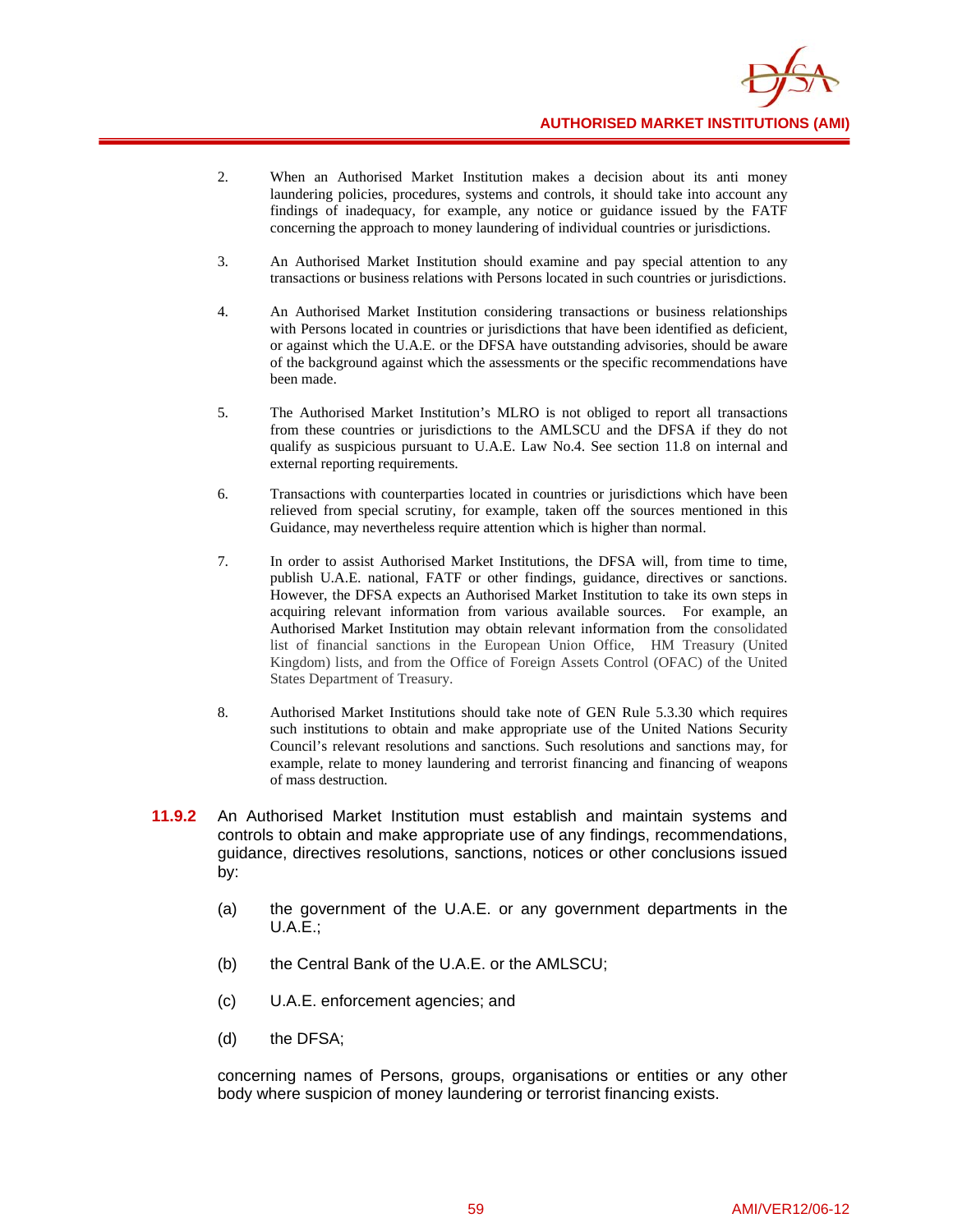2. When an Authorised Market Institution makes a decision about its anti money laundering policies, procedures, systems and controls, it should take into account any findings of inadequacy, for example, any notice or guidance issued by the FATF concerning the approach to money laundering of individual countries or jurisdictions.

3. An Authorised Market Institution should examine and pay special attention to any transactions or business relations with Persons located in such countries or jurisdictions.

4. An Authorised Market Institution considering transactions or business relationships with Persons located in countries or jurisdictions that have been identified as deficient, or against which the U.A.E. or the DFSA have outstanding advisories, should be aware of the background against which the assessments or the specific recommendations have been made.

5. The Authorised Market Institution's MLRO is not obliged to report all transactions from these countries or jurisdictions to the AMLSCU and the DFSA if they do not qualify as suspicious pursuant to U.A.E. Law No.4. See section 11.8 on internal and external reporting requirements.

6. Transactions with counterparties located in countries or jurisdictions which have been relieved from special scrutiny, for example, taken off the sources mentioned in this Guidance, may nevertheless require attention which is higher than normal.

7. In order to assist Authorised Market Institutions, the DFSA will, from time to time, publish U.A.E. national, FATF or other findings, guidance, directives or sanctions. However, the DFSA expects an Authorised Market Institution to take its own steps in acquiring relevant information from various available sources. For example, an Authorised Market Institution may obtain relevant information from the consolidated list of financial sanctions in the European Union Office, HM Treasury (United Kingdom) lists, and from the Office of Foreign Assets Control (OFAC) of the United States Department of Treasury.

8. Authorised Market Institutions should take note of GEN Rule 5.3.30 which requires such institutions to obtain and make appropriate use of the United Nations Security Council's relevant resolutions and sanctions. Such resolutions and sanctions may, for example, relate to money laundering and terrorist financing and financing of weapons of mass destruction.

**11.9.2** An Authorised Market Institution must establish and maintain systems and controls to obtain and make appropriate use of any findings, recommendations, guidance, directives resolutions, sanctions, notices or other conclusions issued by:

(a) the government of the U.A.E. or any government departments in the U.A.E.;

(b) the Central Bank of the U.A.E. or the AMLSCU;

(c) U.A.E. enforcement agencies; and

(d) the DFSA;

concerning names of Persons, groups, organisations or entities or any other body where suspicion of money laundering or terrorist financing exists.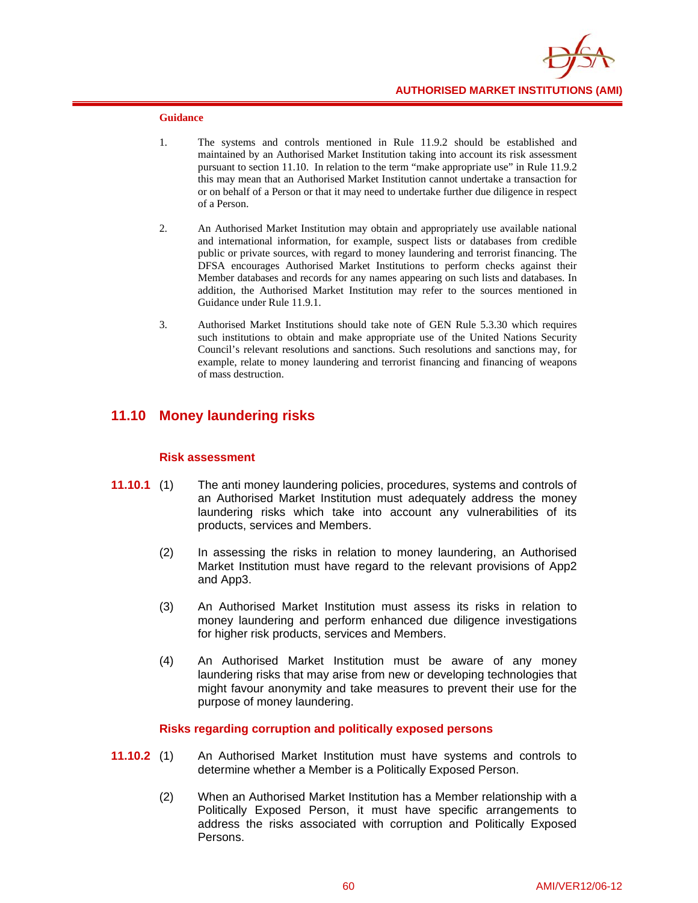**Guidance**

1. The systems and controls mentioned in Rule 11.9.2 should be established and maintained by an Authorised Market Institution taking into account its risk assessment pursuant to section 11.10. In relation to the term "make appropriate use" in Rule 11.9.2 this may mean that an Authorised Market Institution cannot undertake a transaction for or on behalf of a Person or that it may need to undertake further due diligence in respect of a Person.

2. An Authorised Market Institution may obtain and appropriately use available national and international information, for example, suspect lists or databases from credible public or private sources, with regard to money laundering and terrorist financing. The DFSA encourages Authorised Market Institutions to perform checks against their Member databases and records for any names appearing on such lists and databases. In addition, the Authorised Market Institution may refer to the sources mentioned in Guidance under Rule 11.9.1.

3. Authorised Market Institutions should take note of GEN Rule 5.3.30 which requires such institutions to obtain and make appropriate use of the United Nations Security Council's relevant resolutions and sanctions. Such resolutions and sanctions may, for example, relate to money laundering and terrorist financing and financing of weapons of mass destruction.

## 11.10 Money laundering risks

### Risk assessment

**11.10.1** (1) The anti money laundering policies, procedures, systems and controls of an Authorised Market Institution must adequately address the money laundering risks which take into account any vulnerabilities of its products, services and Members.

(2) In assessing the risks in relation to money laundering, an Authorised Market Institution must have regard to the relevant provisions of App2 and App3.

(3) An Authorised Market Institution must assess its risks in relation to money laundering and perform enhanced due diligence investigations for higher risk products, services and Members.

(4) An Authorised Market Institution must be aware of any money laundering risks that may arise from new or developing technologies that might favour anonymity and take measures to prevent their use for the purpose of money laundering.

### Risks regarding corruption and politically exposed persons

**11.10.2** (1) An Authorised Market Institution must have systems and controls to determine whether a Member is a Politically Exposed Person.

(2) When an Authorised Market Institution has a Member relationship with a Politically Exposed Person, it must have specific arrangements to address the risks associated with corruption and Politically Exposed Persons.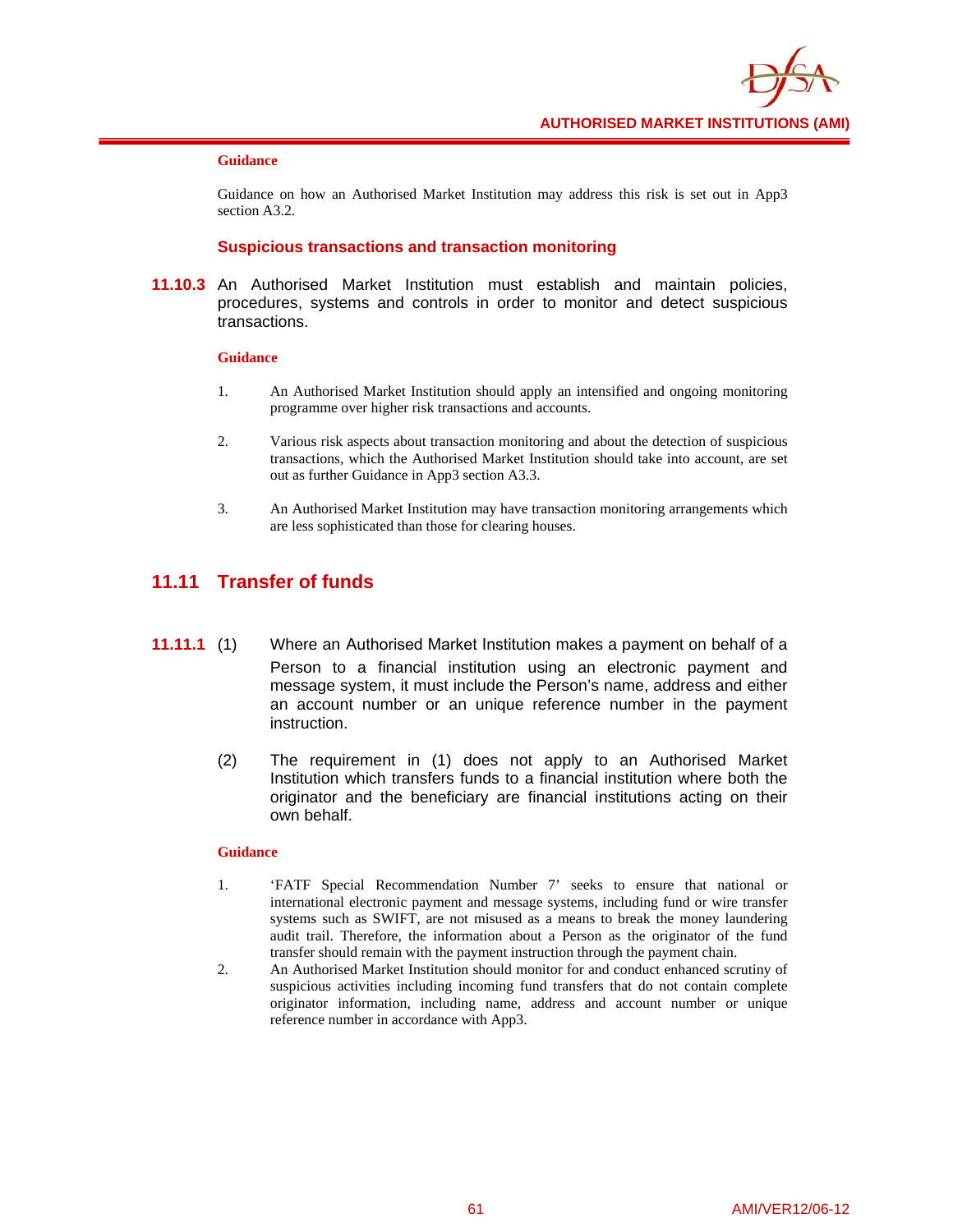**Guidance**

Guidance on how an Authorised Market Institution may address this risk is set out in App3 section A3.2.

### Suspicious transactions and transaction monitoring

**11.10.3** An Authorised Market Institution must establish and maintain policies, procedures, systems and controls in order to monitor and detect suspicious transactions.

**Guidance**

1. An Authorised Market Institution should apply an intensified and ongoing monitoring programme over higher risk transactions and accounts.
2. Various risk aspects about transaction monitoring and about the detection of suspicious transactions, which the Authorised Market Institution should take into account, are set out as further Guidance in App3 section A3.3.
3. An Authorised Market Institution may have transaction monitoring arrangements which are less sophisticated than those for clearing houses.

## 11.11 Transfer of funds

**11.11.1** (1) Where an Authorised Market Institution makes a payment on behalf of a Person to a financial institution using an electronic payment and message system, it must include the Person's name, address and either an account number or an unique reference number in the payment instruction.

(2) The requirement in (1) does not apply to an Authorised Market Institution which transfers funds to a financial institution where both the originator and the beneficiary are financial institutions acting on their own behalf.

**Guidance**

1. 'FATF Special Recommendation Number 7' seeks to ensure that national or international electronic payment and message systems, including fund or wire transfer systems such as SWIFT, are not misused as a means to break the money laundering audit trail. Therefore, the information about a Person as the originator of the fund transfer should remain with the payment instruction through the payment chain.
2. An Authorised Market Institution should monitor for and conduct enhanced scrutiny of suspicious activities including incoming fund transfers that do not contain complete originator information, including name, address and account number or unique reference number in accordance with App3.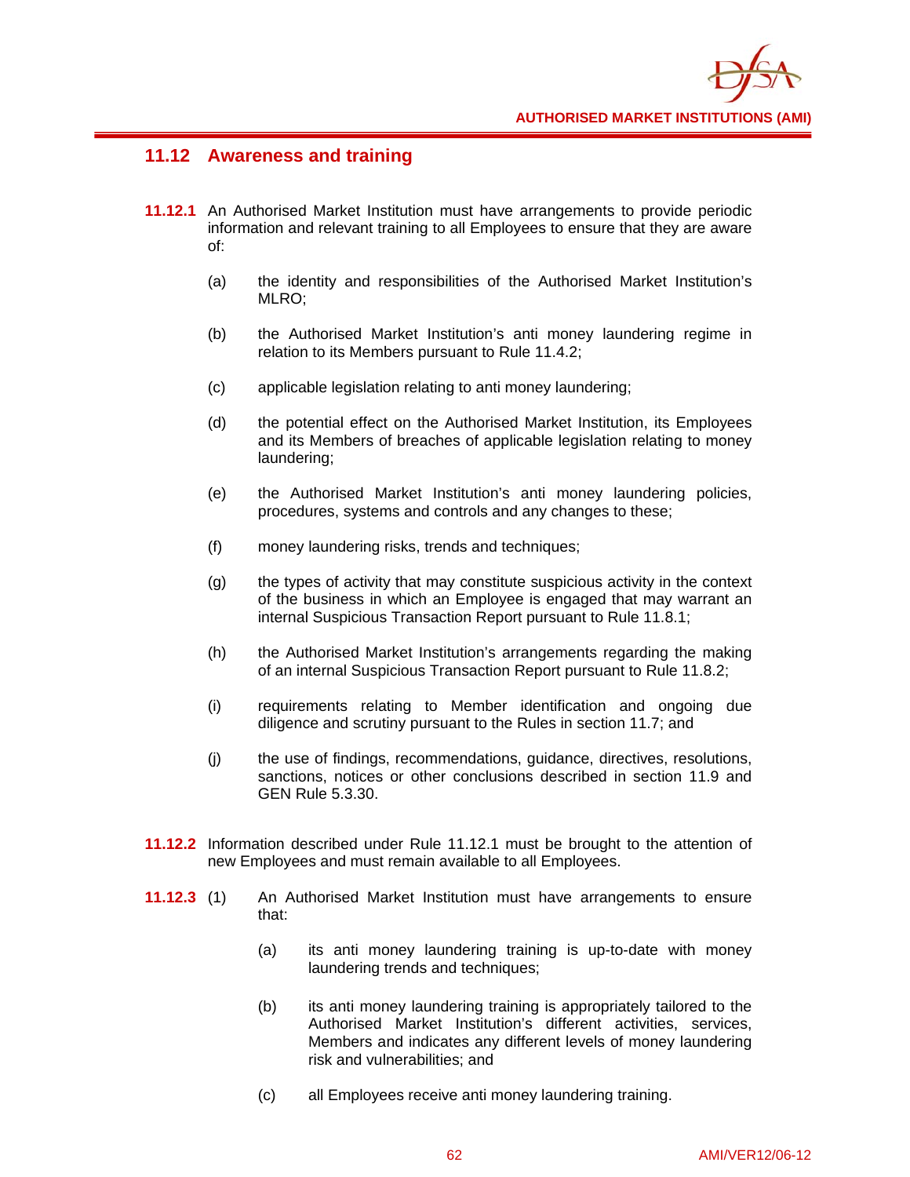## 11.12 Awareness and training

**11.12.1** An Authorised Market Institution must have arrangements to provide periodic information and relevant training to all Employees to ensure that they are aware of:

(a) the identity and responsibilities of the Authorised Market Institution's MLRO;

(b) the Authorised Market Institution's anti money laundering regime in relation to its Members pursuant to Rule 11.4.2;

(c) applicable legislation relating to anti money laundering;

(d) the potential effect on the Authorised Market Institution, its Employees and its Members of breaches of applicable legislation relating to money laundering;

(e) the Authorised Market Institution's anti money laundering policies, procedures, systems and controls and any changes to these;

(f) money laundering risks, trends and techniques;

(g) the types of activity that may constitute suspicious activity in the context of the business in which an Employee is engaged that may warrant an internal Suspicious Transaction Report pursuant to Rule 11.8.1;

(h) the Authorised Market Institution's arrangements regarding the making of an internal Suspicious Transaction Report pursuant to Rule 11.8.2;

(i) requirements relating to Member identification and ongoing due diligence and scrutiny pursuant to the Rules in section 11.7; and

(j) the use of findings, recommendations, guidance, directives, resolutions, sanctions, notices or other conclusions described in section 11.9 and GEN Rule 5.3.30.

**11.12.2** Information described under Rule 11.12.1 must be brought to the attention of new Employees and must remain available to all Employees.

**11.12.3** (1) An Authorised Market Institution must have arrangements to ensure that:

(a) its anti money laundering training is up-to-date with money laundering trends and techniques;

(b) its anti money laundering training is appropriately tailored to the Authorised Market Institution's different activities, services, Members and indicates any different levels of money laundering risk and vulnerabilities; and

(c) all Employees receive anti money laundering training.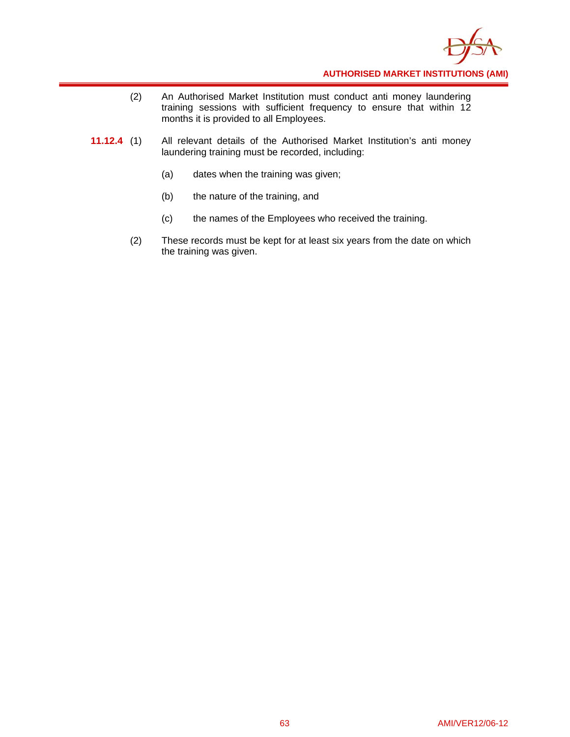(2) An Authorised Market Institution must conduct anti money laundering training sessions with sufficient frequency to ensure that within 12 months it is provided to all Employees.

**11.12.4** (1) All relevant details of the Authorised Market Institution's anti money laundering training must be recorded, including:

(a) dates when the training was given;

(b) the nature of the training, and

(c) the names of the Employees who received the training.

(2) These records must be kept for at least six years from the date on which the training was given.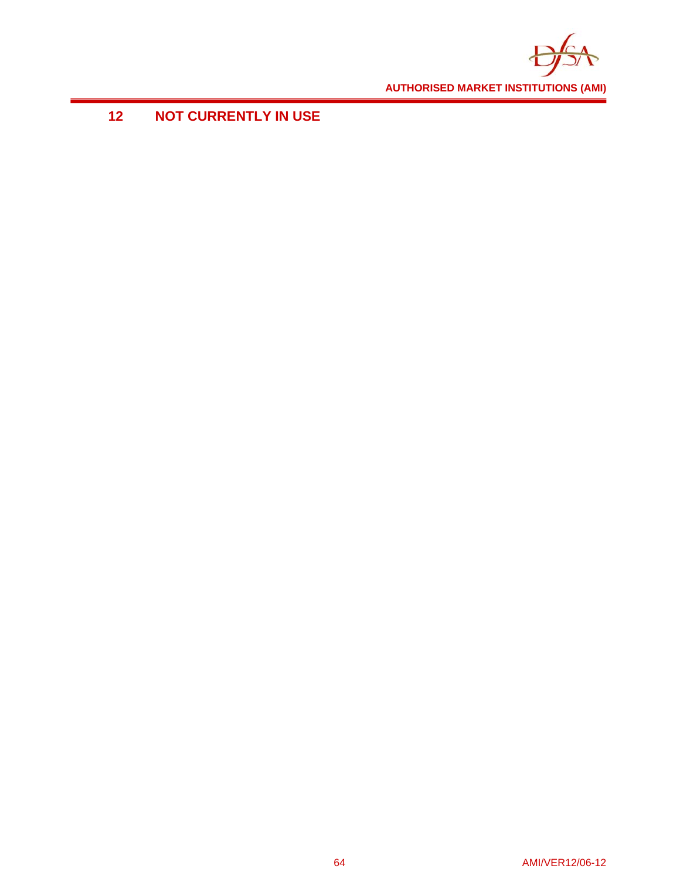# 12 NOT CURRENTLY IN USE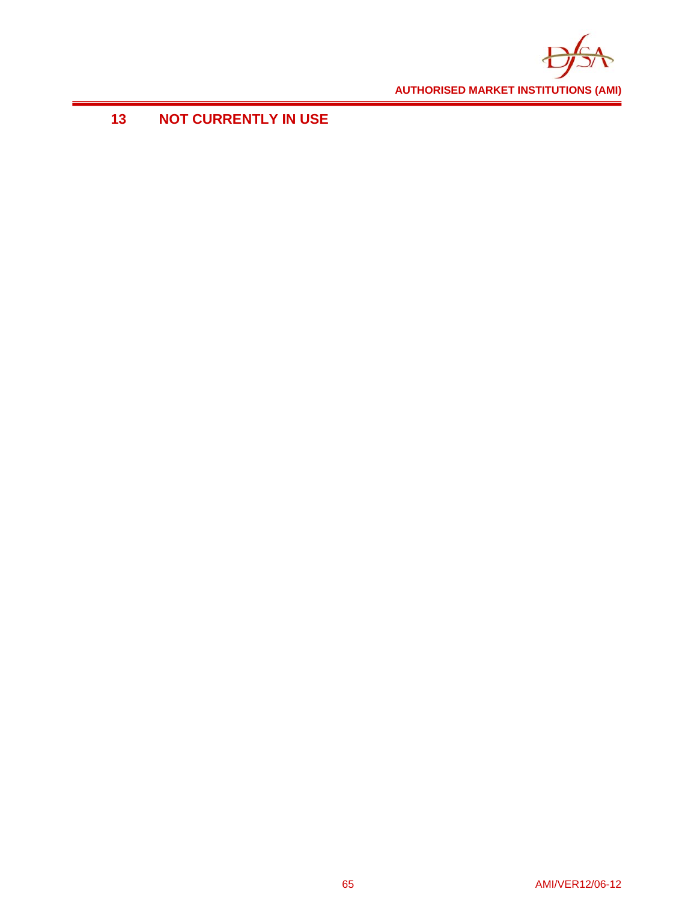# 13 NOT CURRENTLY IN USE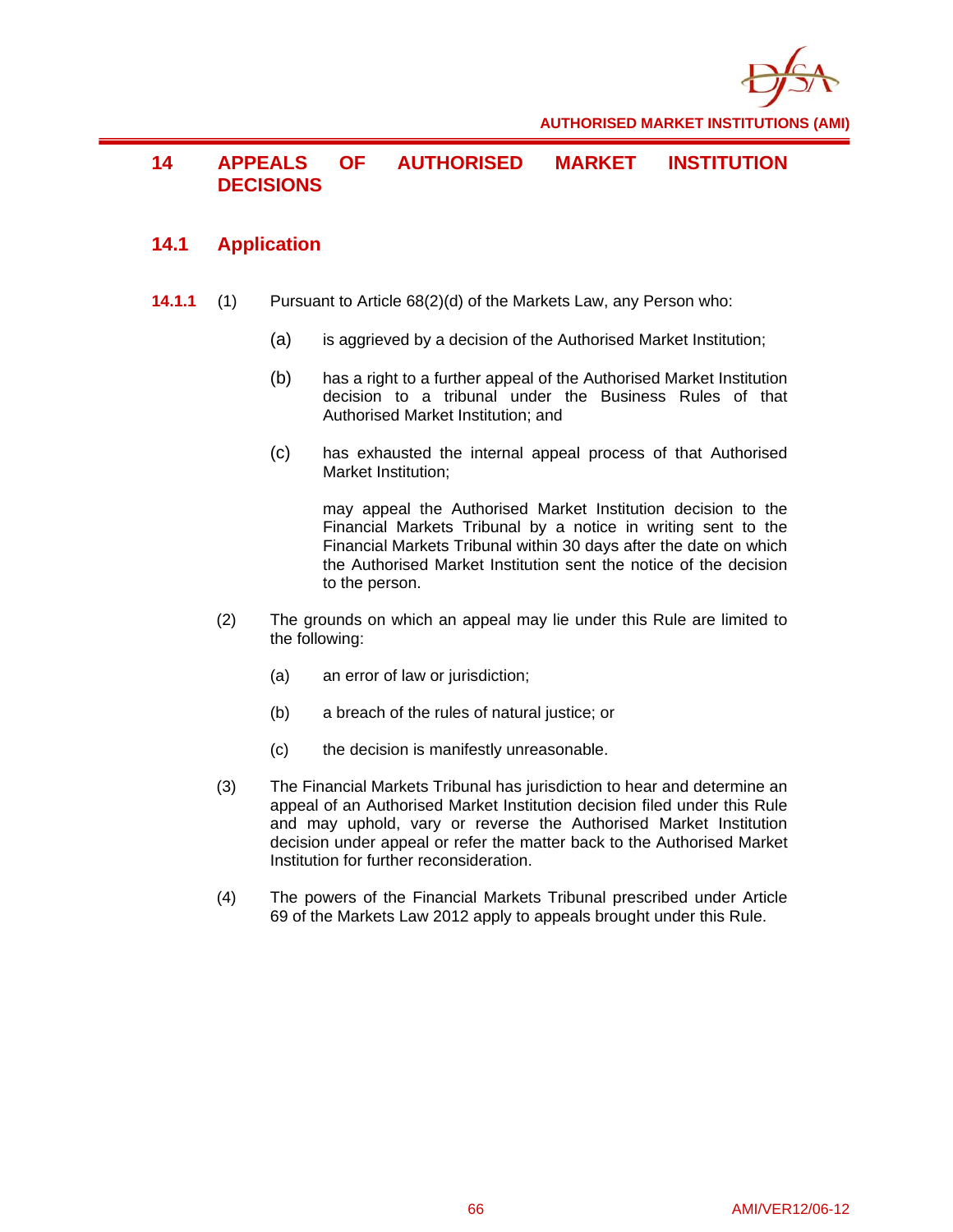# 14 APPEALS OF AUTHORISED MARKET INSTITUTION DECISIONS

## 14.1 Application

**14.1.1** (1) Pursuant to Article 68(2)(d) of the Markets Law, any Person who:

(a) is aggrieved by a decision of the Authorised Market Institution;

(b) has a right to a further appeal of the Authorised Market Institution decision to a tribunal under the Business Rules of that Authorised Market Institution; and

(c) has exhausted the internal appeal process of that Authorised Market Institution;

may appeal the Authorised Market Institution decision to the Financial Markets Tribunal by a notice in writing sent to the Financial Markets Tribunal within 30 days after the date on which the Authorised Market Institution sent the notice of the decision to the person.

(2) The grounds on which an appeal may lie under this Rule are limited to the following:

(a) an error of law or jurisdiction;

(b) a breach of the rules of natural justice; or

(c) the decision is manifestly unreasonable.

(3) The Financial Markets Tribunal has jurisdiction to hear and determine an appeal of an Authorised Market Institution decision filed under this Rule and may uphold, vary or reverse the Authorised Market Institution decision under appeal or refer the matter back to the Authorised Market Institution for further reconsideration.

(4) The powers of the Financial Markets Tribunal prescribed under Article 69 of the Markets Law 2012 apply to appeals brought under this Rule.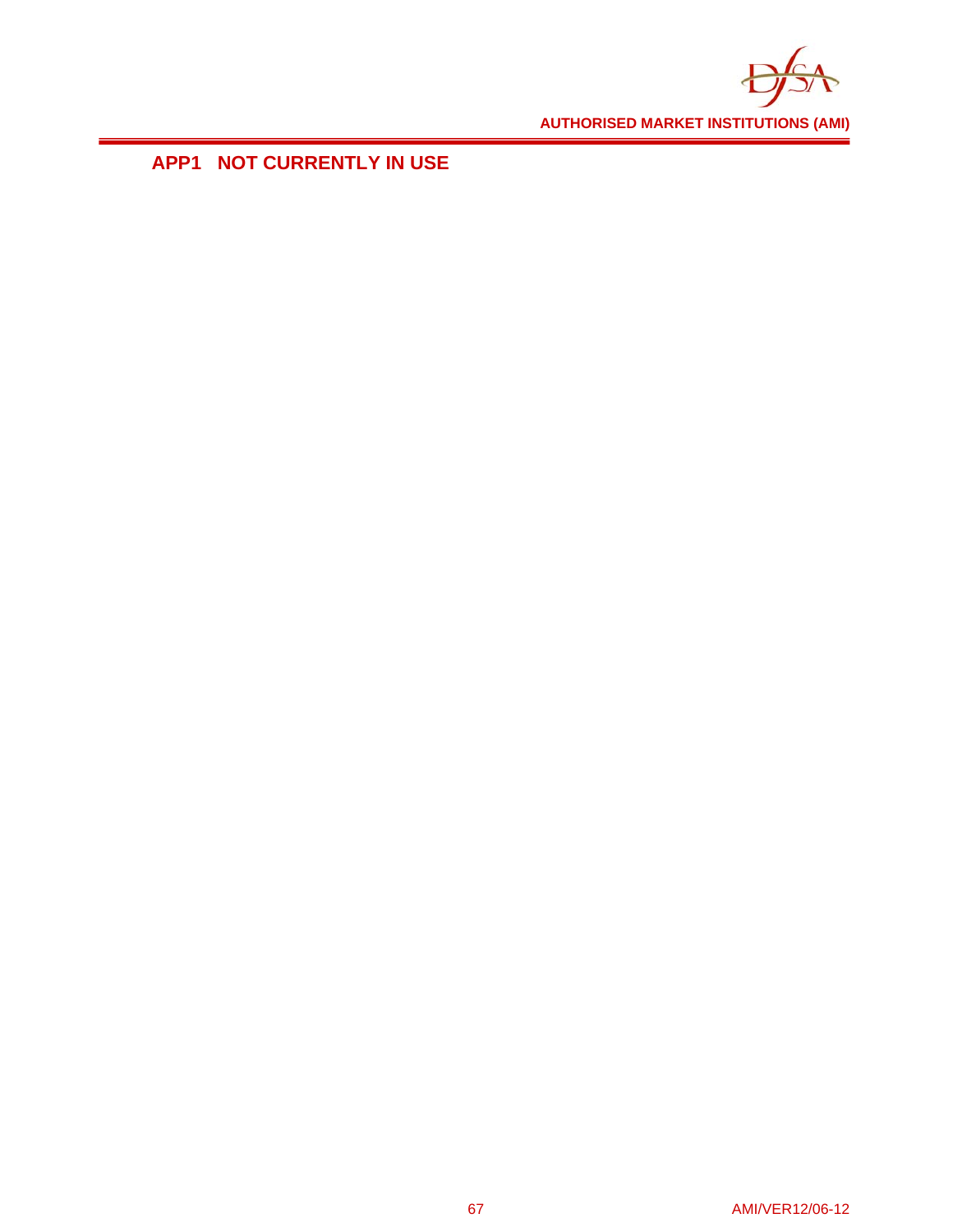# APP1 NOT CURRENTLY IN USE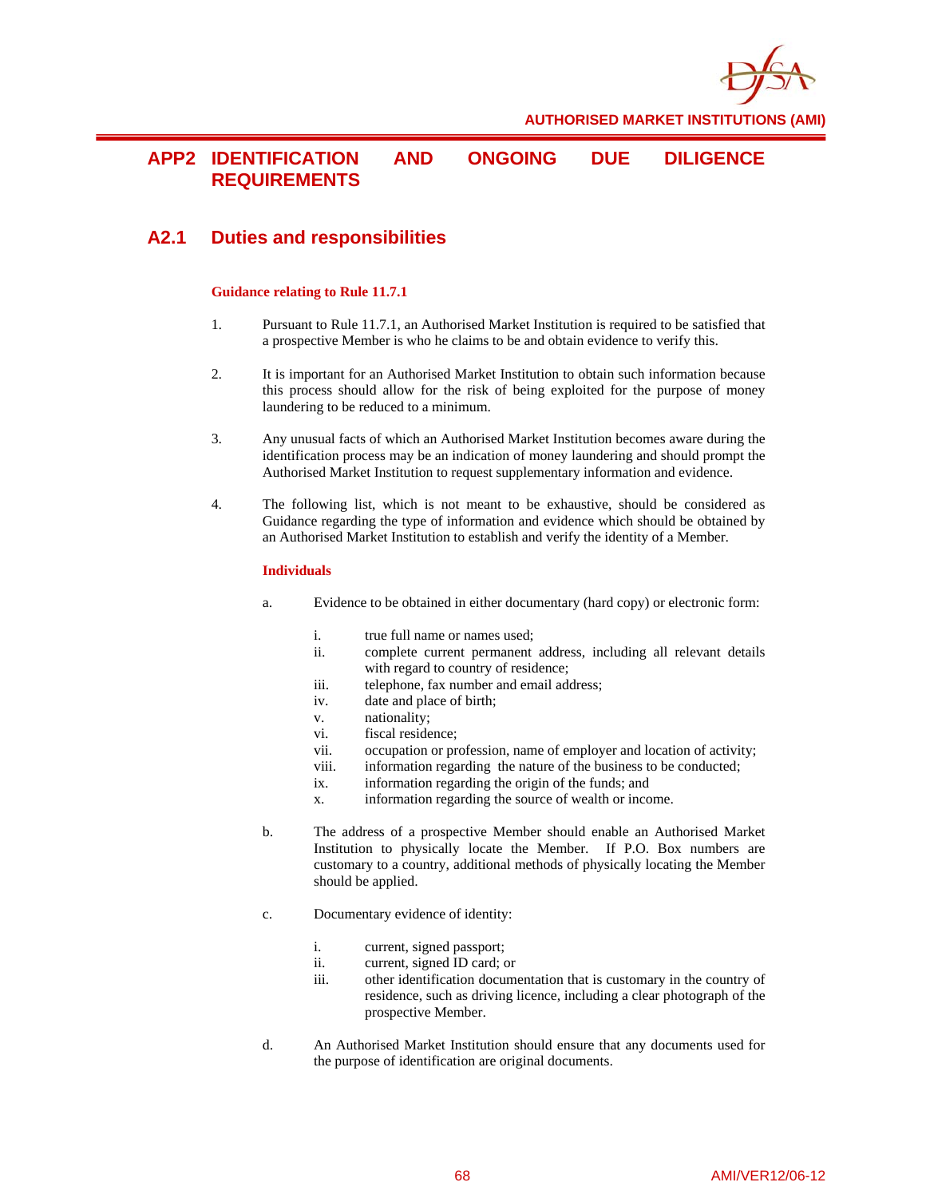# APP2 IDENTIFICATION AND ONGOING DUE DILIGENCE REQUIREMENTS

## A2.1 Duties and responsibilities

**Guidance relating to Rule 11.7.1**

1. Pursuant to Rule 11.7.1, an Authorised Market Institution is required to be satisfied that a prospective Member is who he claims to be and obtain evidence to verify this.

2. It is important for an Authorised Market Institution to obtain such information because this process should allow for the risk of being exploited for the purpose of money laundering to be reduced to a minimum.

3. Any unusual facts of which an Authorised Market Institution becomes aware during the identification process may be an indication of money laundering and should prompt the Authorised Market Institution to request supplementary information and evidence.

4. The following list, which is not meant to be exhaustive, should be considered as Guidance regarding the type of information and evidence which should be obtained by an Authorised Market Institution to establish and verify the identity of a Member.

**Individuals**

a. Evidence to be obtained in either documentary (hard copy) or electronic form:

   i. true full name or names used;
   ii. complete current permanent address, including all relevant details with regard to country of residence;
   iii. telephone, fax number and email address;
   iv. date and place of birth;
   v. nationality;
   vi. fiscal residence;
   vii. occupation or profession, name of employer and location of activity;
   viii. information regarding the nature of the business to be conducted;
   ix. information regarding the origin of the funds; and
   x. information regarding the source of wealth or income.

b. The address of a prospective Member should enable an Authorised Market Institution to physically locate the Member. If P.O. Box numbers are customary to a country, additional methods of physically locating the Member should be applied.

c. Documentary evidence of identity:

   i. current, signed passport;
   ii. current, signed ID card; or
   iii. other identification documentation that is customary in the country of residence, such as driving licence, including a clear photograph of the prospective Member.

d. An Authorised Market Institution should ensure that any documents used for the purpose of identification are original documents.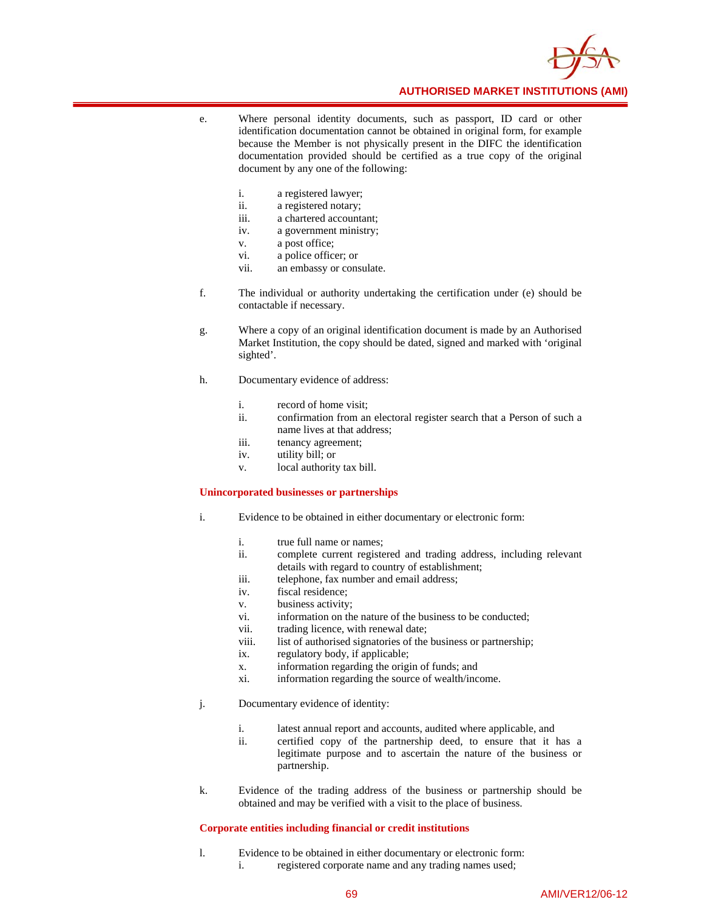e. Where personal identity documents, such as passport, ID card or other identification documentation cannot be obtained in original form, for example because the Member is not physically present in the DIFC the identification documentation provided should be certified as a true copy of the original document by any one of the following:

   i. a registered lawyer;
   ii. a registered notary;
   iii. a chartered accountant;
   iv. a government ministry;
   v. a post office;
   vi. a police officer; or
   vii. an embassy or consulate.

f. The individual or authority undertaking the certification under (e) should be contactable if necessary.

g. Where a copy of an original identification document is made by an Authorised Market Institution, the copy should be dated, signed and marked with 'original sighted'.

h. Documentary evidence of address:

   i. record of home visit;
   ii. confirmation from an electoral register search that a Person of such a name lives at that address;
   iii. tenancy agreement;
   iv. utility bill; or
   v. local authority tax bill.

**Unincorporated businesses or partnerships**

i. Evidence to be obtained in either documentary or electronic form:

   i. true full name or names;
   ii. complete current registered and trading address, including relevant details with regard to country of establishment;
   iii. telephone, fax number and email address;
   iv. fiscal residence;
   v. business activity;
   vi. information on the nature of the business to be conducted;
   vii. trading licence, with renewal date;
   viii. list of authorised signatories of the business or partnership;
   ix. regulatory body, if applicable;
   x. information regarding the origin of funds; and
   xi. information regarding the source of wealth/income.

j. Documentary evidence of identity:

   i. latest annual report and accounts, audited where applicable, and
   ii. certified copy of the partnership deed, to ensure that it has a legitimate purpose and to ascertain the nature of the business or partnership.

k. Evidence of the trading address of the business or partnership should be obtained and may be verified with a visit to the place of business.

**Corporate entities including financial or credit institutions**

l. Evidence to be obtained in either documentary or electronic form:
   i. registered corporate name and any trading names used;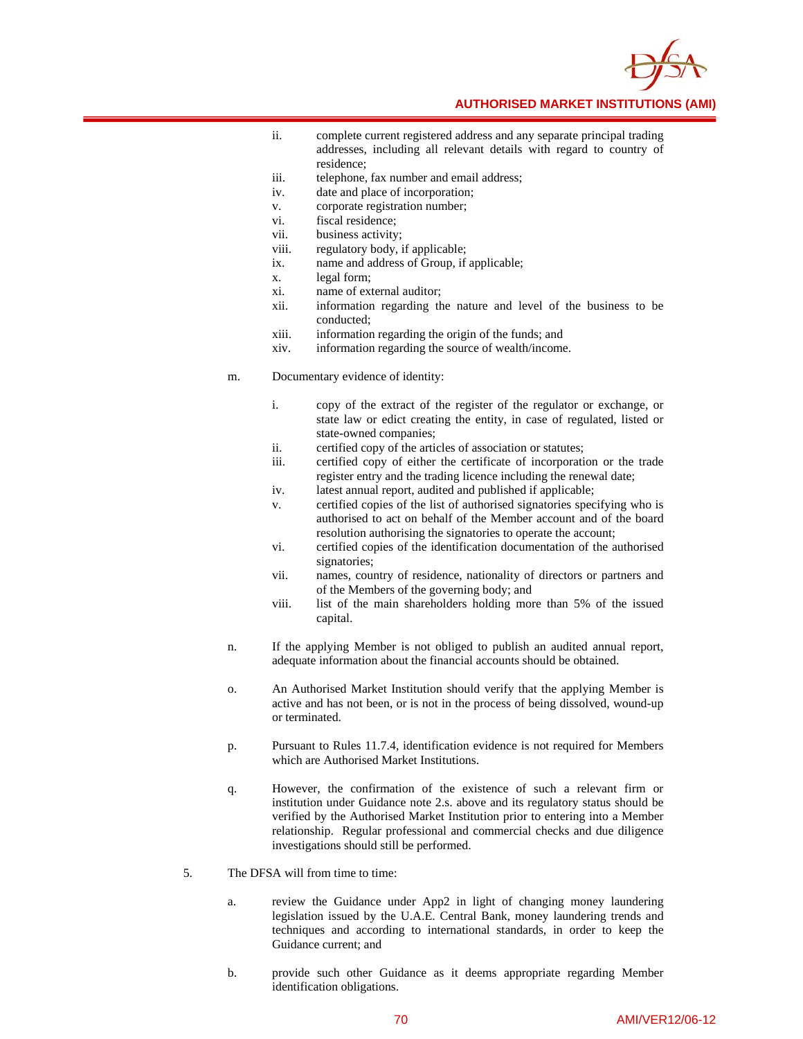ii. complete current registered address and any separate principal trading addresses, including all relevant details with regard to country of residence;
iii. telephone, fax number and email address;
iv. date and place of incorporation;
v. corporate registration number;
vi. fiscal residence;
vii. business activity;
viii. regulatory body, if applicable;
ix. name and address of Group, if applicable;
x. legal form;
xi. name of external auditor;
xii. information regarding the nature and level of the business to be conducted;
xiii. information regarding the origin of the funds; and
xiv. information regarding the source of wealth/income.

m. Documentary evidence of identity:

i. copy of the extract of the register of the regulator or exchange, or state law or edict creating the entity, in case of regulated, listed or state-owned companies;
ii. certified copy of the articles of association or statutes;
iii. certified copy of either the certificate of incorporation or the trade register entry and the trading licence including the renewal date;
iv. latest annual report, audited and published if applicable;
v. certified copies of the list of authorised signatories specifying who is authorised to act on behalf of the Member account and of the board resolution authorising the signatories to operate the account;
vi. certified copies of the identification documentation of the authorised signatories;
vii. names, country of residence, nationality of directors or partners and of the Members of the governing body; and
viii. list of the main shareholders holding more than 5% of the issued capital.

n. If the applying Member is not obliged to publish an audited annual report, adequate information about the financial accounts should be obtained.

o. An Authorised Market Institution should verify that the applying Member is active and has not been, or is not in the process of being dissolved, wound-up or terminated.

p. Pursuant to Rules 11.7.4, identification evidence is not required for Members which are Authorised Market Institutions.

q. However, the confirmation of the existence of such a relevant firm or institution under Guidance note 2.s. above and its regulatory status should be verified by the Authorised Market Institution prior to entering into a Member relationship. Regular professional and commercial checks and due diligence investigations should still be performed.

5. The DFSA will from time to time:

a. review the Guidance under App2 in light of changing money laundering legislation issued by the U.A.E. Central Bank, money laundering trends and techniques and according to international standards, in order to keep the Guidance current; and

b. provide such other Guidance as it deems appropriate regarding Member identification obligations.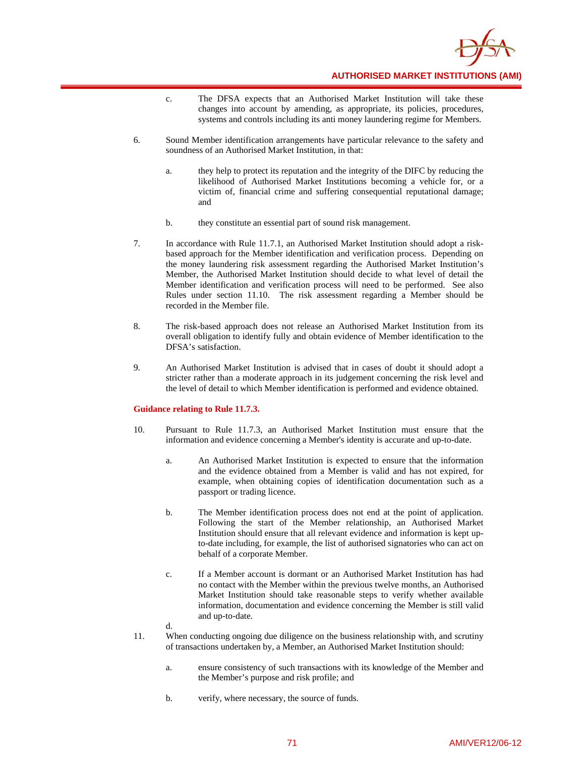c. The DFSA expects that an Authorised Market Institution will take these changes into account by amending, as appropriate, its policies, procedures, systems and controls including its anti money laundering regime for Members.

6. Sound Member identification arrangements have particular relevance to the safety and soundness of an Authorised Market Institution, in that:

   a. they help to protect its reputation and the integrity of the DIFC by reducing the likelihood of Authorised Market Institutions becoming a vehicle for, or a victim of, financial crime and suffering consequential reputational damage; and

   b. they constitute an essential part of sound risk management.

7. In accordance with Rule 11.7.1, an Authorised Market Institution should adopt a risk-based approach for the Member identification and verification process. Depending on the money laundering risk assessment regarding the Authorised Market Institution's Member, the Authorised Market Institution should decide to what level of detail the Member identification and verification process will need to be performed. See also Rules under section 11.10. The risk assessment regarding a Member should be recorded in the Member file.

8. The risk-based approach does not release an Authorised Market Institution from its overall obligation to identify fully and obtain evidence of Member identification to the DFSA's satisfaction.

9. An Authorised Market Institution is advised that in cases of doubt it should adopt a stricter rather than a moderate approach in its judgement concerning the risk level and the level of detail to which Member identification is performed and evidence obtained.

**Guidance relating to Rule 11.7.3.**

10. Pursuant to Rule 11.7.3, an Authorised Market Institution must ensure that the information and evidence concerning a Member's identity is accurate and up-to-date.

    a. An Authorised Market Institution is expected to ensure that the information and the evidence obtained from a Member is valid and has not expired, for example, when obtaining copies of identification documentation such as a passport or trading licence.

    b. The Member identification process does not end at the point of application. Following the start of the Member relationship, an Authorised Market Institution should ensure that all relevant evidence and information is kept up-to-date including, for example, the list of authorised signatories who can act on behalf of a corporate Member.

    c. If a Member account is dormant or an Authorised Market Institution has had no contact with the Member within the previous twelve months, an Authorised Market Institution should take reasonable steps to verify whether available information, documentation and evidence concerning the Member is still valid and up-to-date.

    d.

11. When conducting ongoing due diligence on the business relationship with, and scrutiny of transactions undertaken by, a Member, an Authorised Market Institution should:

    a. ensure consistency of such transactions with its knowledge of the Member and the Member's purpose and risk profile; and

    b. verify, where necessary, the source of funds.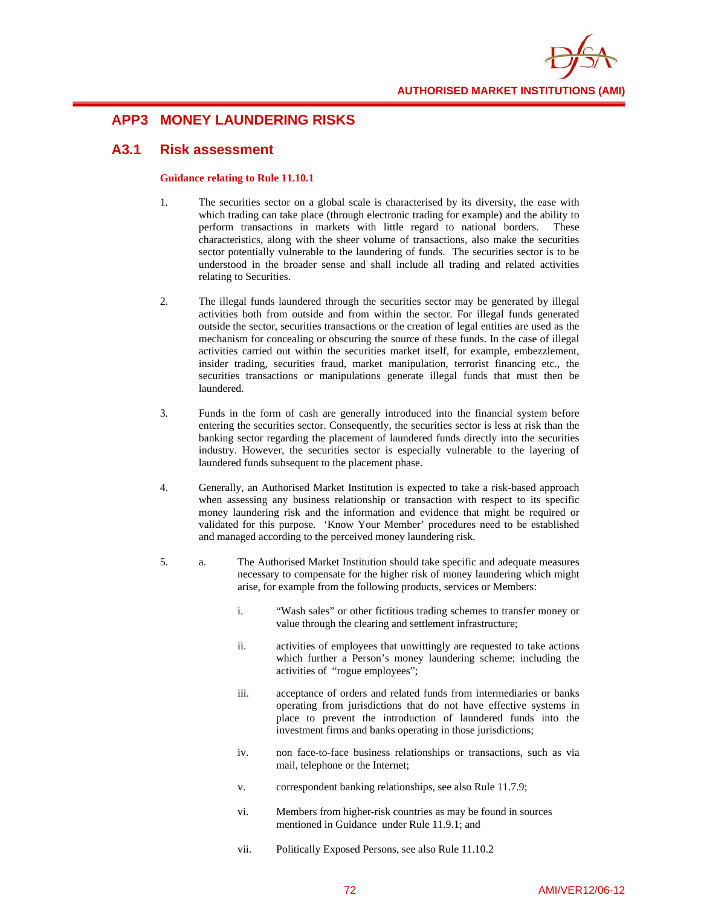## APP3 MONEY LAUNDERING RISKS

### A3.1 Risk assessment

**Guidance relating to Rule 11.10.1**

1. The securities sector on a global scale is characterised by its diversity, the ease with which trading can take place (through electronic trading for example) and the ability to perform transactions in markets with little regard to national borders. These characteristics, along with the sheer volume of transactions, also make the securities sector potentially vulnerable to the laundering of funds. The securities sector is to be understood in the broader sense and shall include all trading and related activities relating to Securities.

2. The illegal funds laundered through the securities sector may be generated by illegal activities both from outside and from within the sector. For illegal funds generated outside the sector, securities transactions or the creation of legal entities are used as the mechanism for concealing or obscuring the source of these funds. In the case of illegal activities carried out within the securities market itself, for example, embezzlement, insider trading, securities fraud, market manipulation, terrorist financing etc., the securities transactions or manipulations generate illegal funds that must then be laundered.

3. Funds in the form of cash are generally introduced into the financial system before entering the securities sector. Consequently, the securities sector is less at risk than the banking sector regarding the placement of laundered funds directly into the securities industry. However, the securities sector is especially vulnerable to the layering of laundered funds subsequent to the placement phase.

4. Generally, an Authorised Market Institution is expected to take a risk-based approach when assessing any business relationship or transaction with respect to its specific money laundering risk and the information and evidence that might be required or validated for this purpose. 'Know Your Member' procedures need to be established and managed according to the perceived money laundering risk.

5. a. The Authorised Market Institution should take specific and adequate measures necessary to compensate for the higher risk of money laundering which might arise, for example from the following products, services or Members:

   i. "Wash sales" or other fictitious trading schemes to transfer money or value through the clearing and settlement infrastructure;

   ii. activities of employees that unwittingly are requested to take actions which further a Person's money laundering scheme; including the activities of "rogue employees";

   iii. acceptance of orders and related funds from intermediaries or banks operating from jurisdictions that do not have effective systems in place to prevent the introduction of laundered funds into the investment firms and banks operating in those jurisdictions;

   iv. non face-to-face business relationships or transactions, such as via mail, telephone or the Internet;

   v. correspondent banking relationships, see also Rule 11.7.9;

   vi. Members from higher-risk countries as may be found in sources mentioned in Guidance under Rule 11.9.1; and

   vii. Politically Exposed Persons, see also Rule 11.10.2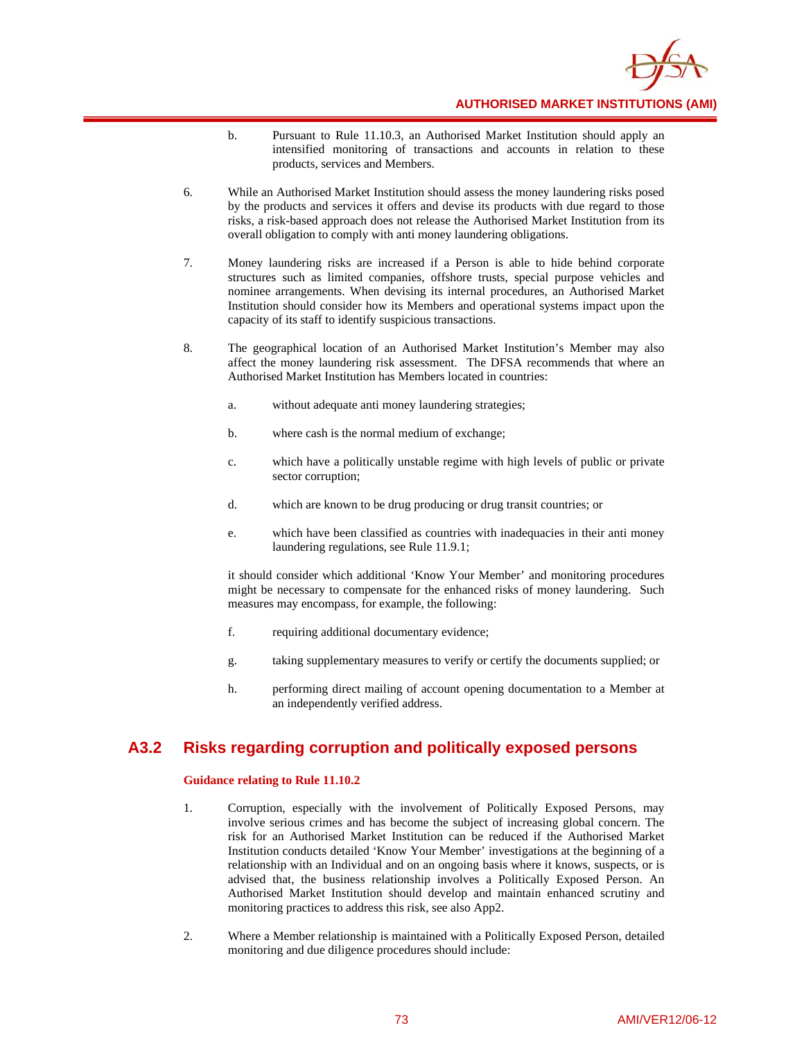b. Pursuant to Rule 11.10.3, an Authorised Market Institution should apply an intensified monitoring of transactions and accounts in relation to these products, services and Members.

6. While an Authorised Market Institution should assess the money laundering risks posed by the products and services it offers and devise its products with due regard to those risks, a risk-based approach does not release the Authorised Market Institution from its overall obligation to comply with anti money laundering obligations.

7. Money laundering risks are increased if a Person is able to hide behind corporate structures such as limited companies, offshore trusts, special purpose vehicles and nominee arrangements. When devising its internal procedures, an Authorised Market Institution should consider how its Members and operational systems impact upon the capacity of its staff to identify suspicious transactions.

8. The geographical location of an Authorised Market Institution's Member may also affect the money laundering risk assessment. The DFSA recommends that where an Authorised Market Institution has Members located in countries:

   a. without adequate anti money laundering strategies;

   b. where cash is the normal medium of exchange;

   c. which have a politically unstable regime with high levels of public or private sector corruption;

   d. which are known to be drug producing or drug transit countries; or

   e. which have been classified as countries with inadequacies in their anti money laundering regulations, see Rule 11.9.1;

   it should consider which additional 'Know Your Member' and monitoring procedures might be necessary to compensate for the enhanced risks of money laundering. Such measures may encompass, for example, the following:

   f. requiring additional documentary evidence;

   g. taking supplementary measures to verify or certify the documents supplied; or

   h. performing direct mailing of account opening documentation to a Member at an independently verified address.

## A3.2 Risks regarding corruption and politically exposed persons

**Guidance relating to Rule 11.10.2**

1. Corruption, especially with the involvement of Politically Exposed Persons, may involve serious crimes and has become the subject of increasing global concern. The risk for an Authorised Market Institution can be reduced if the Authorised Market Institution conducts detailed 'Know Your Member' investigations at the beginning of a relationship with an Individual and on an ongoing basis where it knows, suspects, or is advised that, the business relationship involves a Politically Exposed Person. An Authorised Market Institution should develop and maintain enhanced scrutiny and monitoring practices to address this risk, see also App2.

2. Where a Member relationship is maintained with a Politically Exposed Person, detailed monitoring and due diligence procedures should include: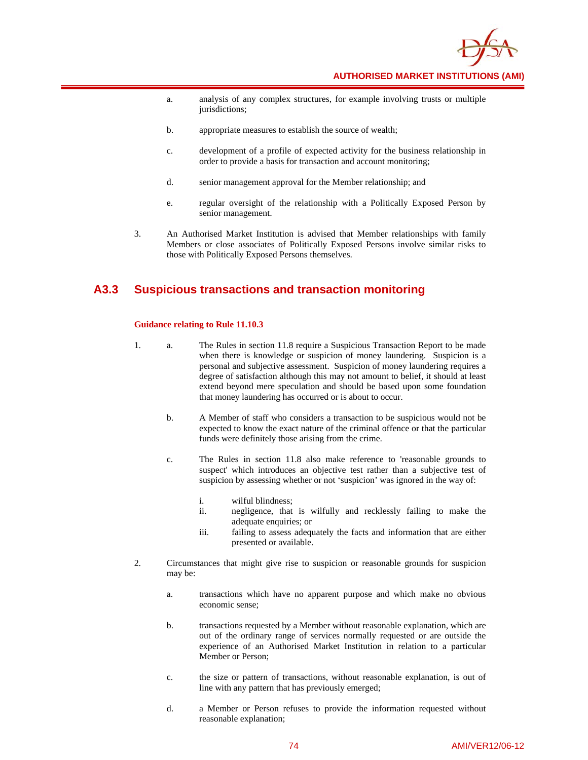a. analysis of any complex structures, for example involving trusts or multiple jurisdictions;

b. appropriate measures to establish the source of wealth;

c. development of a profile of expected activity for the business relationship in order to provide a basis for transaction and account monitoring;

d. senior management approval for the Member relationship; and

e. regular oversight of the relationship with a Politically Exposed Person by senior management.

3. An Authorised Market Institution is advised that Member relationships with family Members or close associates of Politically Exposed Persons involve similar risks to those with Politically Exposed Persons themselves.

## A3.3 Suspicious transactions and transaction monitoring

**Guidance relating to Rule 11.10.3**

1. a. The Rules in section 11.8 require a Suspicious Transaction Report to be made when there is knowledge or suspicion of money laundering. Suspicion is a personal and subjective assessment. Suspicion of money laundering requires a degree of satisfaction although this may not amount to belief, it should at least extend beyond mere speculation and should be based upon some foundation that money laundering has occurred or is about to occur.

   b. A Member of staff who considers a transaction to be suspicious would not be expected to know the exact nature of the criminal offence or that the particular funds were definitely those arising from the crime.

   c. The Rules in section 11.8 also make reference to 'reasonable grounds to suspect' which introduces an objective test rather than a subjective test of suspicion by assessing whether or not 'suspicion' was ignored in the way of:

      i. wilful blindness;
      ii. negligence, that is wilfully and recklessly failing to make the adequate enquiries; or
      iii. failing to assess adequately the facts and information that are either presented or available.

2. Circumstances that might give rise to suspicion or reasonable grounds for suspicion may be:

   a. transactions which have no apparent purpose and which make no obvious economic sense;

   b. transactions requested by a Member without reasonable explanation, which are out of the ordinary range of services normally requested or are outside the experience of an Authorised Market Institution in relation to a particular Member or Person;

   c. the size or pattern of transactions, without reasonable explanation, is out of line with any pattern that has previously emerged;

   d. a Member or Person refuses to provide the information requested without reasonable explanation;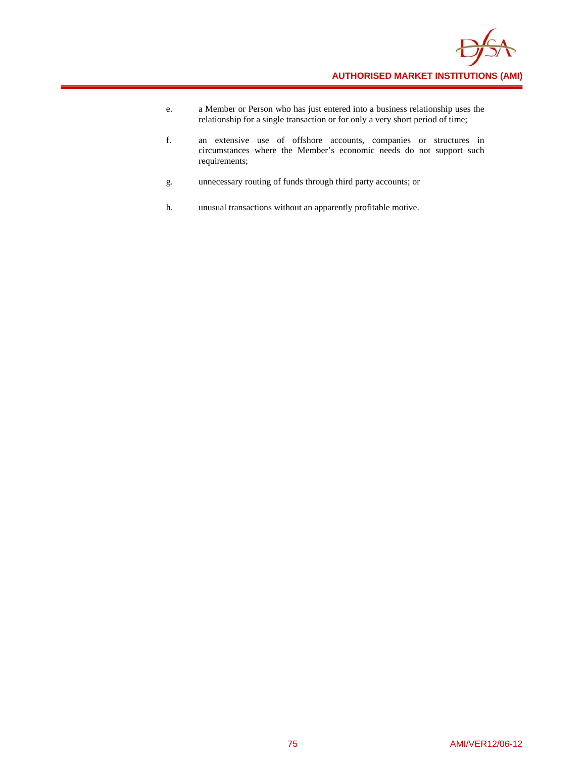e. a Member or Person who has just entered into a business relationship uses the relationship for a single transaction or for only a very short period of time;

f. an extensive use of offshore accounts, companies or structures in circumstances where the Member's economic needs do not support such requirements;

g. unnecessary routing of funds through third party accounts; or

h. unusual transactions without an apparently profitable motive.